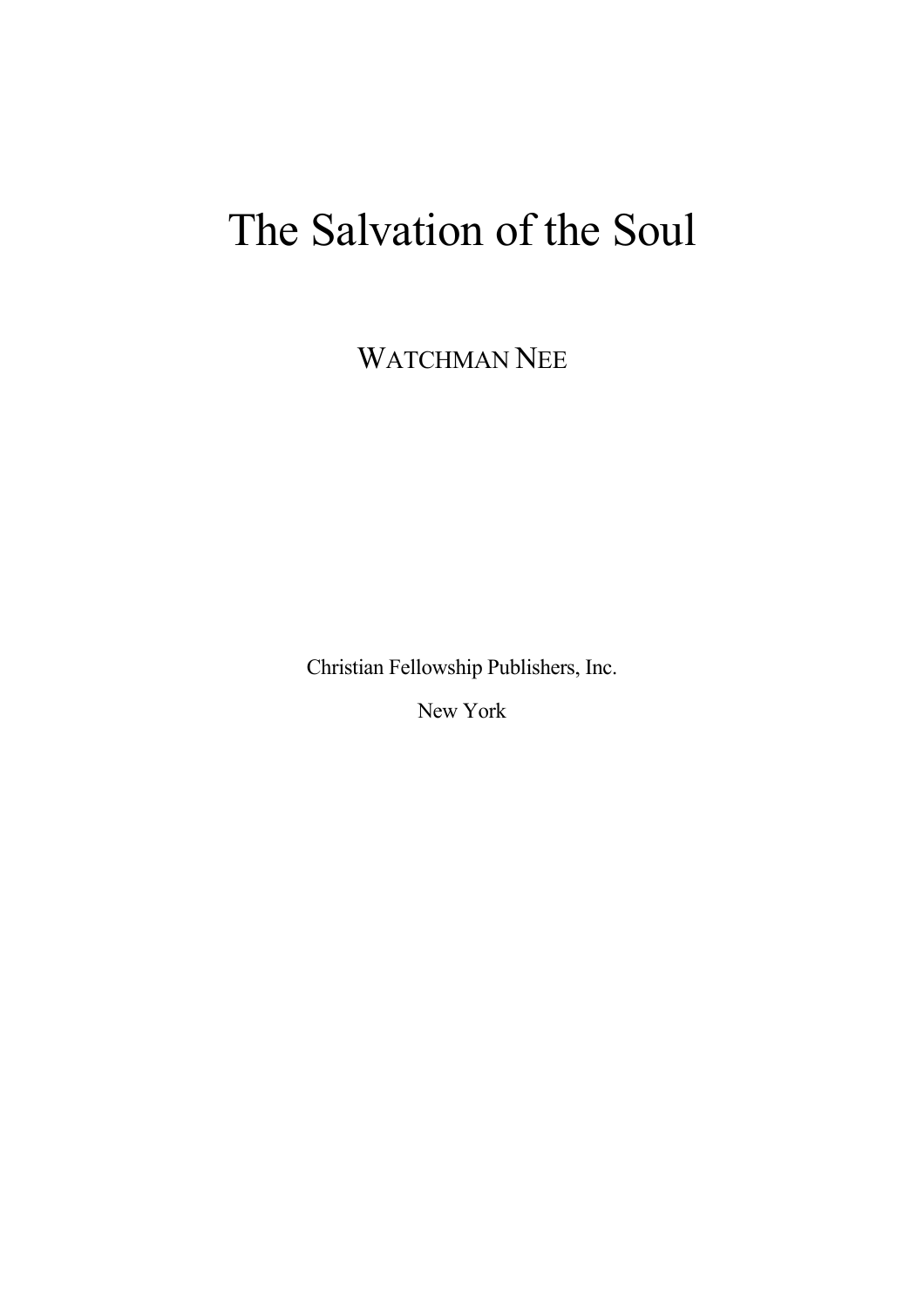# The Salvation of the Soul

WATCHMAN NEE

Christian Fellowship Publishers, Inc.

New York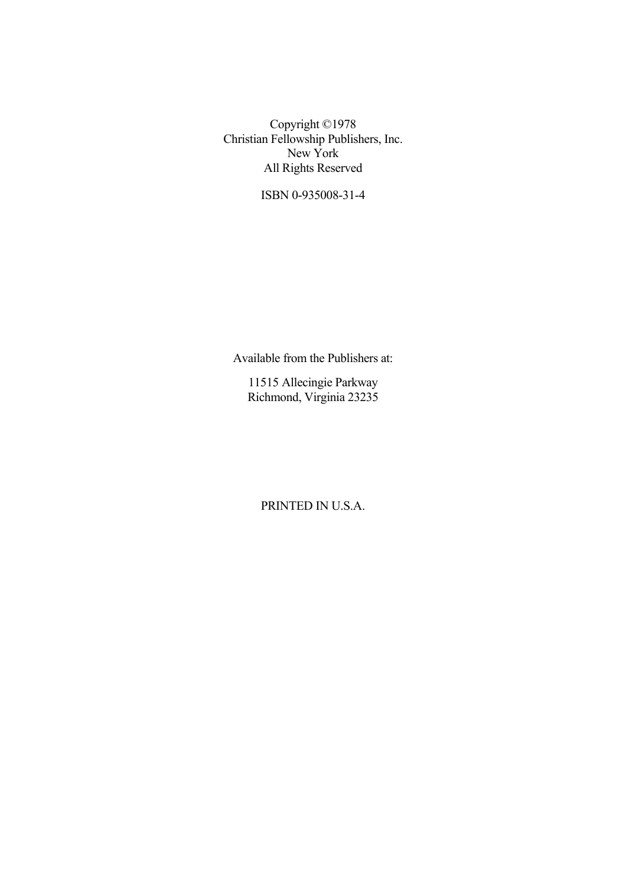Copyright ©1978
Christian Fellowship Publishers, Inc.
New York
All Rights Reserved

ISBN 0-935008-31-4

Available from the Publishers at:

11515 Allecingie Parkway
Richmond, Virginia 23235

PRINTED IN U.S.A.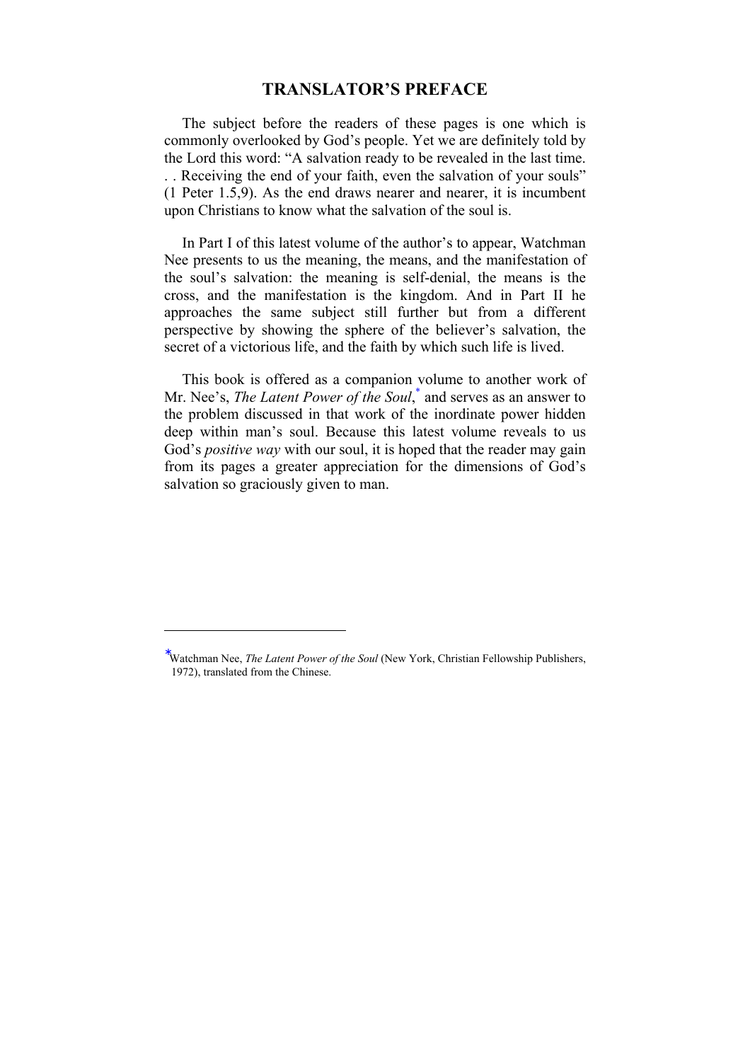# TRANSLATOR'S PREFACE

The subject before the readers of these pages is one which is commonly overlooked by God's people. Yet we are definitely told by the Lord this word: "A salvation ready to be revealed in the last time. . . Receiving the end of your faith, even the salvation of your souls" (1 Peter 1.5,9). As the end draws nearer and nearer, it is incumbent upon Christians to know what the salvation of the soul is.

In Part I of this latest volume of the author's to appear, Watchman Nee presents to us the meaning, the means, and the manifestation of the soul's salvation: the meaning is self-denial, the means is the cross, and the manifestation is the kingdom. And in Part II he approaches the same subject still further but from a different perspective by showing the sphere of the believer's salvation, the secret of a victorious life, and the faith by which such life is lived.

This book is offered as a companion volume to another work of Mr. Nee's, *The Latent Power of the Soul*,* and serves as an answer to the problem discussed in that work of the inordinate power hidden deep within man's soul. Because this latest volume reveals to us God's *positive way* with our soul, it is hoped that the reader may gain from its pages a greater appreciation for the dimensions of God's salvation so graciously given to man.

---

*Watchman Nee, *The Latent Power of the Soul* (New York, Christian Fellowship Publishers, 1972), translated from the Chinese.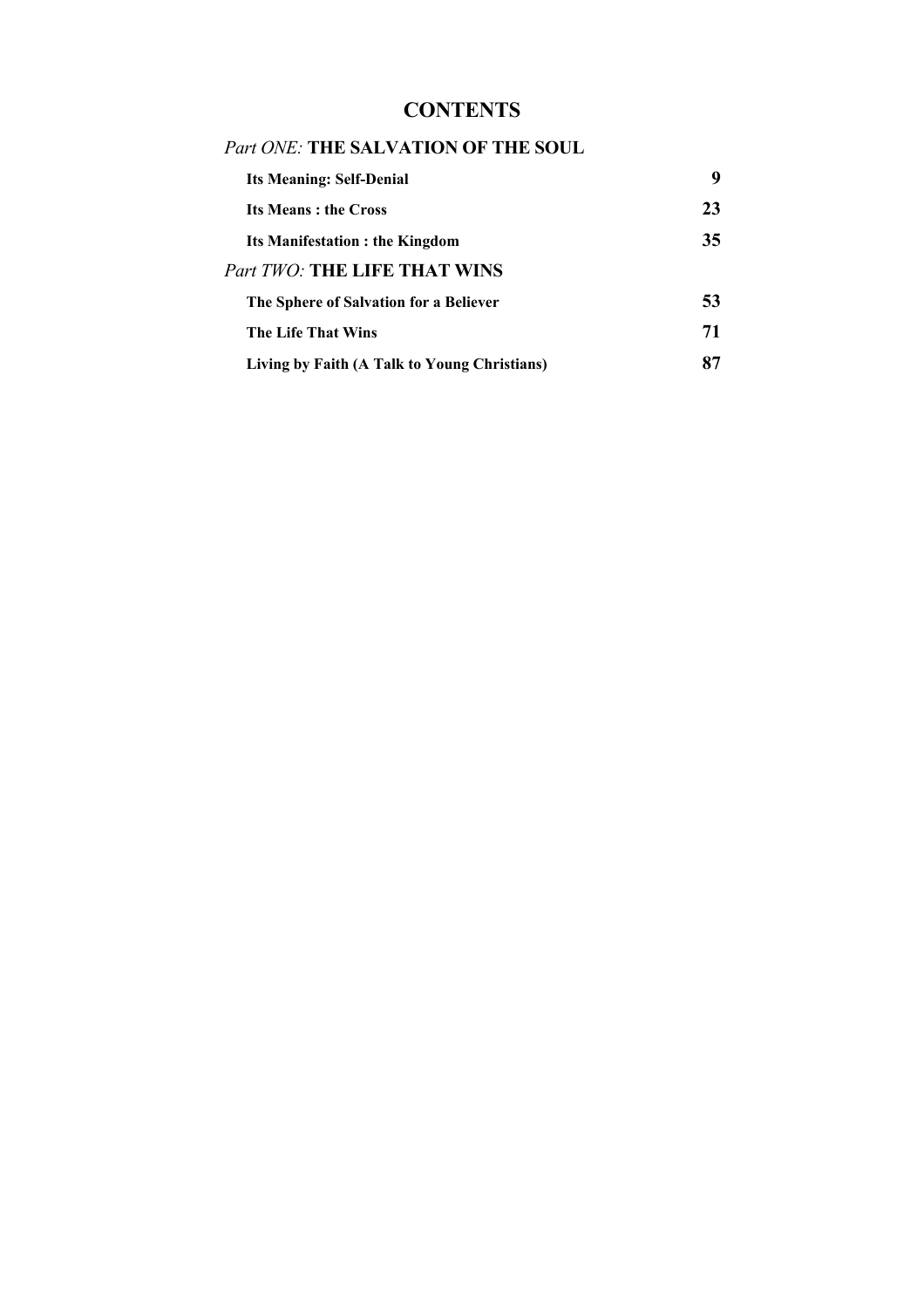# CONTENTS

## *Part ONE:* THE SALVATION OF THE SOUL

| | |
|---|---|
| **Its Meaning: Self-Denial** | **9** |
| **Its Means : the Cross** | **23** |
| **Its Manifestation : the Kingdom** | **35** |

## *Part TWO:* THE LIFE THAT WINS

| | |
|---|---|
| **The Sphere of Salvation for a Believer** | **53** |
| **The Life That Wins** | **71** |
| **Living by Faith (A Talk to Young Christians)** | **87** |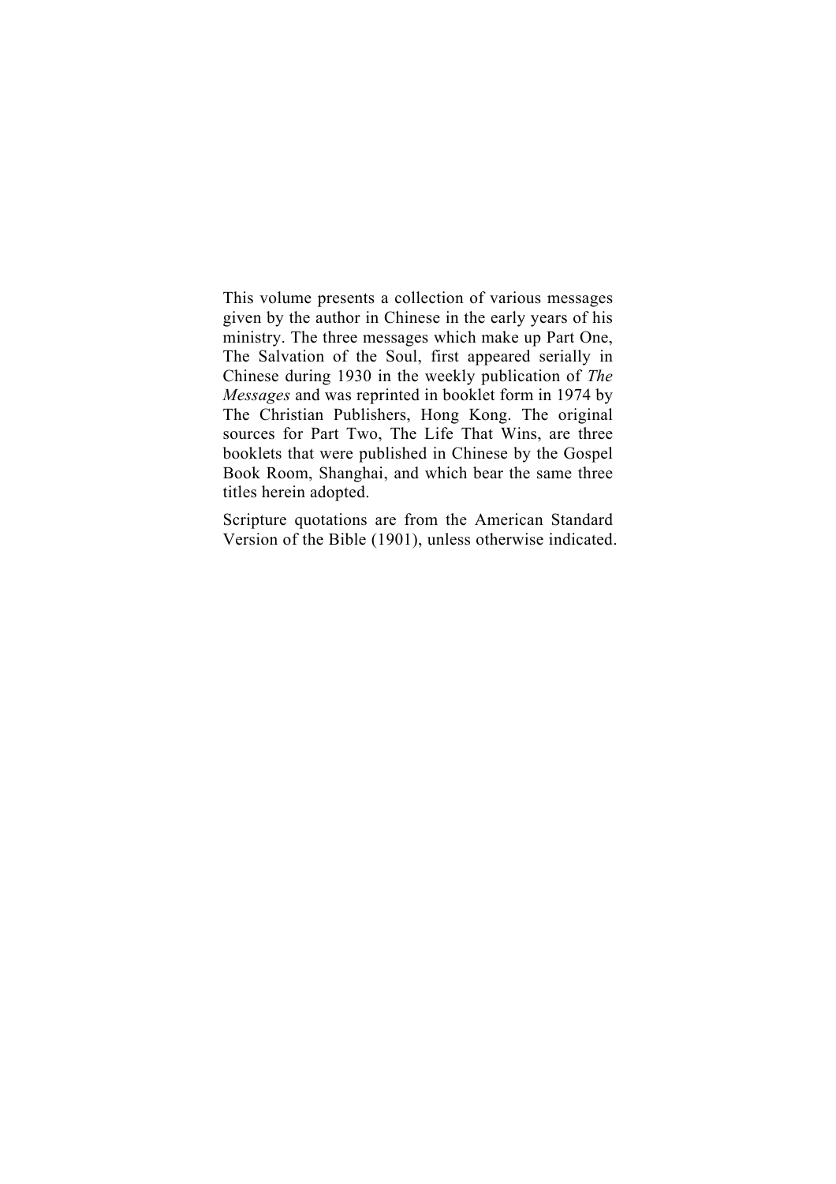This volume presents a collection of various messages given by the author in Chinese in the early years of his ministry. The three messages which make up Part One, The Salvation of the Soul, first appeared serially in Chinese during 1930 in the weekly publication of *The Messages* and was reprinted in booklet form in 1974 by The Christian Publishers, Hong Kong. The original sources for Part Two, The Life That Wins, are three booklets that were published in Chinese by the Gospel Book Room, Shanghai, and which bear the same three titles herein adopted.

Scripture quotations are from the American Standard Version of the Bible (1901), unless otherwise indicated.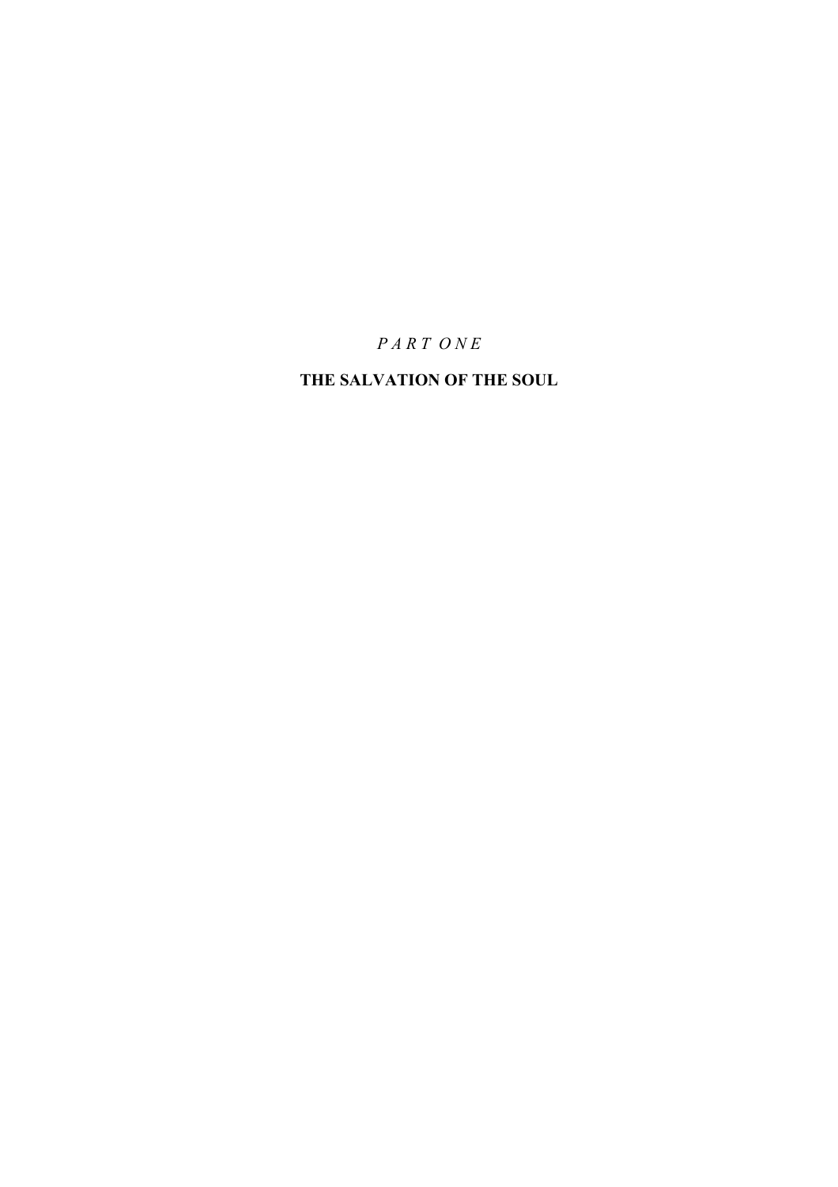*PART ONE*

# THE SALVATION OF THE SOUL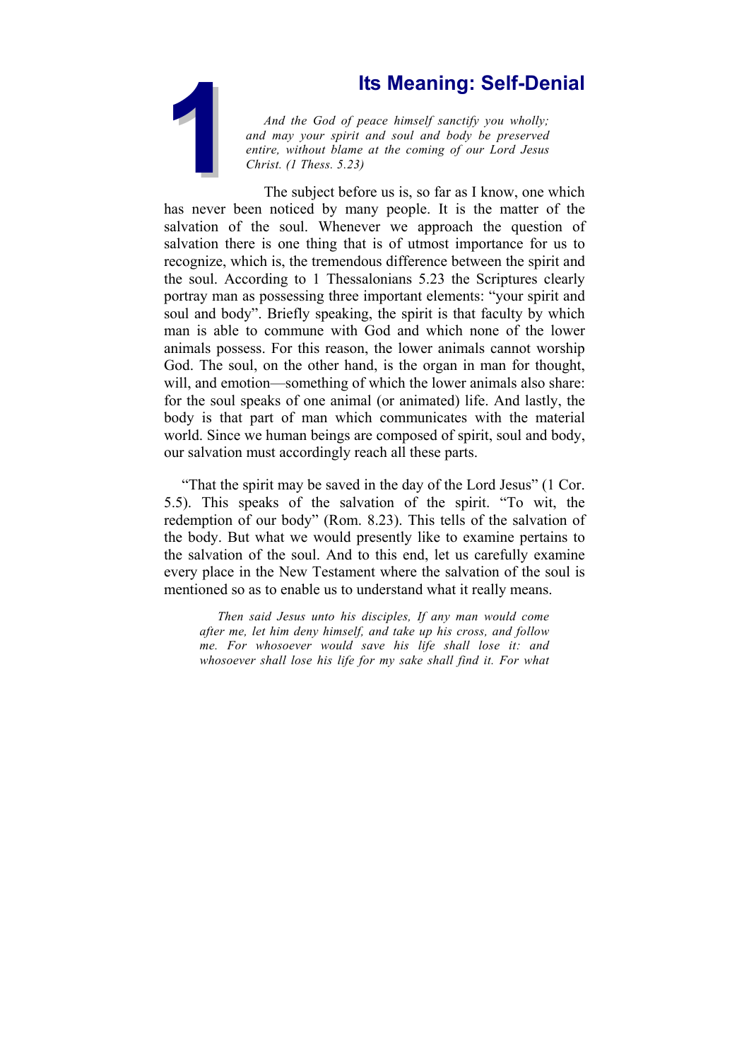# 1 Its Meaning: Self-Denial

> *And the God of peace himself sanctify you wholly; and may your spirit and soul and body be preserved entire, without blame at the coming of our Lord Jesus Christ. (1 Thess. 5.23)*

The subject before us is, so far as I know, one which has never been noticed by many people. It is the matter of the salvation of the soul. Whenever we approach the question of salvation there is one thing that is of utmost importance for us to recognize, which is, the tremendous difference between the spirit and the soul. According to 1 Thessalonians 5.23 the Scriptures clearly portray man as possessing three important elements: "your spirit and soul and body". Briefly speaking, the spirit is that faculty by which man is able to commune with God and which none of the lower animals possess. For this reason, the lower animals cannot worship God. The soul, on the other hand, is the organ in man for thought, will, and emotion—something of which the lower animals also share: for the soul speaks of one animal (or animated) life. And lastly, the body is that part of man which communicates with the material world. Since we human beings are composed of spirit, soul and body, our salvation must accordingly reach all these parts.

"That the spirit may be saved in the day of the Lord Jesus" (1 Cor. 5.5). This speaks of the salvation of the spirit. "To wit, the redemption of our body" (Rom. 8.23). This tells of the salvation of the body. But what we would presently like to examine pertains to the salvation of the soul. And to this end, let us carefully examine every place in the New Testament where the salvation of the soul is mentioned so as to enable us to understand what it really means.

> *Then said Jesus unto his disciples, If any man would come after me, let him deny himself, and take up his cross, and follow me. For whosoever would save his life shall lose it: and whosoever shall lose his life for my sake shall find it. For what*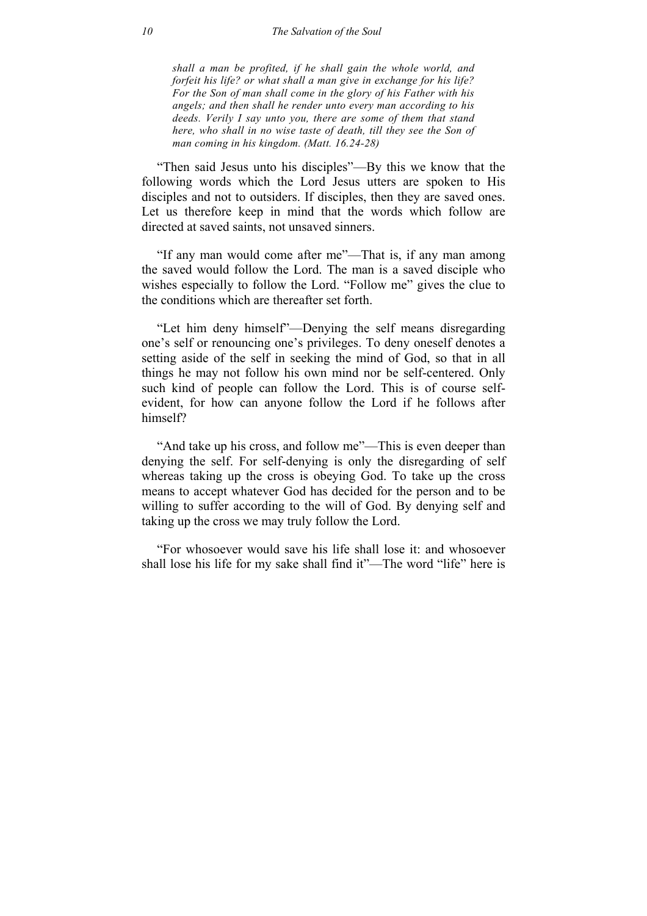*shall a man be profited, if he shall gain the whole world, and forfeit his life? or what shall a man give in exchange for his life? For the Son of man shall come in the glory of his Father with his angels; and then shall he render unto every man according to his deeds. Verily I say unto you, there are some of them that stand here, who shall in no wise taste of death, till they see the Son of man coming in his kingdom. (Matt. 16.24-28)*

"Then said Jesus unto his disciples"—By this we know that the following words which the Lord Jesus utters are spoken to His disciples and not to outsiders. If disciples, then they are saved ones. Let us therefore keep in mind that the words which follow are directed at saved saints, not unsaved sinners.

"If any man would come after me"—That is, if any man among the saved would follow the Lord. The man is a saved disciple who wishes especially to follow the Lord. "Follow me" gives the clue to the conditions which are thereafter set forth.

"Let him deny himself"—Denying the self means disregarding one's self or renouncing one's privileges. To deny oneself denotes a setting aside of the self in seeking the mind of God, so that in all things he may not follow his own mind nor be self-centered. Only such kind of people can follow the Lord. This is of course self-evident, for how can anyone follow the Lord if he follows after himself?

"And take up his cross, and follow me"—This is even deeper than denying the self. For self-denying is only the disregarding of self whereas taking up the cross is obeying God. To take up the cross means to accept whatever God has decided for the person and to be willing to suffer according to the will of God. By denying self and taking up the cross we may truly follow the Lord.

"For whosoever would save his life shall lose it: and whosoever shall lose his life for my sake shall find it"—The word "life" here is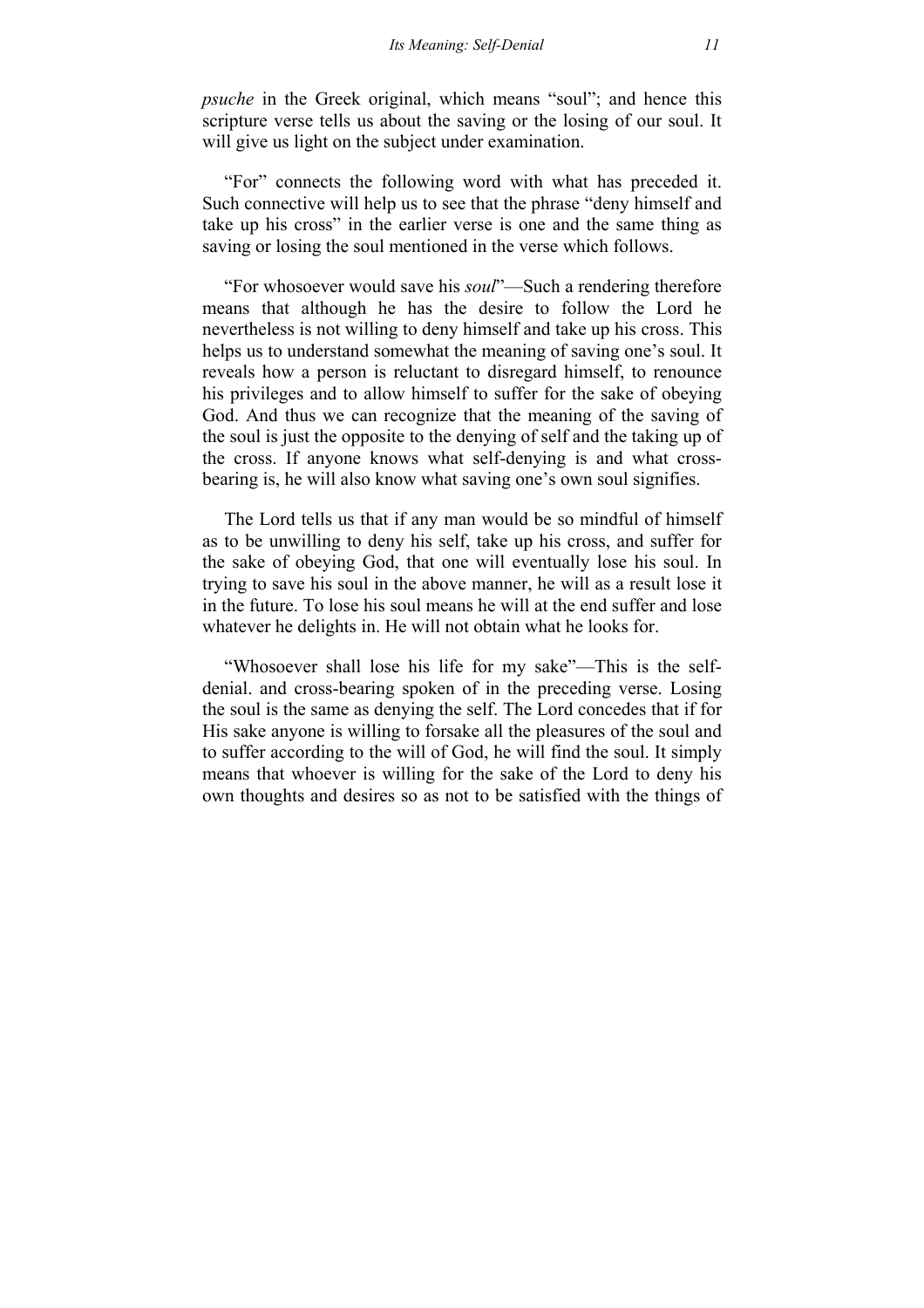*psuche* in the Greek original, which means "soul"; and hence this scripture verse tells us about the saving or the losing of our soul. It will give us light on the subject under examination.

"For" connects the following word with what has preceded it. Such connective will help us to see that the phrase "deny himself and take up his cross" in the earlier verse is one and the same thing as saving or losing the soul mentioned in the verse which follows.

"For whosoever would save his *soul*"—Such a rendering therefore means that although he has the desire to follow the Lord he nevertheless is not willing to deny himself and take up his cross. This helps us to understand somewhat the meaning of saving one's soul. It reveals how a person is reluctant to disregard himself, to renounce his privileges and to allow himself to suffer for the sake of obeying God. And thus we can recognize that the meaning of the saving of the soul is just the opposite to the denying of self and the taking up of the cross. If anyone knows what self-denying is and what cross-bearing is, he will also know what saving one's own soul signifies.

The Lord tells us that if any man would be so mindful of himself as to be unwilling to deny his self, take up his cross, and suffer for the sake of obeying God, that one will eventually lose his soul. In trying to save his soul in the above manner, he will as a result lose it in the future. To lose his soul means he will at the end suffer and lose whatever he delights in. He will not obtain what he looks for.

"Whosoever shall lose his life for my sake"—This is the self-denial. and cross-bearing spoken of in the preceding verse. Losing the soul is the same as denying the self. The Lord concedes that if for His sake anyone is willing to forsake all the pleasures of the soul and to suffer according to the will of God, he will find the soul. It simply means that whoever is willing for the sake of the Lord to deny his own thoughts and desires so as not to be satisfied with the things of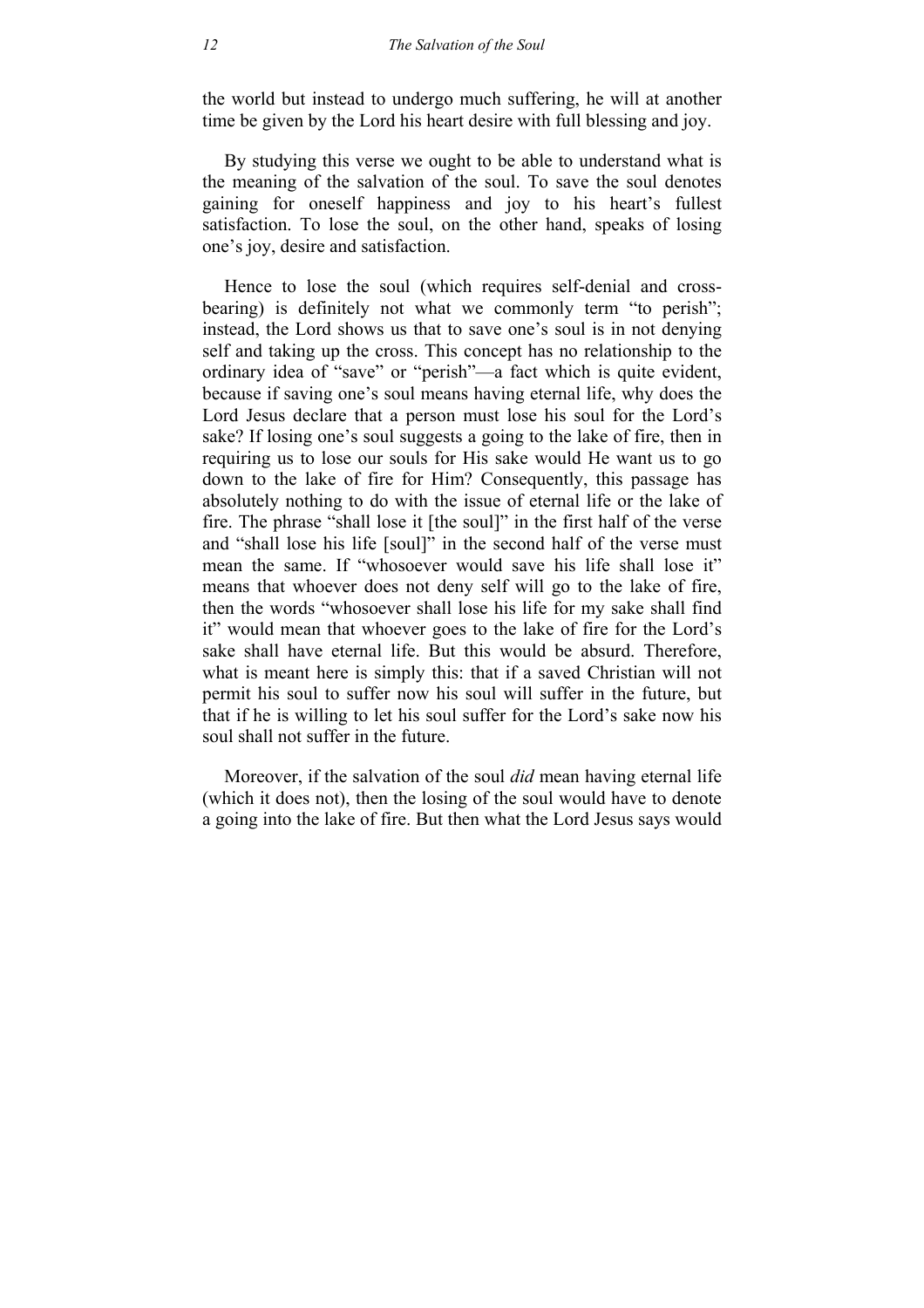the world but instead to undergo much suffering, he will at another time be given by the Lord his heart desire with full blessing and joy.

By studying this verse we ought to be able to understand what is the meaning of the salvation of the soul. To save the soul denotes gaining for oneself happiness and joy to his heart's fullest satisfaction. To lose the soul, on the other hand, speaks of losing one's joy, desire and satisfaction.

Hence to lose the soul (which requires self-denial and cross-bearing) is definitely not what we commonly term "to perish"; instead, the Lord shows us that to save one's soul is in not denying self and taking up the cross. This concept has no relationship to the ordinary idea of "save" or "perish"—a fact which is quite evident, because if saving one's soul means having eternal life, why does the Lord Jesus declare that a person must lose his soul for the Lord's sake? If losing one's soul suggests a going to the lake of fire, then in requiring us to lose our souls for His sake would He want us to go down to the lake of fire for Him? Consequently, this passage has absolutely nothing to do with the issue of eternal life or the lake of fire. The phrase "shall lose it [the soul]" in the first half of the verse and "shall lose his life [soul]" in the second half of the verse must mean the same. If "whosoever would save his life shall lose it" means that whoever does not deny self will go to the lake of fire, then the words "whosoever shall lose his life for my sake shall find it" would mean that whoever goes to the lake of fire for the Lord's sake shall have eternal life. But this would be absurd. Therefore, what is meant here is simply this: that if a saved Christian will not permit his soul to suffer now his soul will suffer in the future, but that if he is willing to let his soul suffer for the Lord's sake now his soul shall not suffer in the future.

Moreover, if the salvation of the soul *did* mean having eternal life (which it does not), then the losing of the soul would have to denote a going into the lake of fire. But then what the Lord Jesus says would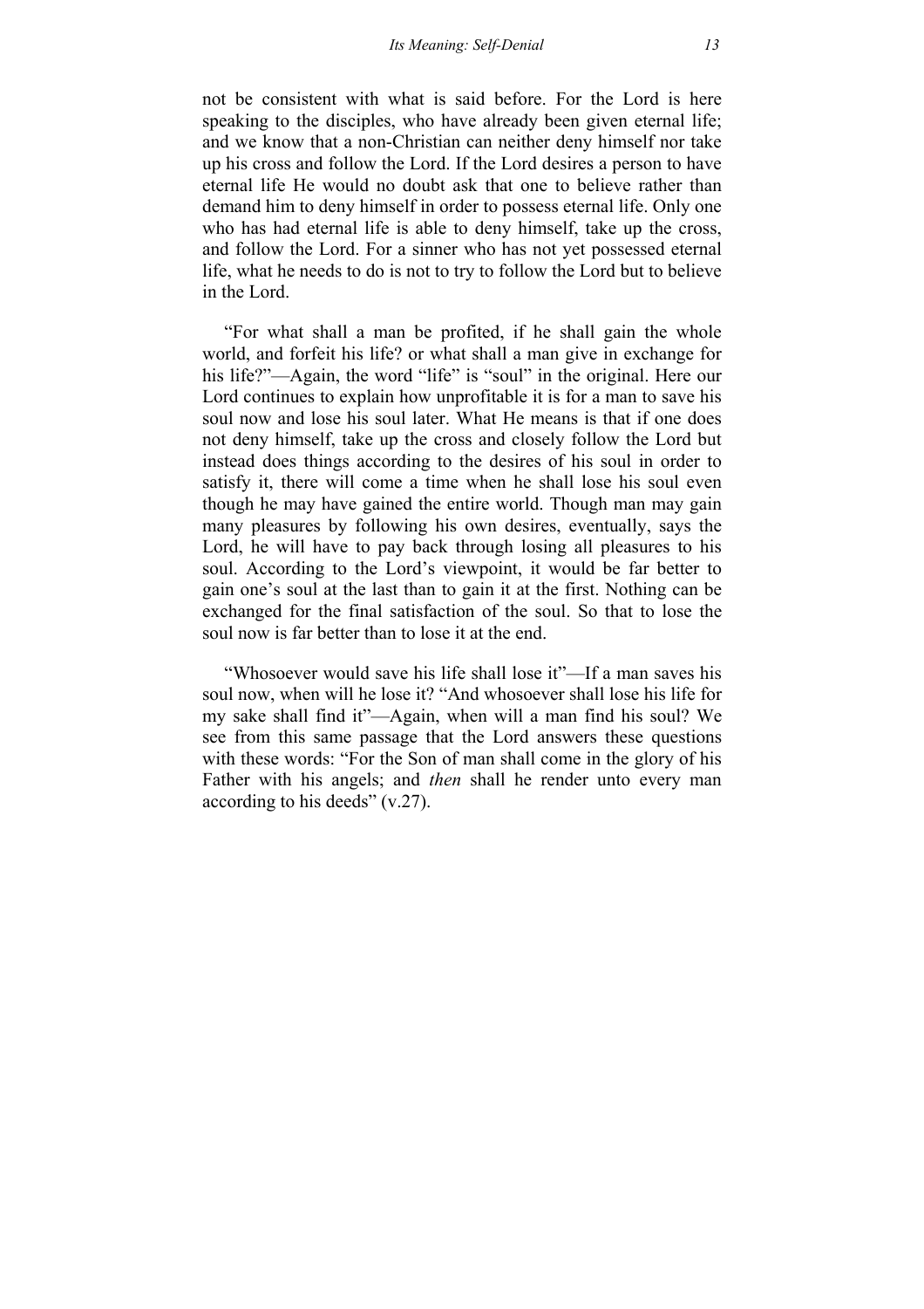not be consistent with what is said before. For the Lord is here speaking to the disciples, who have already been given eternal life; and we know that a non-Christian can neither deny himself nor take up his cross and follow the Lord. If the Lord desires a person to have eternal life He would no doubt ask that one to believe rather than demand him to deny himself in order to possess eternal life. Only one who has had eternal life is able to deny himself, take up the cross, and follow the Lord. For a sinner who has not yet possessed eternal life, what he needs to do is not to try to follow the Lord but to believe in the Lord.

"For what shall a man be profited, if he shall gain the whole world, and forfeit his life? or what shall a man give in exchange for his life?"—Again, the word "life" is "soul" in the original. Here our Lord continues to explain how unprofitable it is for a man to save his soul now and lose his soul later. What He means is that if one does not deny himself, take up the cross and closely follow the Lord but instead does things according to the desires of his soul in order to satisfy it, there will come a time when he shall lose his soul even though he may have gained the entire world. Though man may gain many pleasures by following his own desires, eventually, says the Lord, he will have to pay back through losing all pleasures to his soul. According to the Lord's viewpoint, it would be far better to gain one's soul at the last than to gain it at the first. Nothing can be exchanged for the final satisfaction of the soul. So that to lose the soul now is far better than to lose it at the end.

"Whosoever would save his life shall lose it"—If a man saves his soul now, when will he lose it? "And whosoever shall lose his life for my sake shall find it"—Again, when will a man find his soul? We see from this same passage that the Lord answers these questions with these words: "For the Son of man shall come in the glory of his Father with his angels; and *then* shall he render unto every man according to his deeds" (v.27).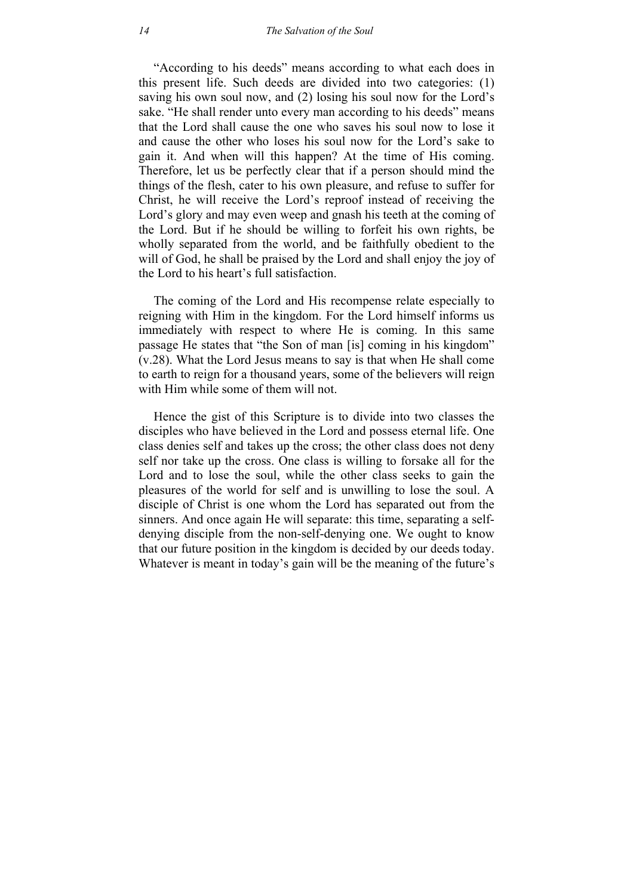"According to his deeds" means according to what each does in this present life. Such deeds are divided into two categories: (1) saving his own soul now, and (2) losing his soul now for the Lord's sake. "He shall render unto every man according to his deeds" means that the Lord shall cause the one who saves his soul now to lose it and cause the other who loses his soul now for the Lord's sake to gain it. And when will this happen? At the time of His coming. Therefore, let us be perfectly clear that if a person should mind the things of the flesh, cater to his own pleasure, and refuse to suffer for Christ, he will receive the Lord's reproof instead of receiving the Lord's glory and may even weep and gnash his teeth at the coming of the Lord. But if he should be willing to forfeit his own rights, be wholly separated from the world, and be faithfully obedient to the will of God, he shall be praised by the Lord and shall enjoy the joy of the Lord to his heart's full satisfaction.

The coming of the Lord and His recompense relate especially to reigning with Him in the kingdom. For the Lord himself informs us immediately with respect to where He is coming. In this same passage He states that "the Son of man [is] coming in his kingdom" (v.28). What the Lord Jesus means to say is that when He shall come to earth to reign for a thousand years, some of the believers will reign with Him while some of them will not.

Hence the gist of this Scripture is to divide into two classes the disciples who have believed in the Lord and possess eternal life. One class denies self and takes up the cross; the other class does not deny self nor take up the cross. One class is willing to forsake all for the Lord and to lose the soul, while the other class seeks to gain the pleasures of the world for self and is unwilling to lose the soul. A disciple of Christ is one whom the Lord has separated out from the sinners. And once again He will separate: this time, separating a self-denying disciple from the non-self-denying one. We ought to know that our future position in the kingdom is decided by our deeds today. Whatever is meant in today's gain will be the meaning of the future's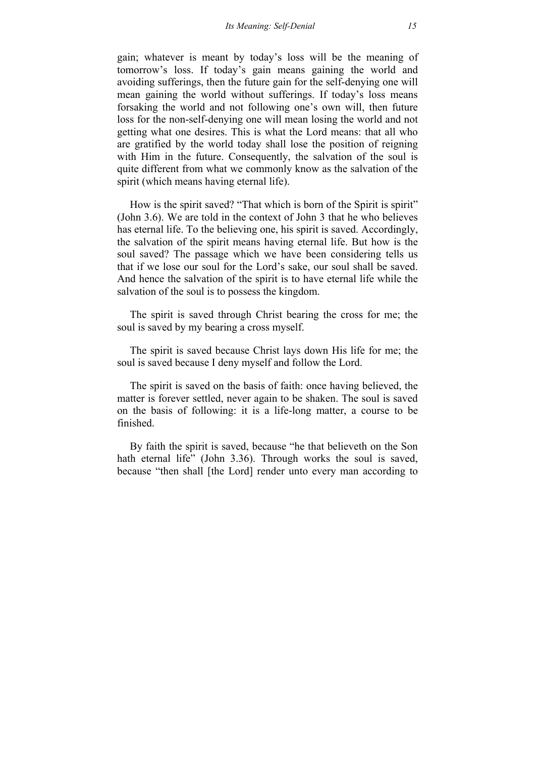gain; whatever is meant by today's loss will be the meaning of tomorrow's loss. If today's gain means gaining the world and avoiding sufferings, then the future gain for the self-denying one will mean gaining the world without sufferings. If today's loss means forsaking the world and not following one's own will, then future loss for the non-self-denying one will mean losing the world and not getting what one desires. This is what the Lord means: that all who are gratified by the world today shall lose the position of reigning with Him in the future. Consequently, the salvation of the soul is quite different from what we commonly know as the salvation of the spirit (which means having eternal life).

How is the spirit saved? "That which is born of the Spirit is spirit" (John 3.6). We are told in the context of John 3 that he who believes has eternal life. To the believing one, his spirit is saved. Accordingly, the salvation of the spirit means having eternal life. But how is the soul saved? The passage which we have been considering tells us that if we lose our soul for the Lord's sake, our soul shall be saved. And hence the salvation of the spirit is to have eternal life while the salvation of the soul is to possess the kingdom.

The spirit is saved through Christ bearing the cross for me; the soul is saved by my bearing a cross myself.

The spirit is saved because Christ lays down His life for me; the soul is saved because I deny myself and follow the Lord.

The spirit is saved on the basis of faith: once having believed, the matter is forever settled, never again to be shaken. The soul is saved on the basis of following: it is a life-long matter, a course to be finished.

By faith the spirit is saved, because "he that believeth on the Son hath eternal life" (John 3.36). Through works the soul is saved, because "then shall [the Lord] render unto every man according to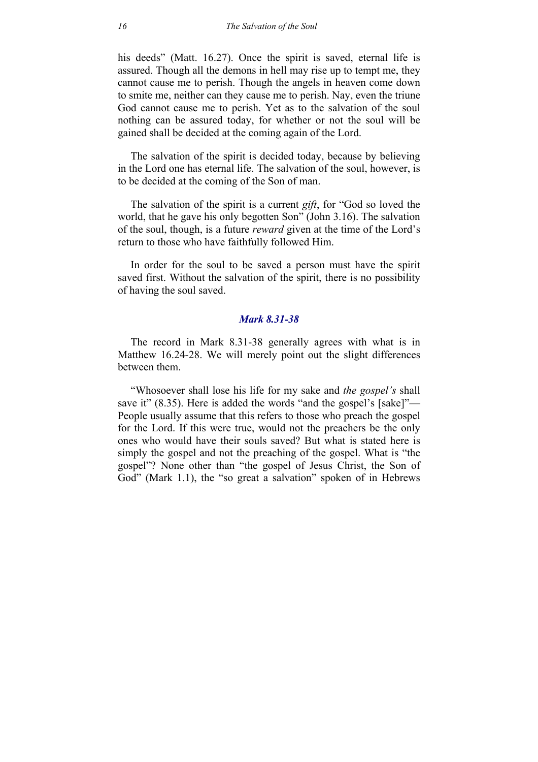his deeds" (Matt. 16.27). Once the spirit is saved, eternal life is assured. Though all the demons in hell may rise up to tempt me, they cannot cause me to perish. Though the angels in heaven come down to smite me, neither can they cause me to perish. Nay, even the triune God cannot cause me to perish. Yet as to the salvation of the soul nothing can be assured today, for whether or not the soul will be gained shall be decided at the coming again of the Lord.

The salvation of the spirit is decided today, because by believing in the Lord one has eternal life. The salvation of the soul, however, is to be decided at the coming of the Son of man.

The salvation of the spirit is a current *gift*, for "God so loved the world, that he gave his only begotten Son" (John 3.16). The salvation of the soul, though, is a future *reward* given at the time of the Lord's return to those who have faithfully followed Him.

In order for the soul to be saved a person must have the spirit saved first. Without the salvation of the spirit, there is no possibility of having the soul saved.

### *Mark 8.31-38*

The record in Mark 8.31-38 generally agrees with what is in Matthew 16.24-28. We will merely point out the slight differences between them.

"Whosoever shall lose his life for my sake and *the gospel's* shall save it" (8.35). Here is added the words "and the gospel's [sake]"—People usually assume that this refers to those who preach the gospel for the Lord. If this were true, would not the preachers be the only ones who would have their souls saved? But what is stated here is simply the gospel and not the preaching of the gospel. What is "the gospel"? None other than "the gospel of Jesus Christ, the Son of God" (Mark 1.1), the "so great a salvation" spoken of in Hebrews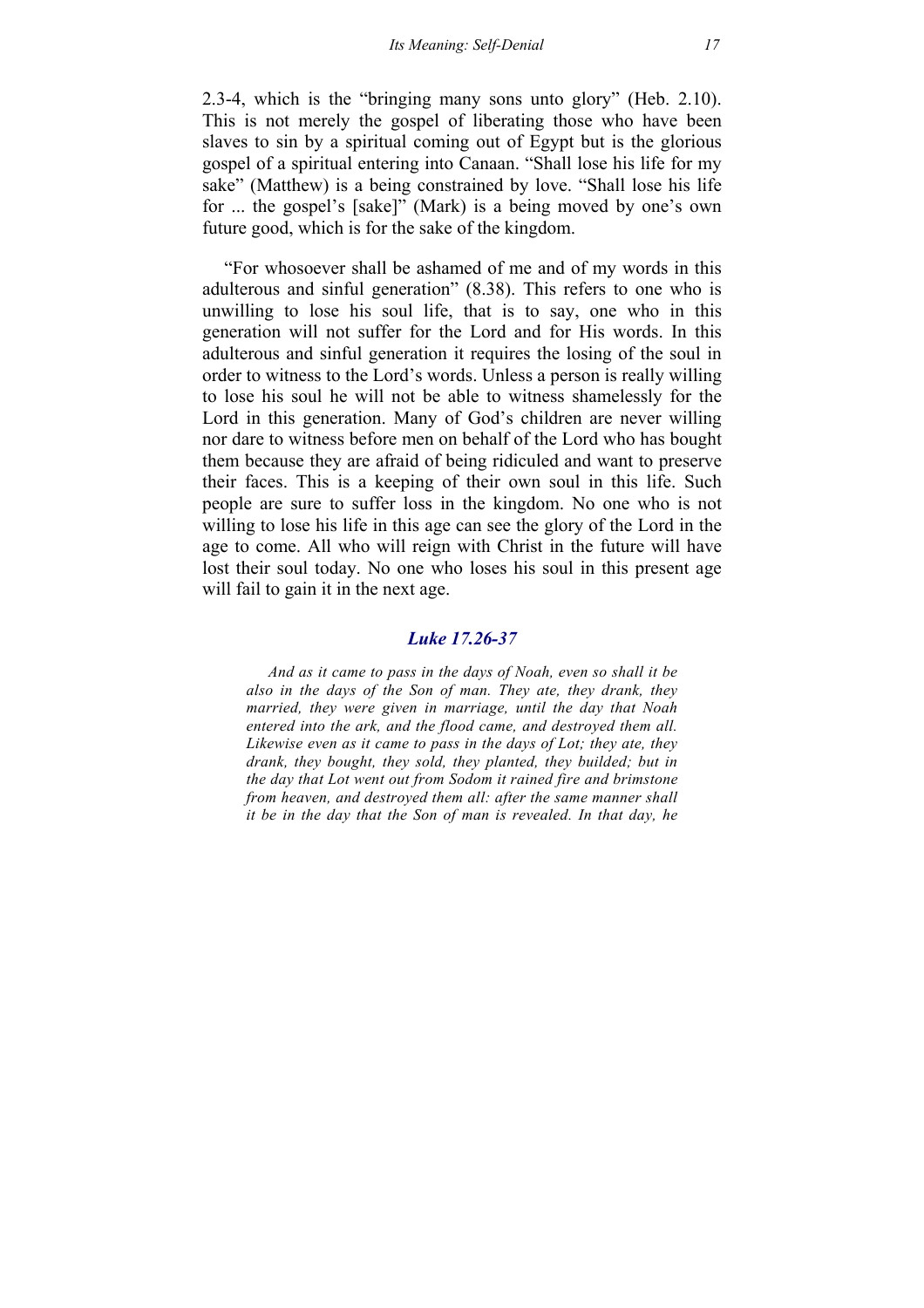2.3-4, which is the "bringing many sons unto glory" (Heb. 2.10). This is not merely the gospel of liberating those who have been slaves to sin by a spiritual coming out of Egypt but is the glorious gospel of a spiritual entering into Canaan. "Shall lose his life for my sake" (Matthew) is a being constrained by love. "Shall lose his life for ... the gospel's [sake]" (Mark) is a being moved by one's own future good, which is for the sake of the kingdom.

"For whosoever shall be ashamed of me and of my words in this adulterous and sinful generation" (8.38). This refers to one who is unwilling to lose his soul life, that is to say, one who in this generation will not suffer for the Lord and for His words. In this adulterous and sinful generation it requires the losing of the soul in order to witness to the Lord's words. Unless a person is really willing to lose his soul he will not be able to witness shamelessly for the Lord in this generation. Many of God's children are never willing nor dare to witness before men on behalf of the Lord who has bought them because they are afraid of being ridiculed and want to preserve their faces. This is a keeping of their own soul in this life. Such people are sure to suffer loss in the kingdom. No one who is not willing to lose his life in this age can see the glory of the Lord in the age to come. All who will reign with Christ in the future will have lost their soul today. No one who loses his soul in this present age will fail to gain it in the next age.

### Luke 17.26-37

*And as it came to pass in the days of Noah, even so shall it be also in the days of the Son of man. They ate, they drank, they married, they were given in marriage, until the day that Noah entered into the ark, and the flood came, and destroyed them all. Likewise even as it came to pass in the days of Lot; they ate, they drank, they bought, they sold, they planted, they builded; but in the day that Lot went out from Sodom it rained fire and brimstone from heaven, and destroyed them all: after the same manner shall it be in the day that the Son of man is revealed. In that day, he*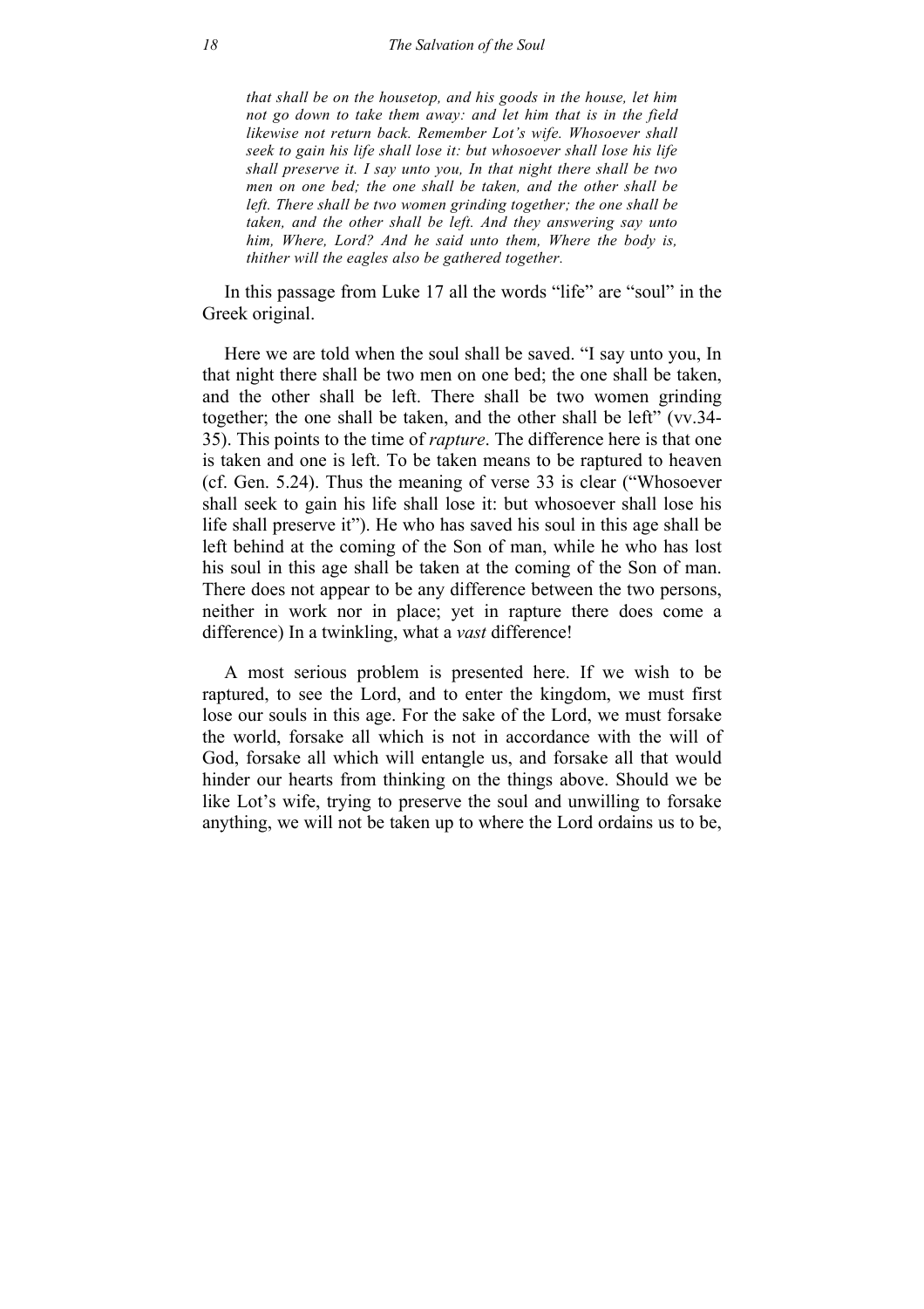*that shall be on the housetop, and his goods in the house, let him not go down to take them away: and let him that is in the field likewise not return back. Remember Lot's wife. Whosoever shall seek to gain his life shall lose it: but whosoever shall lose his life shall preserve it. I say unto you, In that night there shall be two men on one bed; the one shall be taken, and the other shall be left. There shall be two women grinding together; the one shall be taken, and the other shall be left. And they answering say unto him, Where, Lord? And he said unto them, Where the body is, thither will the eagles also be gathered together.*

In this passage from Luke 17 all the words "life" are "soul" in the Greek original.

Here we are told when the soul shall be saved. "I say unto you, In that night there shall be two men on one bed; the one shall be taken, and the other shall be left. There shall be two women grinding together; the one shall be taken, and the other shall be left" (vv.34-35). This points to the time of *rapture*. The difference here is that one is taken and one is left. To be taken means to be raptured to heaven (cf. Gen. 5.24). Thus the meaning of verse 33 is clear ("Whosoever shall seek to gain his life shall lose it: but whosoever shall lose his life shall preserve it"). He who has saved his soul in this age shall be left behind at the coming of the Son of man, while he who has lost his soul in this age shall be taken at the coming of the Son of man. There does not appear to be any difference between the two persons, neither in work nor in place; yet in rapture there does come a difference) In a twinkling, what a *vast* difference!

A most serious problem is presented here. If we wish to be raptured, to see the Lord, and to enter the kingdom, we must first lose our souls in this age. For the sake of the Lord, we must forsake the world, forsake all which is not in accordance with the will of God, forsake all which will entangle us, and forsake all that would hinder our hearts from thinking on the things above. Should we be like Lot's wife, trying to preserve the soul and unwilling to forsake anything, we will not be taken up to where the Lord ordains us to be,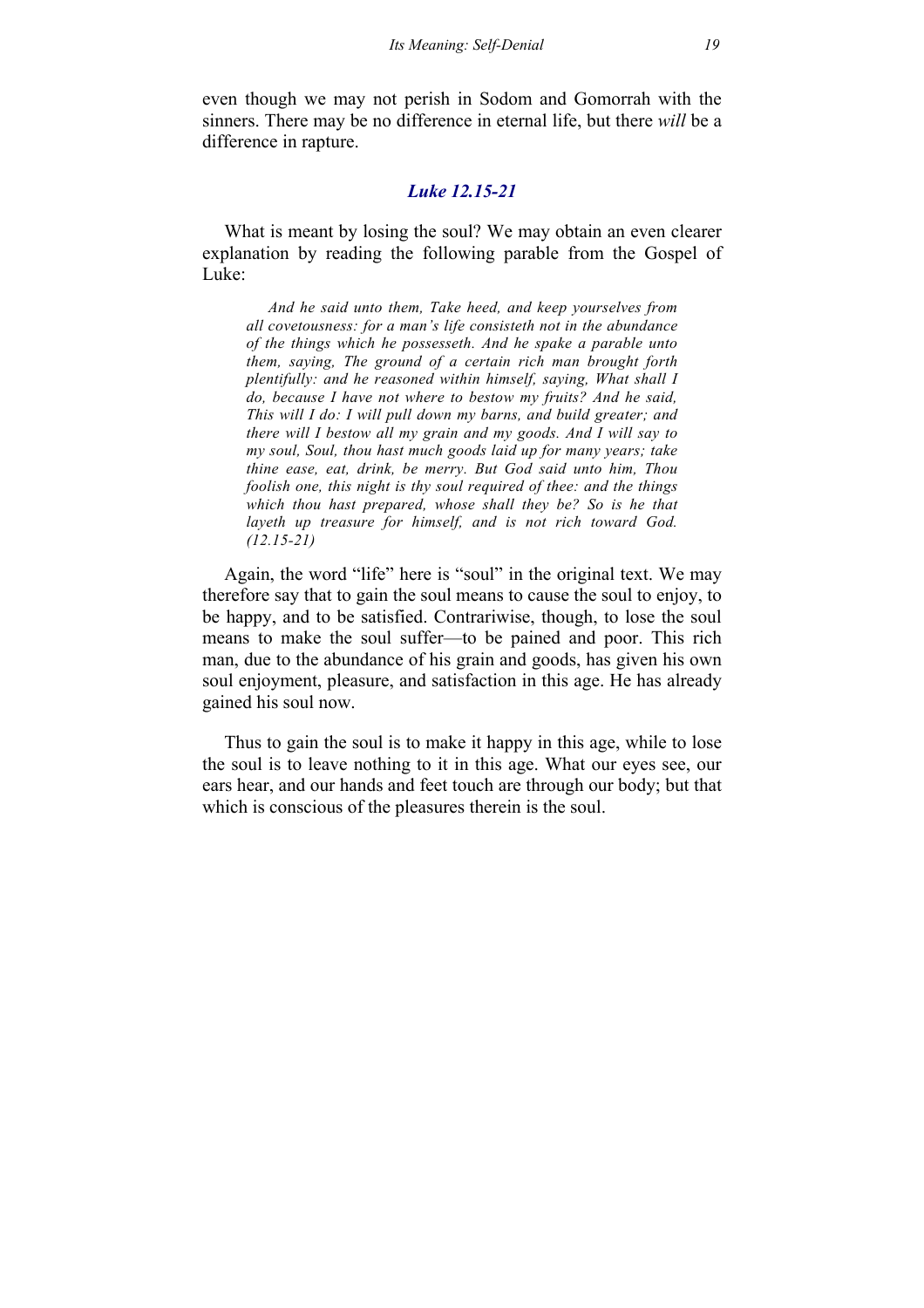even though we may not perish in Sodom and Gomorrah with the sinners. There may be no difference in eternal life, but there *will* be a difference in rapture.

### *Luke 12.15-21*

What is meant by losing the soul? We may obtain an even clearer explanation by reading the following parable from the Gospel of Luke:

> *And he said unto them, Take heed, and keep yourselves from all covetousness: for a man's life consisteth not in the abundance of the things which he possesseth. And he spake a parable unto them, saying, The ground of a certain rich man brought forth plentifully: and he reasoned within himself, saying, What shall I do, because I have not where to bestow my fruits? And he said, This will I do: I will pull down my barns, and build greater; and there will I bestow all my grain and my goods. And I will say to my soul, Soul, thou hast much goods laid up for many years; take thine ease, eat, drink, be merry. But God said unto him, Thou foolish one, this night is thy soul required of thee: and the things which thou hast prepared, whose shall they be? So is he that layeth up treasure for himself, and is not rich toward God. (12.15-21)*

Again, the word "life" here is "soul" in the original text. We may therefore say that to gain the soul means to cause the soul to enjoy, to be happy, and to be satisfied. Contrariwise, though, to lose the soul means to make the soul suffer—to be pained and poor. This rich man, due to the abundance of his grain and goods, has given his own soul enjoyment, pleasure, and satisfaction in this age. He has already gained his soul now.

Thus to gain the soul is to make it happy in this age, while to lose the soul is to leave nothing to it in this age. What our eyes see, our ears hear, and our hands and feet touch are through our body; but that which is conscious of the pleasures therein is the soul.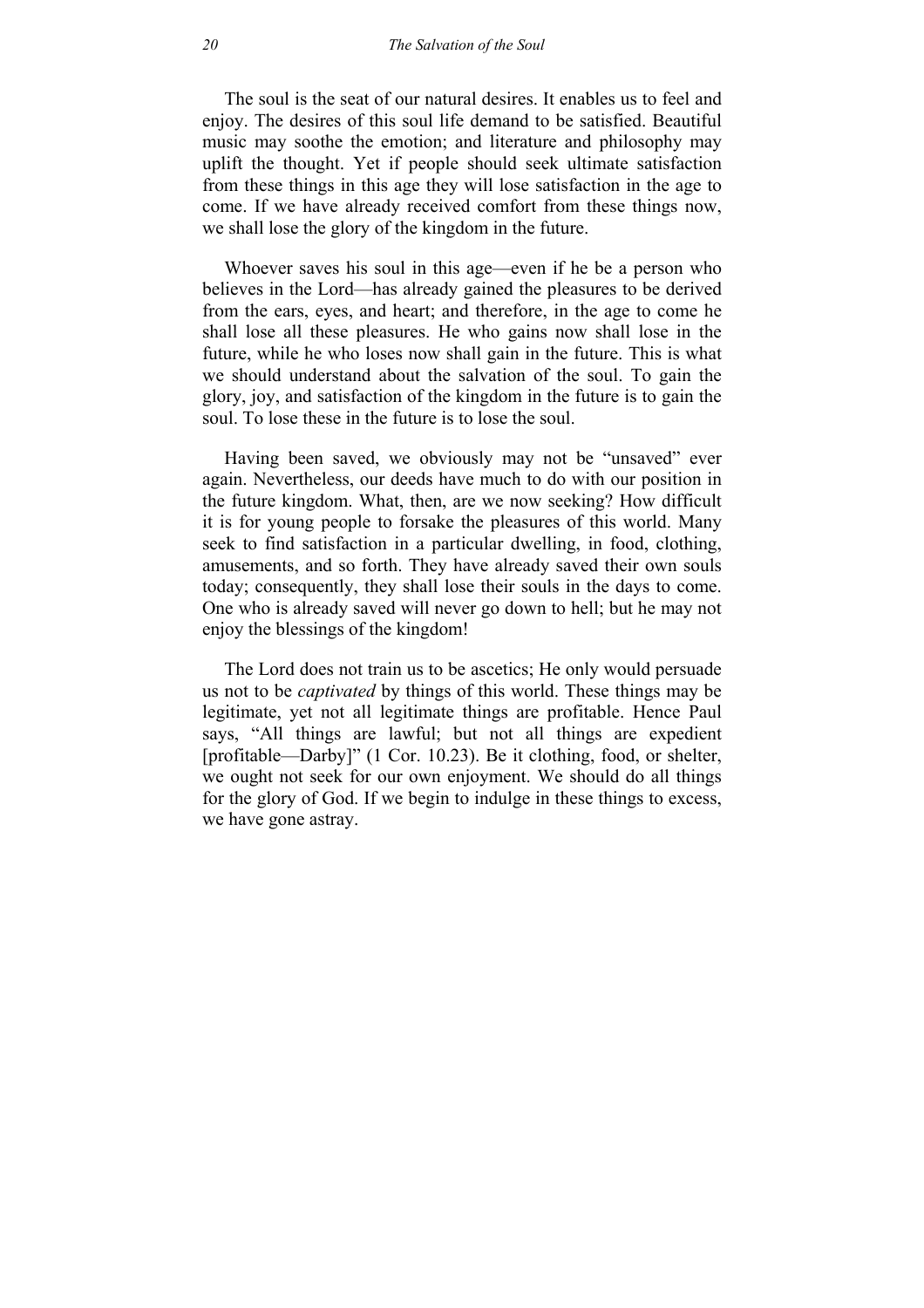The soul is the seat of our natural desires. It enables us to feel and enjoy. The desires of this soul life demand to be satisfied. Beautiful music may soothe the emotion; and literature and philosophy may uplift the thought. Yet if people should seek ultimate satisfaction from these things in this age they will lose satisfaction in the age to come. If we have already received comfort from these things now, we shall lose the glory of the kingdom in the future.

Whoever saves his soul in this age—even if he be a person who believes in the Lord—has already gained the pleasures to be derived from the ears, eyes, and heart; and therefore, in the age to come he shall lose all these pleasures. He who gains now shall lose in the future, while he who loses now shall gain in the future. This is what we should understand about the salvation of the soul. To gain the glory, joy, and satisfaction of the kingdom in the future is to gain the soul. To lose these in the future is to lose the soul.

Having been saved, we obviously may not be "unsaved" ever again. Nevertheless, our deeds have much to do with our position in the future kingdom. What, then, are we now seeking? How difficult it is for young people to forsake the pleasures of this world. Many seek to find satisfaction in a particular dwelling, in food, clothing, amusements, and so forth. They have already saved their own souls today; consequently, they shall lose their souls in the days to come. One who is already saved will never go down to hell; but he may not enjoy the blessings of the kingdom!

The Lord does not train us to be ascetics; He only would persuade us not to be *captivated* by things of this world. These things may be legitimate, yet not all legitimate things are profitable. Hence Paul says, "All things are lawful; but not all things are expedient [profitable—Darby]" (1 Cor. 10.23). Be it clothing, food, or shelter, we ought not seek for our own enjoyment. We should do all things for the glory of God. If we begin to indulge in these things to excess, we have gone astray.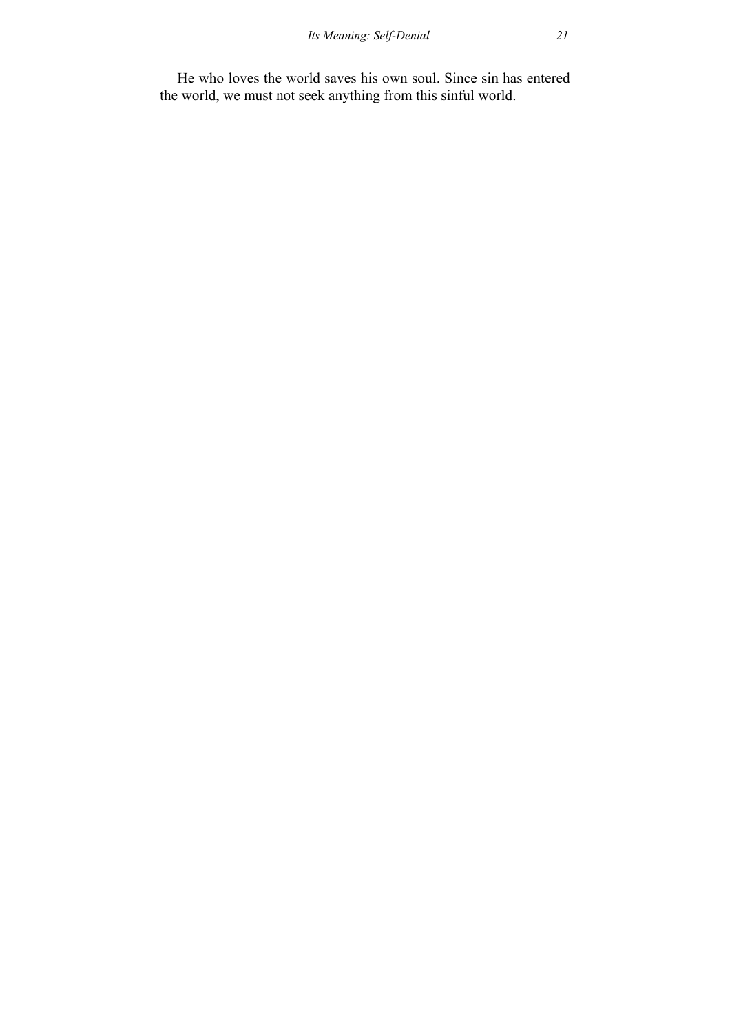He who loves the world saves his own soul. Since sin has entered the world, we must not seek anything from this sinful world.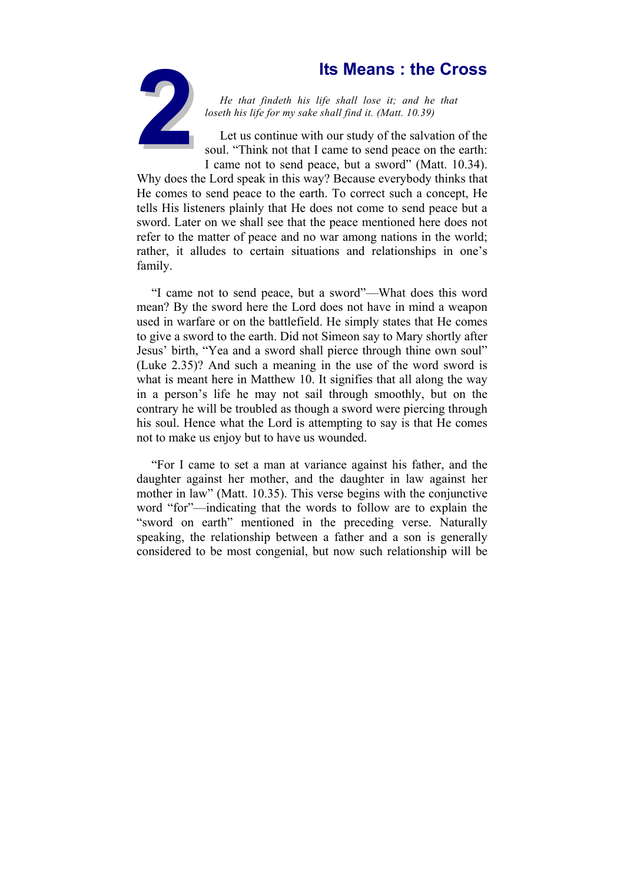# 2 Its Means : the Cross

*He that findeth his life shall lose it; and he that loseth his life for my sake shall find it. (Matt. 10.39)*

Let us continue with our study of the salvation of the soul. "Think not that I came to send peace on the earth: I came not to send peace, but a sword" (Matt. 10.34). Why does the Lord speak in this way? Because everybody thinks that He comes to send peace to the earth. To correct such a concept, He tells His listeners plainly that He does not come to send peace but a sword. Later on we shall see that the peace mentioned here does not refer to the matter of peace and no war among nations in the world; rather, it alludes to certain situations and relationships in one's family.

"I came not to send peace, but a sword"—What does this word mean? By the sword here the Lord does not have in mind a weapon used in warfare or on the battlefield. He simply states that He comes to give a sword to the earth. Did not Simeon say to Mary shortly after Jesus' birth, "Yea and a sword shall pierce through thine own soul" (Luke 2.35)? And such a meaning in the use of the word sword is what is meant here in Matthew 10. It signifies that all along the way in a person's life he may not sail through smoothly, but on the contrary he will be troubled as though a sword were piercing through his soul. Hence what the Lord is attempting to say is that He comes not to make us enjoy but to have us wounded.

"For I came to set a man at variance against his father, and the daughter against her mother, and the daughter in law against her mother in law" (Matt. 10.35). This verse begins with the conjunctive word "for"—indicating that the words to follow are to explain the "sword on earth" mentioned in the preceding verse. Naturally speaking, the relationship between a father and a son is generally considered to be most congenial, but now such relationship will be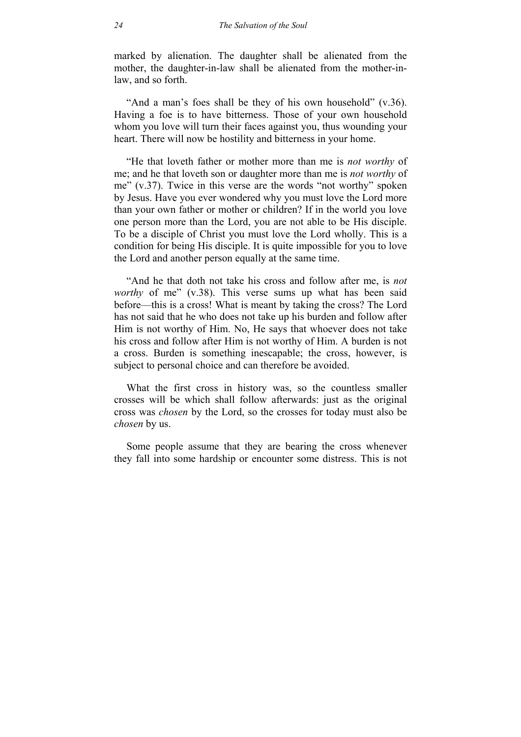marked by alienation. The daughter shall be alienated from the mother, the daughter-in-law shall be alienated from the mother-in-law, and so forth.

"And a man's foes shall be they of his own household" (v.36). Having a foe is to have bitterness. Those of your own household whom you love will turn their faces against you, thus wounding your heart. There will now be hostility and bitterness in your home.

"He that loveth father or mother more than me is *not worthy* of me; and he that loveth son or daughter more than me is *not worthy* of me" (v.37). Twice in this verse are the words "not worthy" spoken by Jesus. Have you ever wondered why you must love the Lord more than your own father or mother or children? If in the world you love one person more than the Lord, you are not able to be His disciple. To be a disciple of Christ you must love the Lord wholly. This is a condition for being His disciple. It is quite impossible for you to love the Lord and another person equally at the same time.

"And he that doth not take his cross and follow after me, is *not worthy* of me" (v.38). This verse sums up what has been said before—this is a cross! What is meant by taking the cross? The Lord has not said that he who does not take up his burden and follow after Him is not worthy of Him. No, He says that whoever does not take his cross and follow after Him is not worthy of Him. A burden is not a cross. Burden is something inescapable; the cross, however, is subject to personal choice and can therefore be avoided.

What the first cross in history was, so the countless smaller crosses will be which shall follow afterwards: just as the original cross was *chosen* by the Lord, so the crosses for today must also be *chosen* by us.

Some people assume that they are bearing the cross whenever they fall into some hardship or encounter some distress. This is not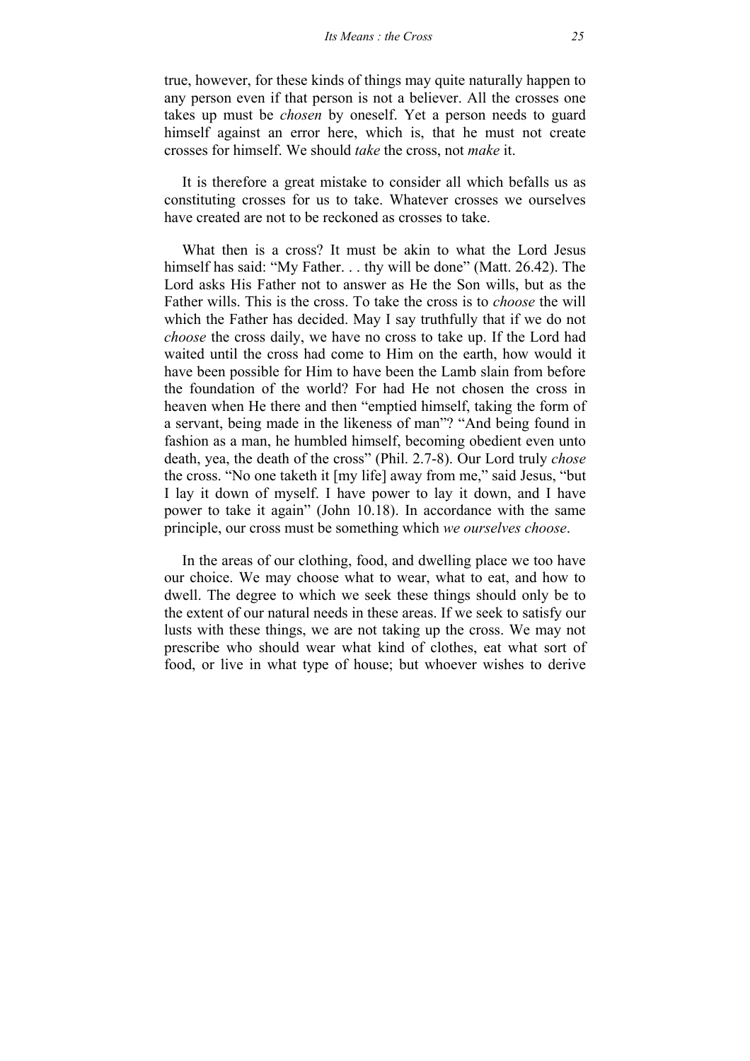true, however, for these kinds of things may quite naturally happen to any person even if that person is not a believer. All the crosses one takes up must be *chosen* by oneself. Yet a person needs to guard himself against an error here, which is, that he must not create crosses for himself. We should *take* the cross, not *make* it.

It is therefore a great mistake to consider all which befalls us as constituting crosses for us to take. Whatever crosses we ourselves have created are not to be reckoned as crosses to take.

What then is a cross? It must be akin to what the Lord Jesus himself has said: "My Father. . . thy will be done" (Matt. 26.42). The Lord asks His Father not to answer as He the Son wills, but as the Father wills. This is the cross. To take the cross is to *choose* the will which the Father has decided. May I say truthfully that if we do not *choose* the cross daily, we have no cross to take up. If the Lord had waited until the cross had come to Him on the earth, how would it have been possible for Him to have been the Lamb slain from before the foundation of the world? For had He not chosen the cross in heaven when He there and then "emptied himself, taking the form of a servant, being made in the likeness of man"? "And being found in fashion as a man, he humbled himself, becoming obedient even unto death, yea, the death of the cross" (Phil. 2.7-8). Our Lord truly *chose* the cross. "No one taketh it [my life] away from me," said Jesus, "but I lay it down of myself. I have power to lay it down, and I have power to take it again" (John 10.18). In accordance with the same principle, our cross must be something which *we ourselves choose*.

In the areas of our clothing, food, and dwelling place we too have our choice. We may choose what to wear, what to eat, and how to dwell. The degree to which we seek these things should only be to the extent of our natural needs in these areas. If we seek to satisfy our lusts with these things, we are not taking up the cross. We may not prescribe who should wear what kind of clothes, eat what sort of food, or live in what type of house; but whoever wishes to derive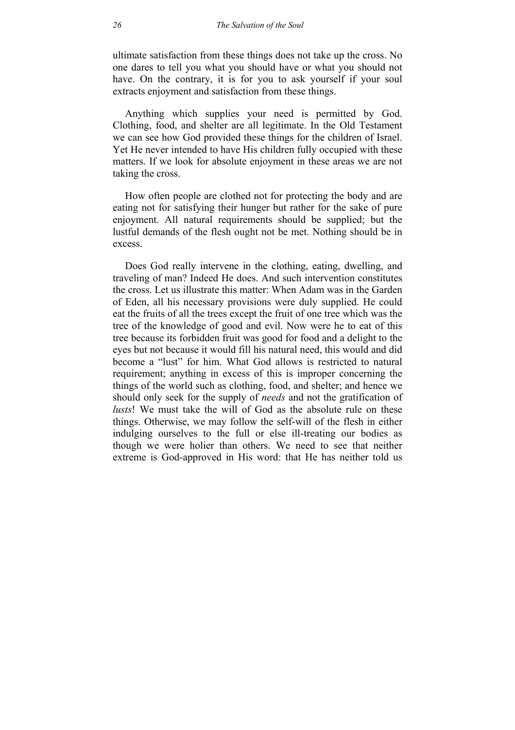ultimate satisfaction from these things does not take up the cross. No one dares to tell you what you should have or what you should not have. On the contrary, it is for you to ask yourself if your soul extracts enjoyment and satisfaction from these things.

Anything which supplies your need is permitted by God. Clothing, food, and shelter are all legitimate. In the Old Testament we can see how God provided these things for the children of Israel. Yet He never intended to have His children fully occupied with these matters. If we look for absolute enjoyment in these areas we are not taking the cross.

How often people are clothed not for protecting the body and are eating not for satisfying their hunger but rather for the sake of pure enjoyment. All natural requirements should be supplied; but the lustful demands of the flesh ought not be met. Nothing should be in excess.

Does God really intervene in the clothing, eating, dwelling, and traveling of man? Indeed He does. And such intervention constitutes the cross. Let us illustrate this matter: When Adam was in the Garden of Eden, all his necessary provisions were duly supplied. He could eat the fruits of all the trees except the fruit of one tree which was the tree of the knowledge of good and evil. Now were he to eat of this tree because its forbidden fruit was good for food and a delight to the eyes but not because it would fill his natural need, this would and did become a "lust" for him. What God allows is restricted to natural requirement; anything in excess of this is improper concerning the things of the world such as clothing, food, and shelter; and hence we should only seek for the supply of *needs* and not the gratification of *lusts*! We must take the will of God as the absolute rule on these things. Otherwise, we may follow the self-will of the flesh in either indulging ourselves to the full or else ill-treating our bodies as though we were holier than others. We need to see that neither extreme is God-approved in His word: that He has neither told us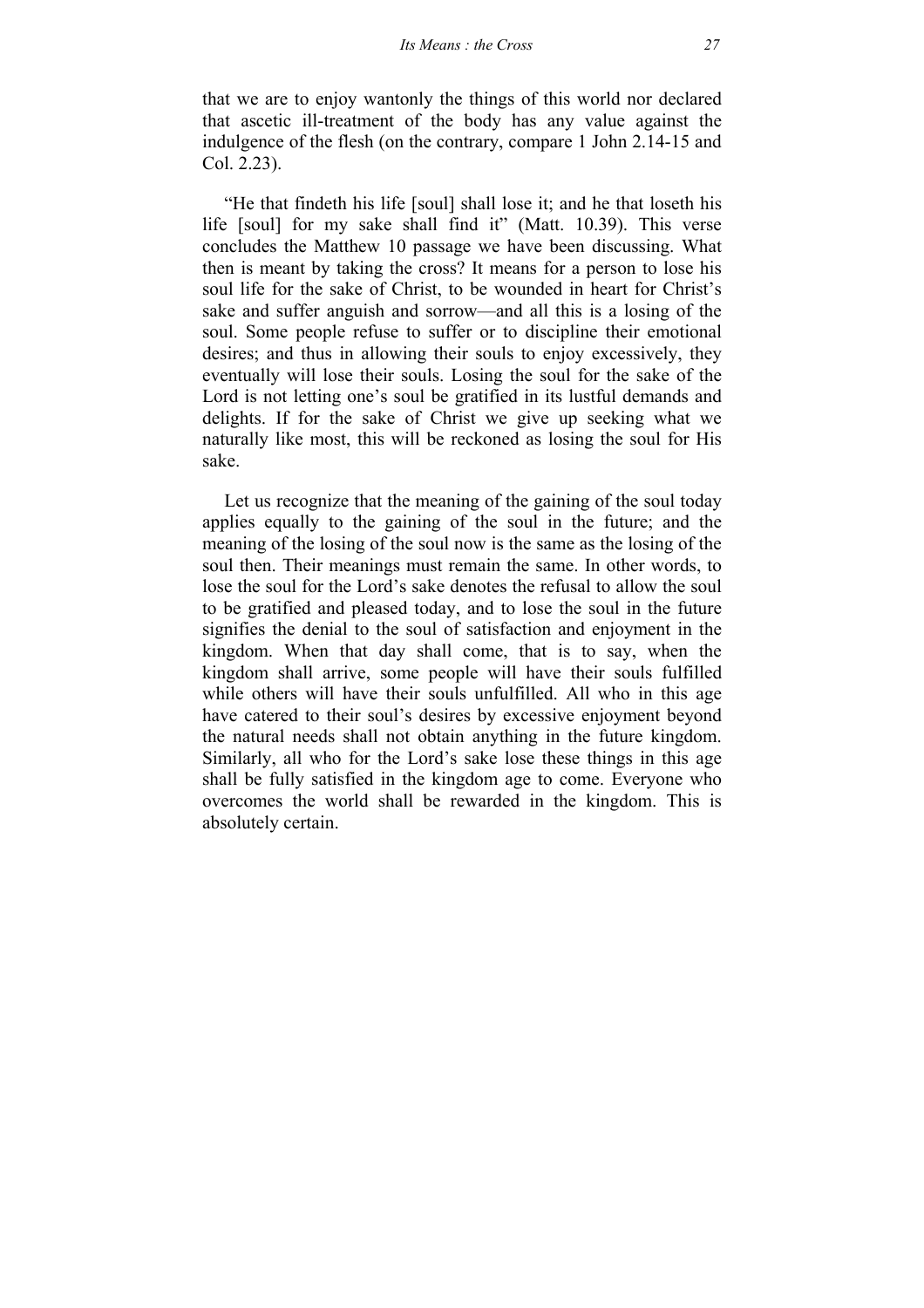that we are to enjoy wantonly the things of this world nor declared that ascetic ill-treatment of the body has any value against the indulgence of the flesh (on the contrary, compare 1 John 2.14-15 and Col. 2.23).

"He that findeth his life [soul] shall lose it; and he that loseth his life [soul] for my sake shall find it" (Matt. 10.39). This verse concludes the Matthew 10 passage we have been discussing. What then is meant by taking the cross? It means for a person to lose his soul life for the sake of Christ, to be wounded in heart for Christ's sake and suffer anguish and sorrow—and all this is a losing of the soul. Some people refuse to suffer or to discipline their emotional desires; and thus in allowing their souls to enjoy excessively, they eventually will lose their souls. Losing the soul for the sake of the Lord is not letting one's soul be gratified in its lustful demands and delights. If for the sake of Christ we give up seeking what we naturally like most, this will be reckoned as losing the soul for His sake.

Let us recognize that the meaning of the gaining of the soul today applies equally to the gaining of the soul in the future; and the meaning of the losing of the soul now is the same as the losing of the soul then. Their meanings must remain the same. In other words, to lose the soul for the Lord's sake denotes the refusal to allow the soul to be gratified and pleased today, and to lose the soul in the future signifies the denial to the soul of satisfaction and enjoyment in the kingdom. When that day shall come, that is to say, when the kingdom shall arrive, some people will have their souls fulfilled while others will have their souls unfulfilled. All who in this age have catered to their soul's desires by excessive enjoyment beyond the natural needs shall not obtain anything in the future kingdom. Similarly, all who for the Lord's sake lose these things in this age shall be fully satisfied in the kingdom age to come. Everyone who overcomes the world shall be rewarded in the kingdom. This is absolutely certain.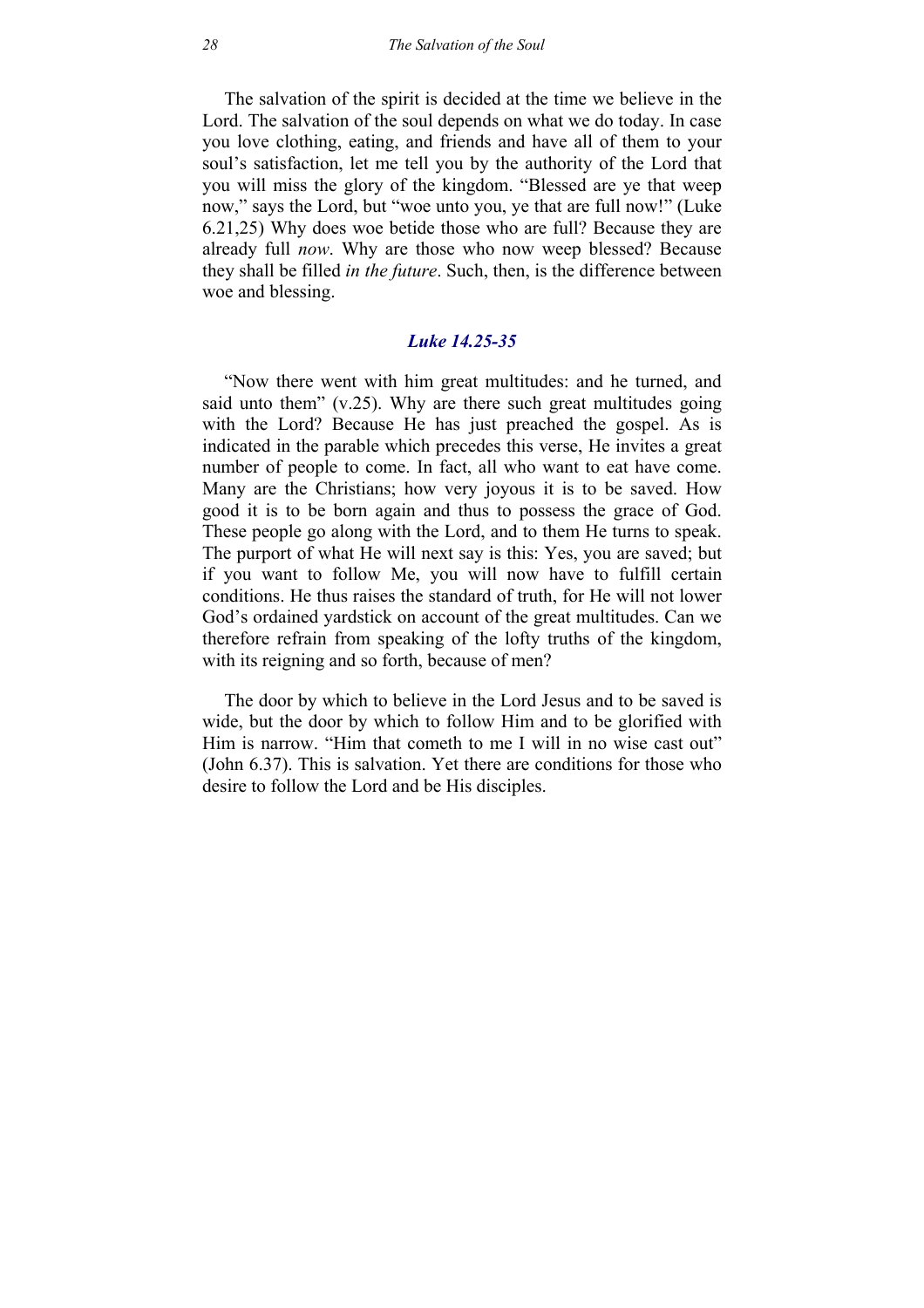The salvation of the spirit is decided at the time we believe in the Lord. The salvation of the soul depends on what we do today. In case you love clothing, eating, and friends and have all of them to your soul's satisfaction, let me tell you by the authority of the Lord that you will miss the glory of the kingdom. "Blessed are ye that weep now," says the Lord, but "woe unto you, ye that are full now!" (Luke 6.21,25) Why does woe betide those who are full? Because they are already full *now*. Why are those who now weep blessed? Because they shall be filled *in the future*. Such, then, is the difference between woe and blessing.

### *Luke 14.25-35*

"Now there went with him great multitudes: and he turned, and said unto them" (v.25). Why are there such great multitudes going with the Lord? Because He has just preached the gospel. As is indicated in the parable which precedes this verse, He invites a great number of people to come. In fact, all who want to eat have come. Many are the Christians; how very joyous it is to be saved. How good it is to be born again and thus to possess the grace of God. These people go along with the Lord, and to them He turns to speak. The purport of what He will next say is this: Yes, you are saved; but if you want to follow Me, you will now have to fulfill certain conditions. He thus raises the standard of truth, for He will not lower God's ordained yardstick on account of the great multitudes. Can we therefore refrain from speaking of the lofty truths of the kingdom, with its reigning and so forth, because of men?

The door by which to believe in the Lord Jesus and to be saved is wide, but the door by which to follow Him and to be glorified with Him is narrow. "Him that cometh to me I will in no wise cast out" (John 6.37). This is salvation. Yet there are conditions for those who desire to follow the Lord and be His disciples.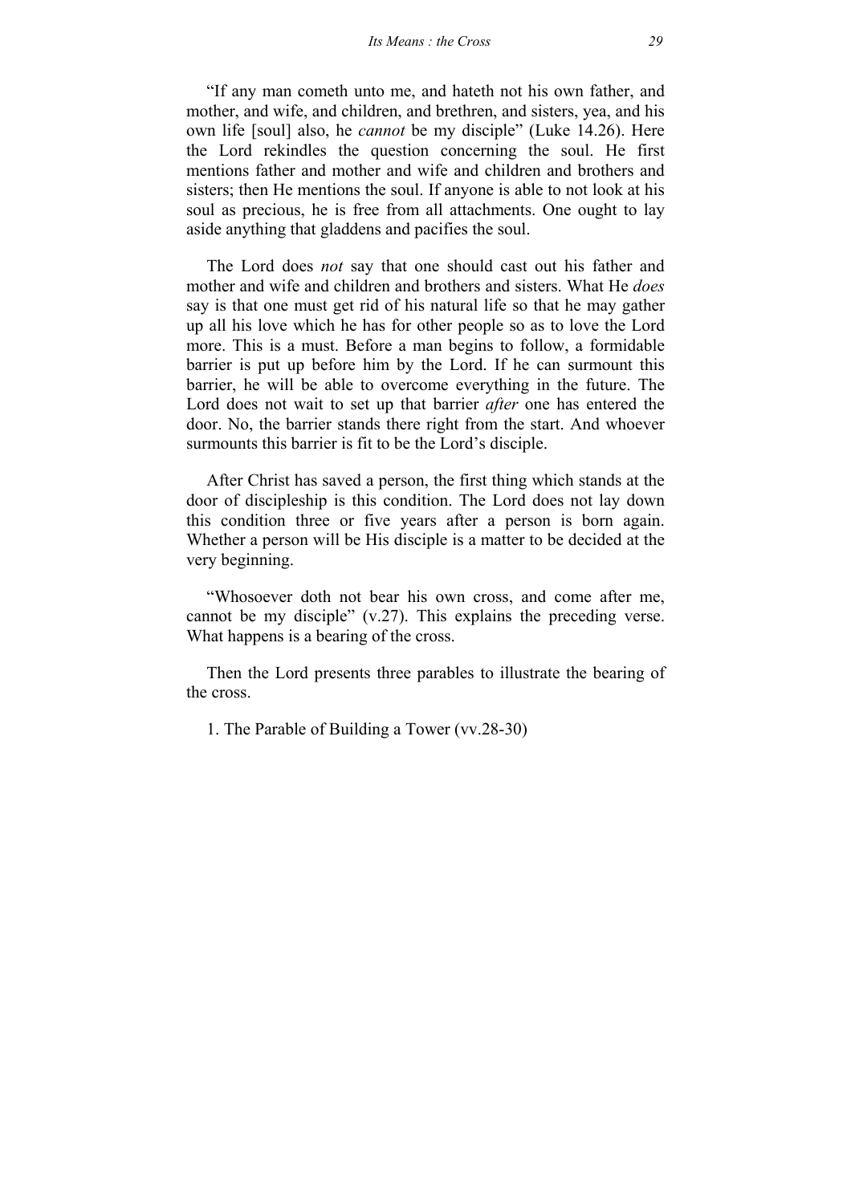"If any man cometh unto me, and hateth not his own father, and mother, and wife, and children, and brethren, and sisters, yea, and his own life [soul] also, he *cannot* be my disciple" (Luke 14.26). Here the Lord rekindles the question concerning the soul. He first mentions father and mother and wife and children and brothers and sisters; then He mentions the soul. If anyone is able to not look at his soul as precious, he is free from all attachments. One ought to lay aside anything that gladdens and pacifies the soul.

The Lord does *not* say that one should cast out his father and mother and wife and children and brothers and sisters. What He *does* say is that one must get rid of his natural life so that he may gather up all his love which he has for other people so as to love the Lord more. This is a must. Before a man begins to follow, a formidable barrier is put up before him by the Lord. If he can surmount this barrier, he will be able to overcome everything in the future. The Lord does not wait to set up that barrier *after* one has entered the door. No, the barrier stands there right from the start. And whoever surmounts this barrier is fit to be the Lord's disciple.

After Christ has saved a person, the first thing which stands at the door of discipleship is this condition. The Lord does not lay down this condition three or five years after a person is born again. Whether a person will be His disciple is a matter to be decided at the very beginning.

"Whosoever doth not bear his own cross, and come after me, cannot be my disciple" (v.27). This explains the preceding verse. What happens is a bearing of the cross.

Then the Lord presents three parables to illustrate the bearing of the cross.

1. The Parable of Building a Tower (vv.28-30)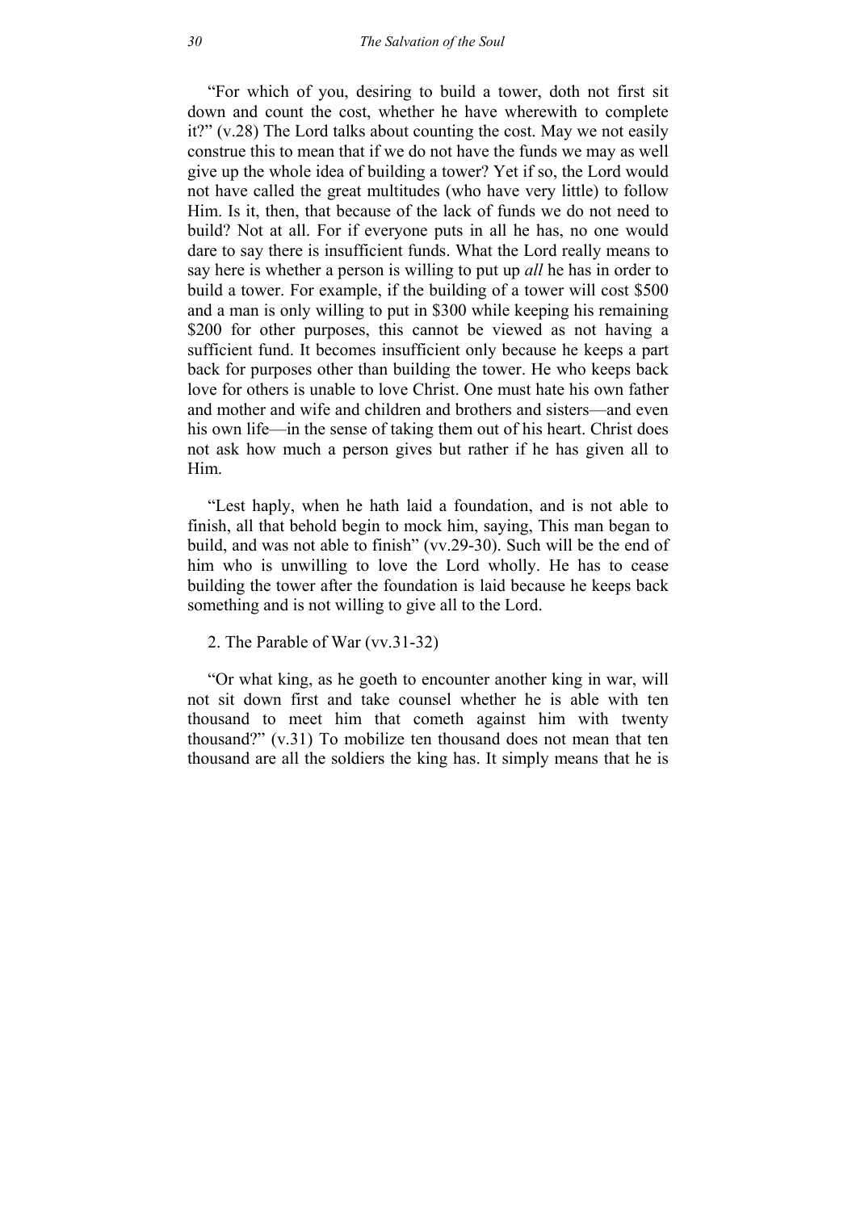"For which of you, desiring to build a tower, doth not first sit down and count the cost, whether he have wherewith to complete it?" (v.28) The Lord talks about counting the cost. May we not easily construe this to mean that if we do not have the funds we may as well give up the whole idea of building a tower? Yet if so, the Lord would not have called the great multitudes (who have very little) to follow Him. Is it, then, that because of the lack of funds we do not need to build? Not at all. For if everyone puts in all he has, no one would dare to say there is insufficient funds. What the Lord really means to say here is whether a person is willing to put up *all* he has in order to build a tower. For example, if the building of a tower will cost $500 and a man is only willing to put in $300 while keeping his remaining $200 for other purposes, this cannot be viewed as not having a sufficient fund. It becomes insufficient only because he keeps a part back for purposes other than building the tower. He who keeps back love for others is unable to love Christ. One must hate his own father and mother and wife and children and brothers and sisters—and even his own life—in the sense of taking them out of his heart. Christ does not ask how much a person gives but rather if he has given all to Him.

"Lest haply, when he hath laid a foundation, and is not able to finish, all that behold begin to mock him, saying, This man began to build, and was not able to finish" (vv.29-30). Such will be the end of him who is unwilling to love the Lord wholly. He has to cease building the tower after the foundation is laid because he keeps back something and is not willing to give all to the Lord.

2. The Parable of War (vv.31-32)

"Or what king, as he goeth to encounter another king in war, will not sit down first and take counsel whether he is able with ten thousand to meet him that cometh against him with twenty thousand?" (v.31) To mobilize ten thousand does not mean that ten thousand are all the soldiers the king has. It simply means that he is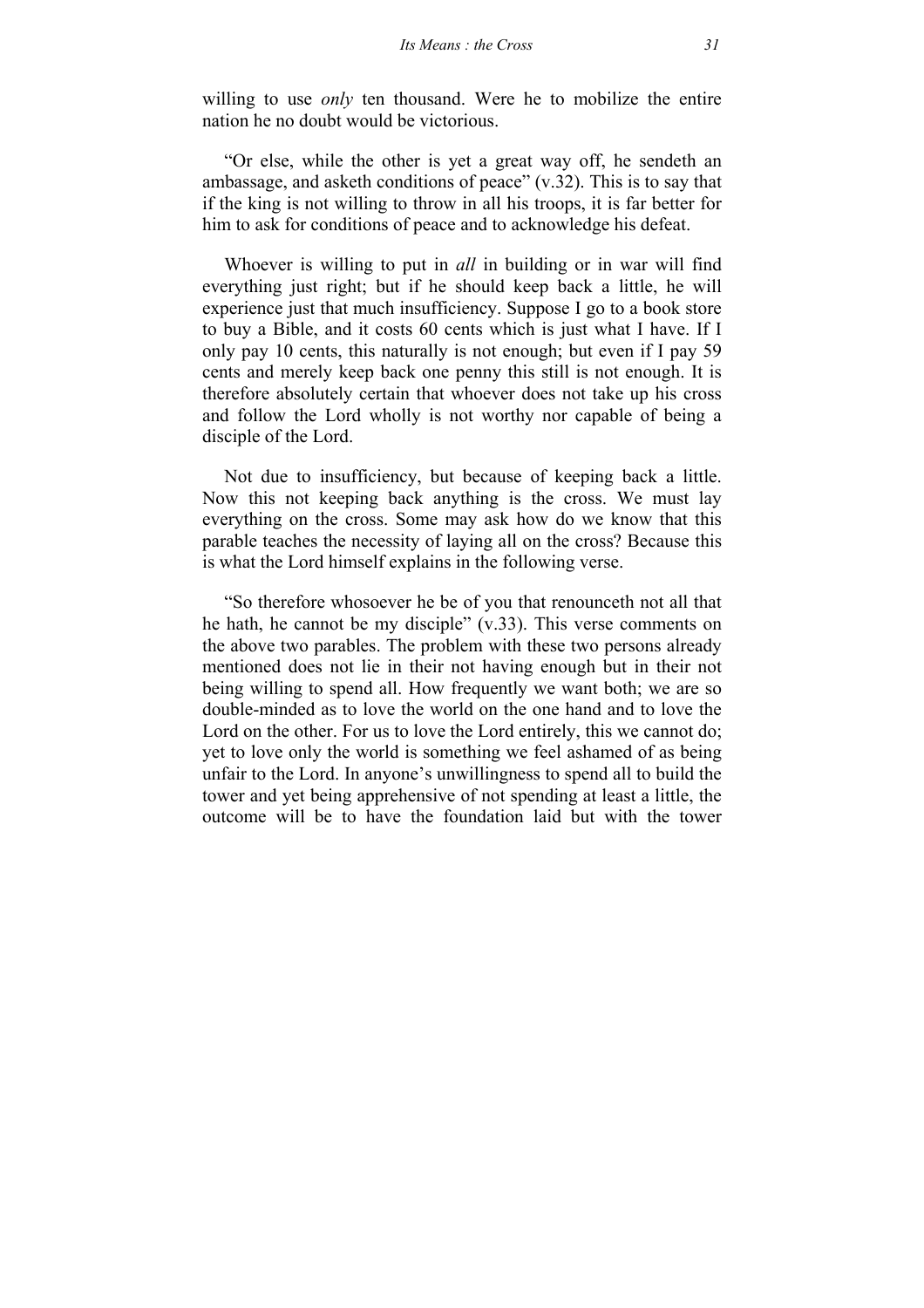willing to use *only* ten thousand. Were he to mobilize the entire nation he no doubt would be victorious.

"Or else, while the other is yet a great way off, he sendeth an ambassage, and asketh conditions of peace" (v.32). This is to say that if the king is not willing to throw in all his troops, it is far better for him to ask for conditions of peace and to acknowledge his defeat.

Whoever is willing to put in *all* in building or in war will find everything just right; but if he should keep back a little, he will experience just that much insufficiency. Suppose I go to a book store to buy a Bible, and it costs 60 cents which is just what I have. If I only pay 10 cents, this naturally is not enough; but even if I pay 59 cents and merely keep back one penny this still is not enough. It is therefore absolutely certain that whoever does not take up his cross and follow the Lord wholly is not worthy nor capable of being a disciple of the Lord.

Not due to insufficiency, but because of keeping back a little. Now this not keeping back anything is the cross. We must lay everything on the cross. Some may ask how do we know that this parable teaches the necessity of laying all on the cross? Because this is what the Lord himself explains in the following verse.

"So therefore whosoever he be of you that renounceth not all that he hath, he cannot be my disciple" (v.33). This verse comments on the above two parables. The problem with these two persons already mentioned does not lie in their not having enough but in their not being willing to spend all. How frequently we want both; we are so double-minded as to love the world on the one hand and to love the Lord on the other. For us to love the Lord entirely, this we cannot do; yet to love only the world is something we feel ashamed of as being unfair to the Lord. In anyone's unwillingness to spend all to build the tower and yet being apprehensive of not spending at least a little, the outcome will be to have the foundation laid but with the tower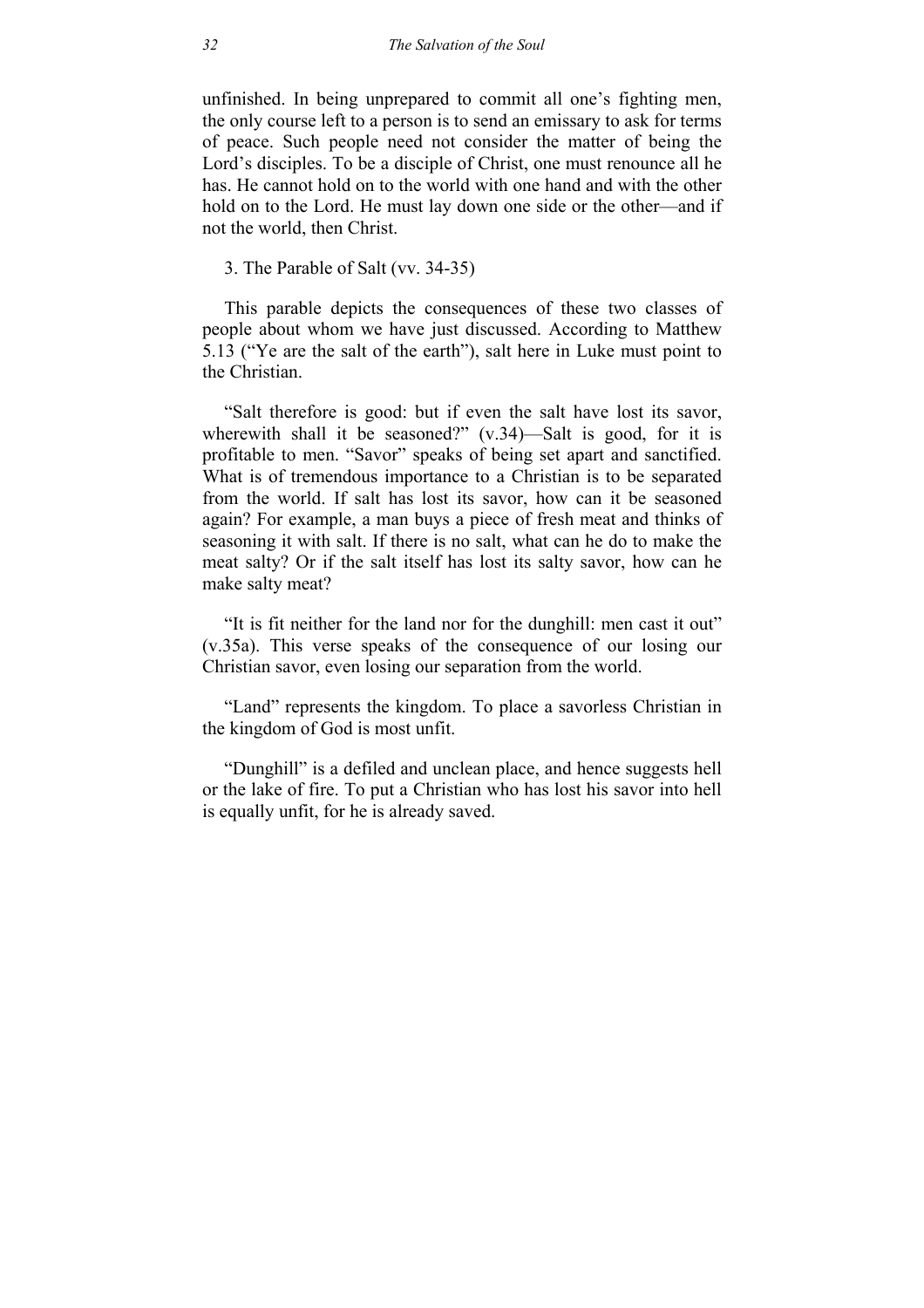unfinished. In being unprepared to commit all one's fighting men, the only course left to a person is to send an emissary to ask for terms of peace. Such people need not consider the matter of being the Lord's disciples. To be a disciple of Christ, one must renounce all he has. He cannot hold on to the world with one hand and with the other hold on to the Lord. He must lay down one side or the other—and if not the world, then Christ.

3. The Parable of Salt (vv. 34-35)

This parable depicts the consequences of these two classes of people about whom we have just discussed. According to Matthew 5.13 ("Ye are the salt of the earth"), salt here in Luke must point to the Christian.

"Salt therefore is good: but if even the salt have lost its savor, wherewith shall it be seasoned?" (v.34)—Salt is good, for it is profitable to men. "Savor" speaks of being set apart and sanctified. What is of tremendous importance to a Christian is to be separated from the world. If salt has lost its savor, how can it be seasoned again? For example, a man buys a piece of fresh meat and thinks of seasoning it with salt. If there is no salt, what can he do to make the meat salty? Or if the salt itself has lost its salty savor, how can he make salty meat?

"It is fit neither for the land nor for the dunghill: men cast it out" (v.35a). This verse speaks of the consequence of our losing our Christian savor, even losing our separation from the world.

"Land" represents the kingdom. To place a savorless Christian in the kingdom of God is most unfit.

"Dunghill" is a defiled and unclean place, and hence suggests hell or the lake of fire. To put a Christian who has lost his savor into hell is equally unfit, for he is already saved.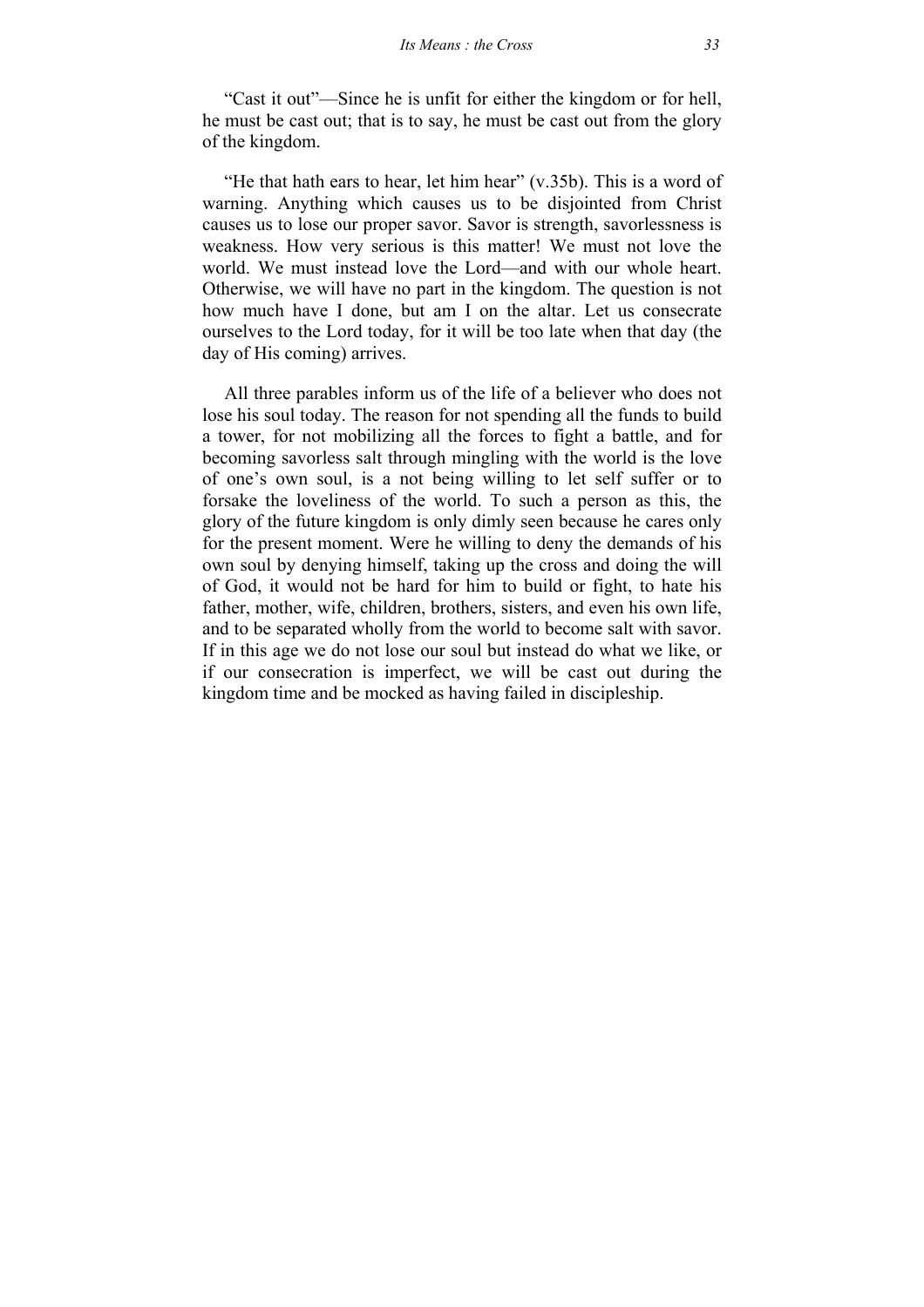"Cast it out"—Since he is unfit for either the kingdom or for hell, he must be cast out; that is to say, he must be cast out from the glory of the kingdom.

"He that hath ears to hear, let him hear" (v.35b). This is a word of warning. Anything which causes us to be disjointed from Christ causes us to lose our proper savor. Savor is strength, savorlessness is weakness. How very serious is this matter! We must not love the world. We must instead love the Lord—and with our whole heart. Otherwise, we will have no part in the kingdom. The question is not how much have I done, but am I on the altar. Let us consecrate ourselves to the Lord today, for it will be too late when that day (the day of His coming) arrives.

All three parables inform us of the life of a believer who does not lose his soul today. The reason for not spending all the funds to build a tower, for not mobilizing all the forces to fight a battle, and for becoming savorless salt through mingling with the world is the love of one's own soul, is a not being willing to let self suffer or to forsake the loveliness of the world. To such a person as this, the glory of the future kingdom is only dimly seen because he cares only for the present moment. Were he willing to deny the demands of his own soul by denying himself, taking up the cross and doing the will of God, it would not be hard for him to build or fight, to hate his father, mother, wife, children, brothers, sisters, and even his own life, and to be separated wholly from the world to become salt with savor. If in this age we do not lose our soul but instead do what we like, or if our consecration is imperfect, we will be cast out during the kingdom time and be mocked as having failed in discipleship.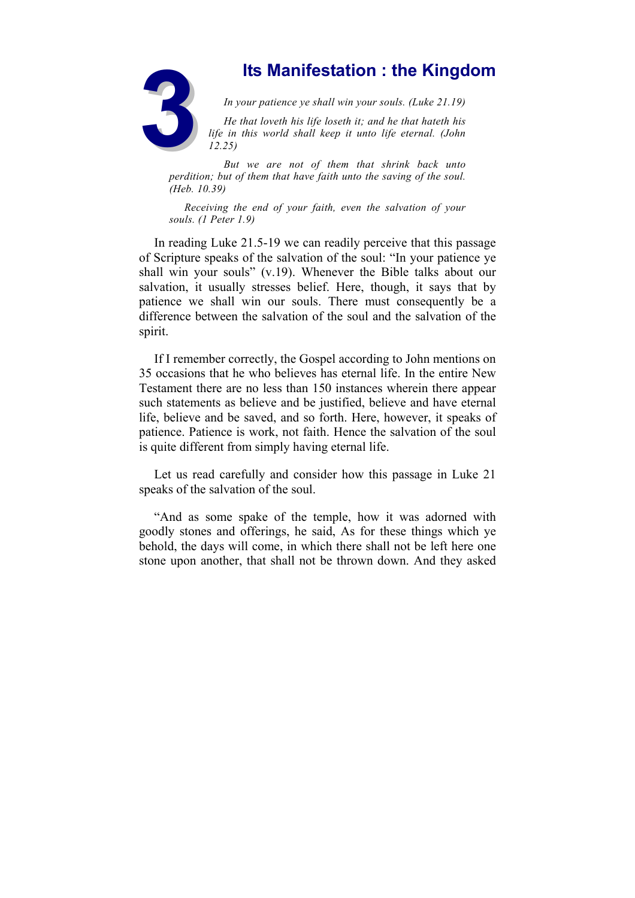# 3 Its Manifestation : the Kingdom

*In your patience ye shall win your souls. (Luke 21.19)*

*He that loveth his life loseth it; and he that hateth his life in this world shall keep it unto life eternal. (John 12.25)*

*But we are not of them that shrink back unto perdition; but of them that have faith unto the saving of the soul. (Heb. 10.39)*

*Receiving the end of your faith, even the salvation of your souls. (1 Peter 1.9)*

In reading Luke 21.5-19 we can readily perceive that this passage of Scripture speaks of the salvation of the soul: "In your patience ye shall win your souls" (v.19). Whenever the Bible talks about our salvation, it usually stresses belief. Here, though, it says that by patience we shall win our souls. There must consequently be a difference between the salvation of the soul and the salvation of the spirit.

If I remember correctly, the Gospel according to John mentions on 35 occasions that he who believes has eternal life. In the entire New Testament there are no less than 150 instances wherein there appear such statements as believe and be justified, believe and have eternal life, believe and be saved, and so forth. Here, however, it speaks of patience. Patience is work, not faith. Hence the salvation of the soul is quite different from simply having eternal life.

Let us read carefully and consider how this passage in Luke 21 speaks of the salvation of the soul.

"And as some spake of the temple, how it was adorned with goodly stones and offerings, he said, As for these things which ye behold, the days will come, in which there shall not be left here one stone upon another, that shall not be thrown down. And they asked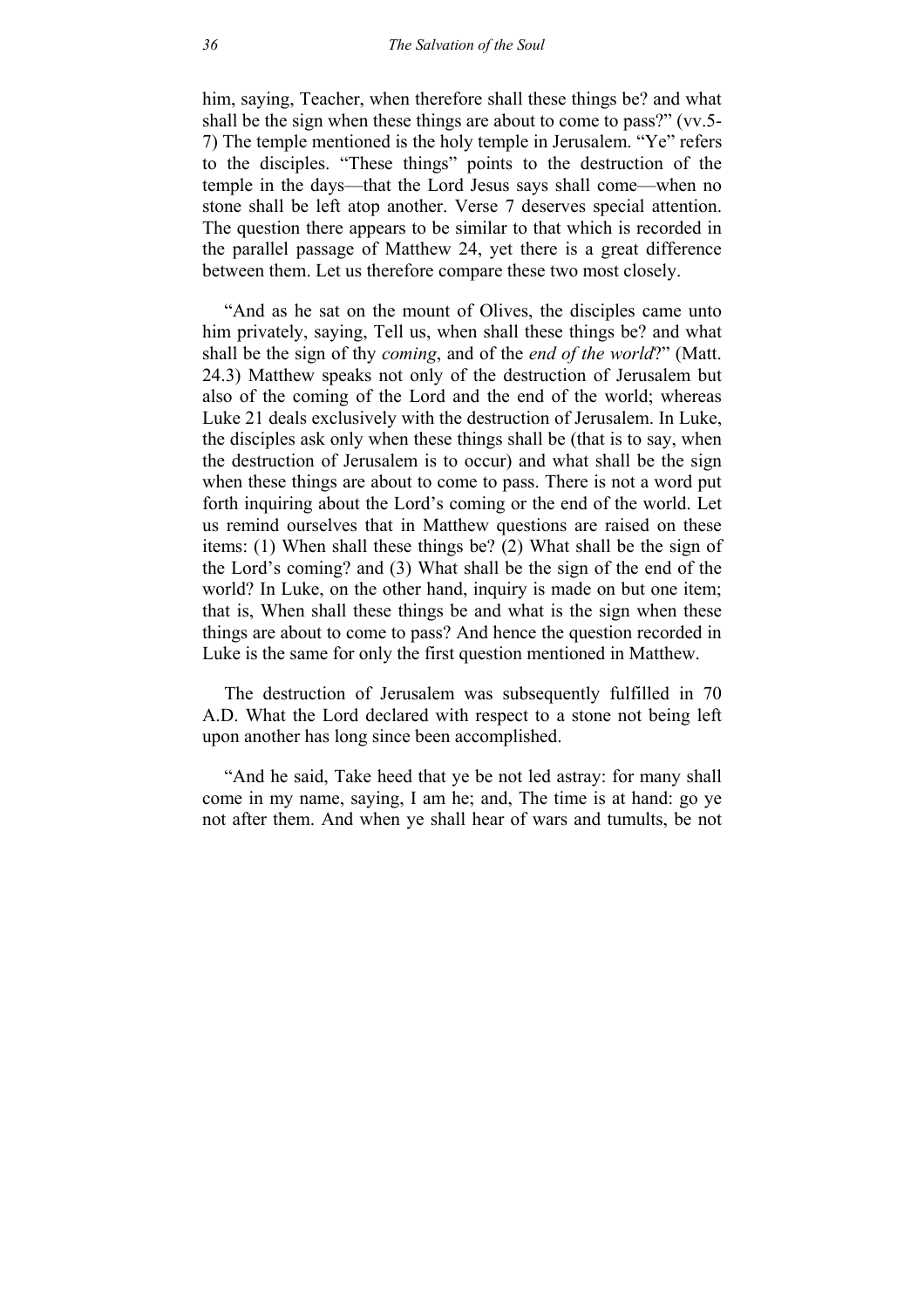him, saying, Teacher, when therefore shall these things be? and what shall be the sign when these things are about to come to pass?" (vv.5-7) The temple mentioned is the holy temple in Jerusalem. "Ye" refers to the disciples. "These things" points to the destruction of the temple in the days—that the Lord Jesus says shall come—when no stone shall be left atop another. Verse 7 deserves special attention. The question there appears to be similar to that which is recorded in the parallel passage of Matthew 24, yet there is a great difference between them. Let us therefore compare these two most closely.

"And as he sat on the mount of Olives, the disciples came unto him privately, saying, Tell us, when shall these things be? and what shall be the sign of thy *coming*, and of the *end of the world*?" (Matt. 24.3) Matthew speaks not only of the destruction of Jerusalem but also of the coming of the Lord and the end of the world; whereas Luke 21 deals exclusively with the destruction of Jerusalem. In Luke, the disciples ask only when these things shall be (that is to say, when the destruction of Jerusalem is to occur) and what shall be the sign when these things are about to come to pass. There is not a word put forth inquiring about the Lord's coming or the end of the world. Let us remind ourselves that in Matthew questions are raised on these items: (1) When shall these things be? (2) What shall be the sign of the Lord's coming? and (3) What shall be the sign of the end of the world? In Luke, on the other hand, inquiry is made on but one item; that is, When shall these things be and what is the sign when these things are about to come to pass? And hence the question recorded in Luke is the same for only the first question mentioned in Matthew.

The destruction of Jerusalem was subsequently fulfilled in 70 A.D. What the Lord declared with respect to a stone not being left upon another has long since been accomplished.

"And he said, Take heed that ye be not led astray: for many shall come in my name, saying, I am he; and, The time is at hand: go ye not after them. And when ye shall hear of wars and tumults, be not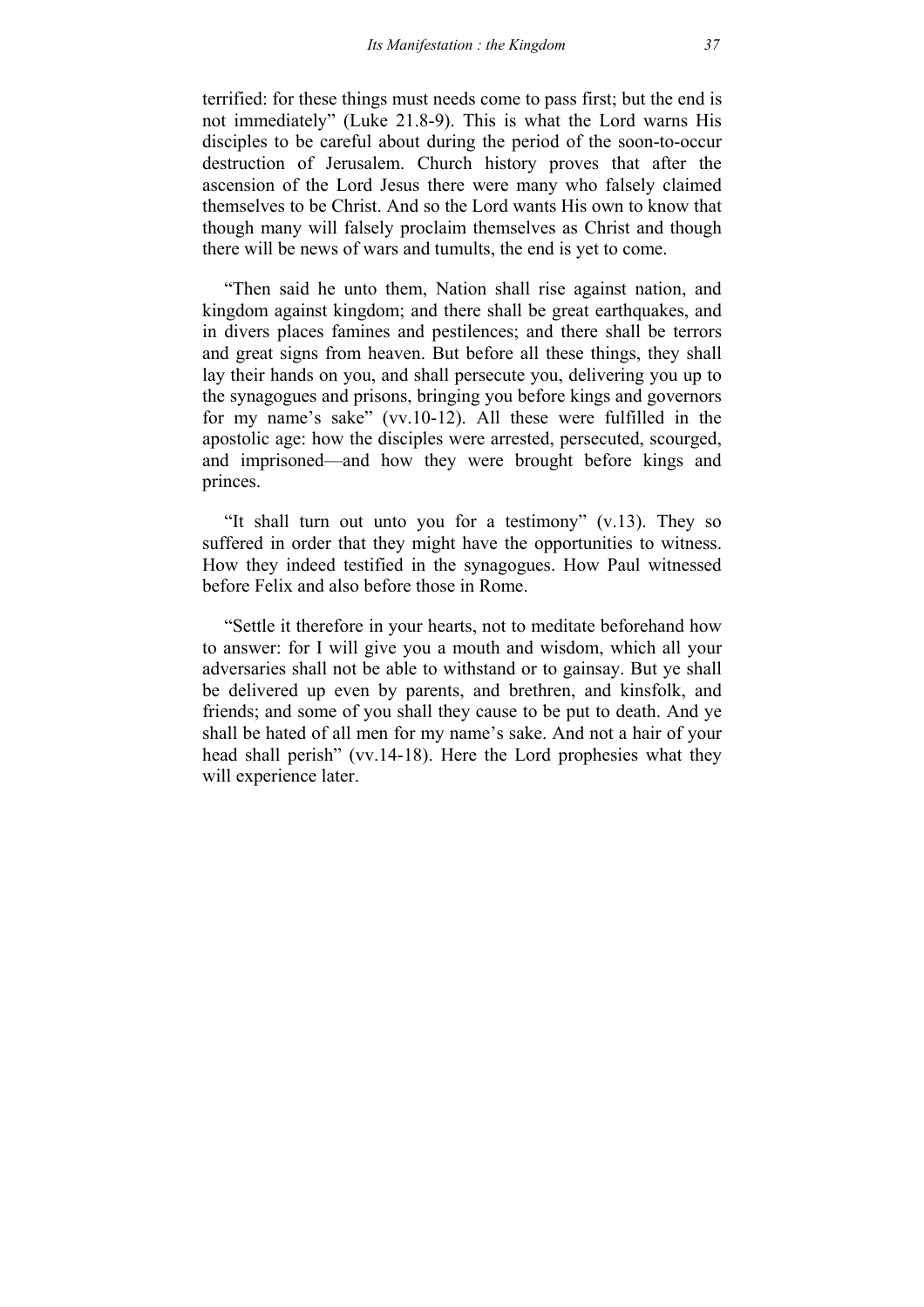terrified: for these things must needs come to pass first; but the end is not immediately" (Luke 21.8-9). This is what the Lord warns His disciples to be careful about during the period of the soon-to-occur destruction of Jerusalem. Church history proves that after the ascension of the Lord Jesus there were many who falsely claimed themselves to be Christ. And so the Lord wants His own to know that though many will falsely proclaim themselves as Christ and though there will be news of wars and tumults, the end is yet to come.

"Then said he unto them, Nation shall rise against nation, and kingdom against kingdom; and there shall be great earthquakes, and in divers places famines and pestilences; and there shall be terrors and great signs from heaven. But before all these things, they shall lay their hands on you, and shall persecute you, delivering you up to the synagogues and prisons, bringing you before kings and governors for my name's sake" (vv.10-12). All these were fulfilled in the apostolic age: how the disciples were arrested, persecuted, scourged, and imprisoned—and how they were brought before kings and princes.

"It shall turn out unto you for a testimony" (v.13). They so suffered in order that they might have the opportunities to witness. How they indeed testified in the synagogues. How Paul witnessed before Felix and also before those in Rome.

"Settle it therefore in your hearts, not to meditate beforehand how to answer: for I will give you a mouth and wisdom, which all your adversaries shall not be able to withstand or to gainsay. But ye shall be delivered up even by parents, and brethren, and kinsfolk, and friends; and some of you shall they cause to be put to death. And ye shall be hated of all men for my name's sake. And not a hair of your head shall perish" (vv.14-18). Here the Lord prophesies what they will experience later.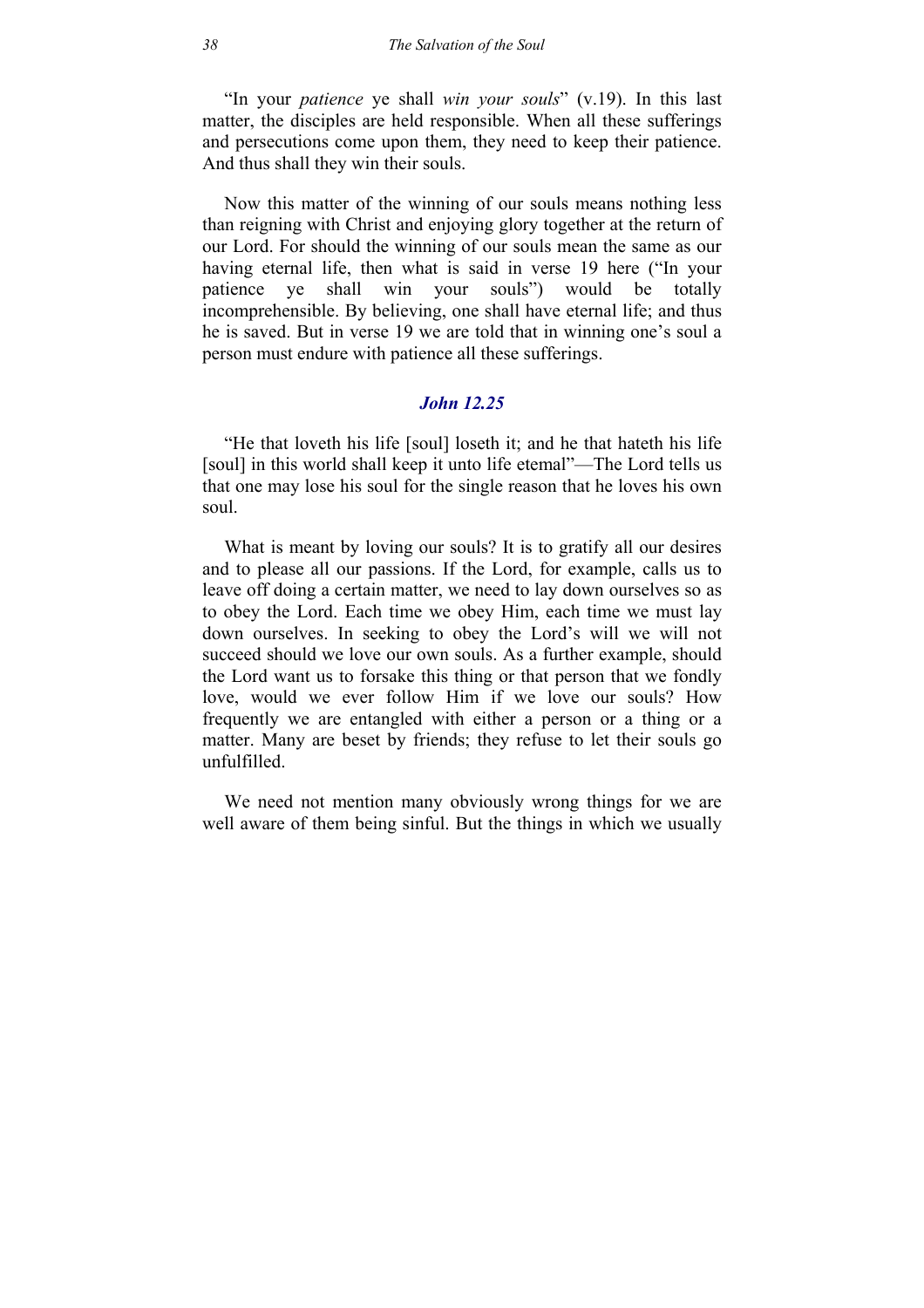"In your *patience* ye shall *win your souls*" (v.19). In this last matter, the disciples are held responsible. When all these sufferings and persecutions come upon them, they need to keep their patience. And thus shall they win their souls.

Now this matter of the winning of our souls means nothing less than reigning with Christ and enjoying glory together at the return of our Lord. For should the winning of our souls mean the same as our having eternal life, then what is said in verse 19 here ("In your patience ye shall win your souls") would be totally incomprehensible. By believing, one shall have eternal life; and thus he is saved. But in verse 19 we are told that in winning one's soul a person must endure with patience all these sufferings.

### *John 12.25*

"He that loveth his life [soul] loseth it; and he that hateth his life [soul] in this world shall keep it unto life eternal"—The Lord tells us that one may lose his soul for the single reason that he loves his own soul.

What is meant by loving our souls? It is to gratify all our desires and to please all our passions. If the Lord, for example, calls us to leave off doing a certain matter, we need to lay down ourselves so as to obey the Lord. Each time we obey Him, each time we must lay down ourselves. In seeking to obey the Lord's will we will not succeed should we love our own souls. As a further example, should the Lord want us to forsake this thing or that person that we fondly love, would we ever follow Him if we love our souls? How frequently we are entangled with either a person or a thing or a matter. Many are beset by friends; they refuse to let their souls go unfulfilled.

We need not mention many obviously wrong things for we are well aware of them being sinful. But the things in which we usually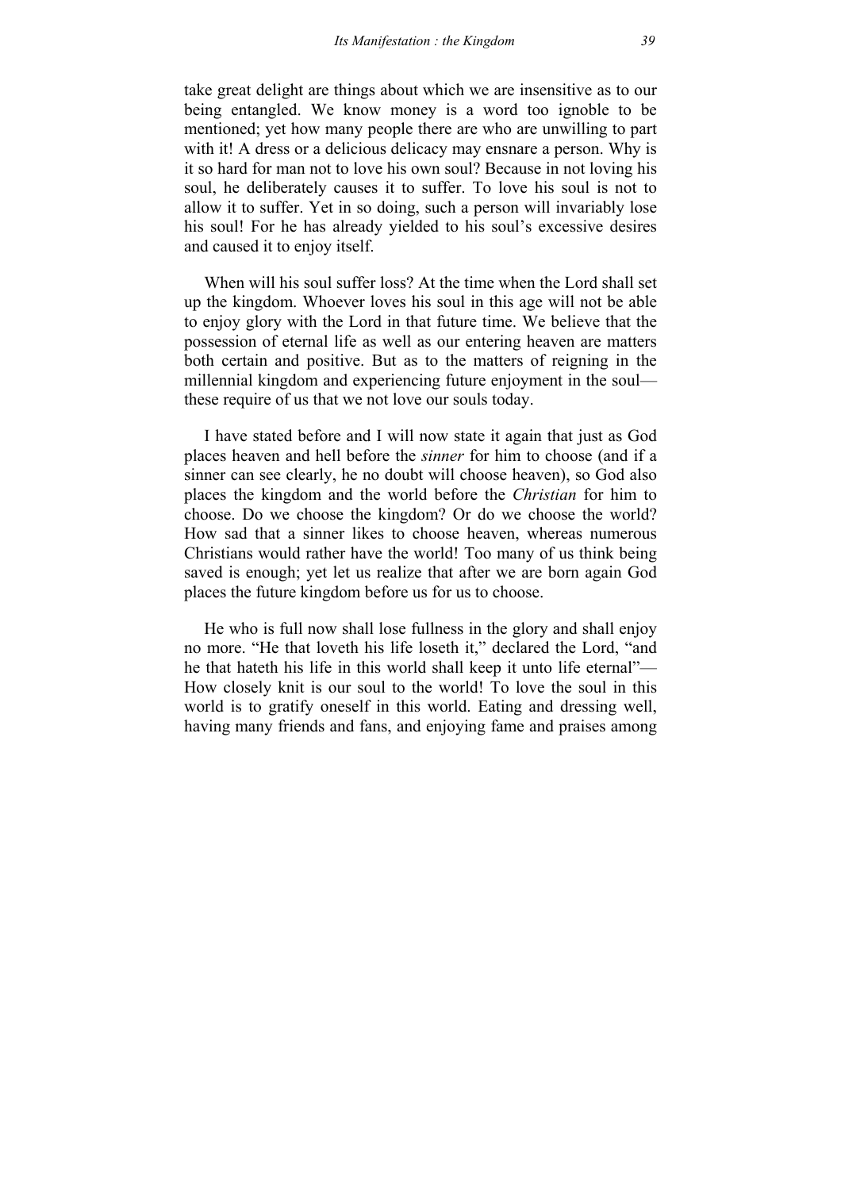take great delight are things about which we are insensitive as to our being entangled. We know money is a word too ignoble to be mentioned; yet how many people there are who are unwilling to part with it! A dress or a delicious delicacy may ensnare a person. Why is it so hard for man not to love his own soul? Because in not loving his soul, he deliberately causes it to suffer. To love his soul is not to allow it to suffer. Yet in so doing, such a person will invariably lose his soul! For he has already yielded to his soul's excessive desires and caused it to enjoy itself.

When will his soul suffer loss? At the time when the Lord shall set up the kingdom. Whoever loves his soul in this age will not be able to enjoy glory with the Lord in that future time. We believe that the possession of eternal life as well as our entering heaven are matters both certain and positive. But as to the matters of reigning in the millennial kingdom and experiencing future enjoyment in the soul—these require of us that we not love our souls today.

I have stated before and I will now state it again that just as God places heaven and hell before the *sinner* for him to choose (and if a sinner can see clearly, he no doubt will choose heaven), so God also places the kingdom and the world before the *Christian* for him to choose. Do we choose the kingdom? Or do we choose the world? How sad that a sinner likes to choose heaven, whereas numerous Christians would rather have the world! Too many of us think being saved is enough; yet let us realize that after we are born again God places the future kingdom before us for us to choose.

He who is full now shall lose fullness in the glory and shall enjoy no more. "He that loveth his life loseth it," declared the Lord, "and he that hateth his life in this world shall keep it unto life eternal"—How closely knit is our soul to the world! To love the soul in this world is to gratify oneself in this world. Eating and dressing well, having many friends and fans, and enjoying fame and praises among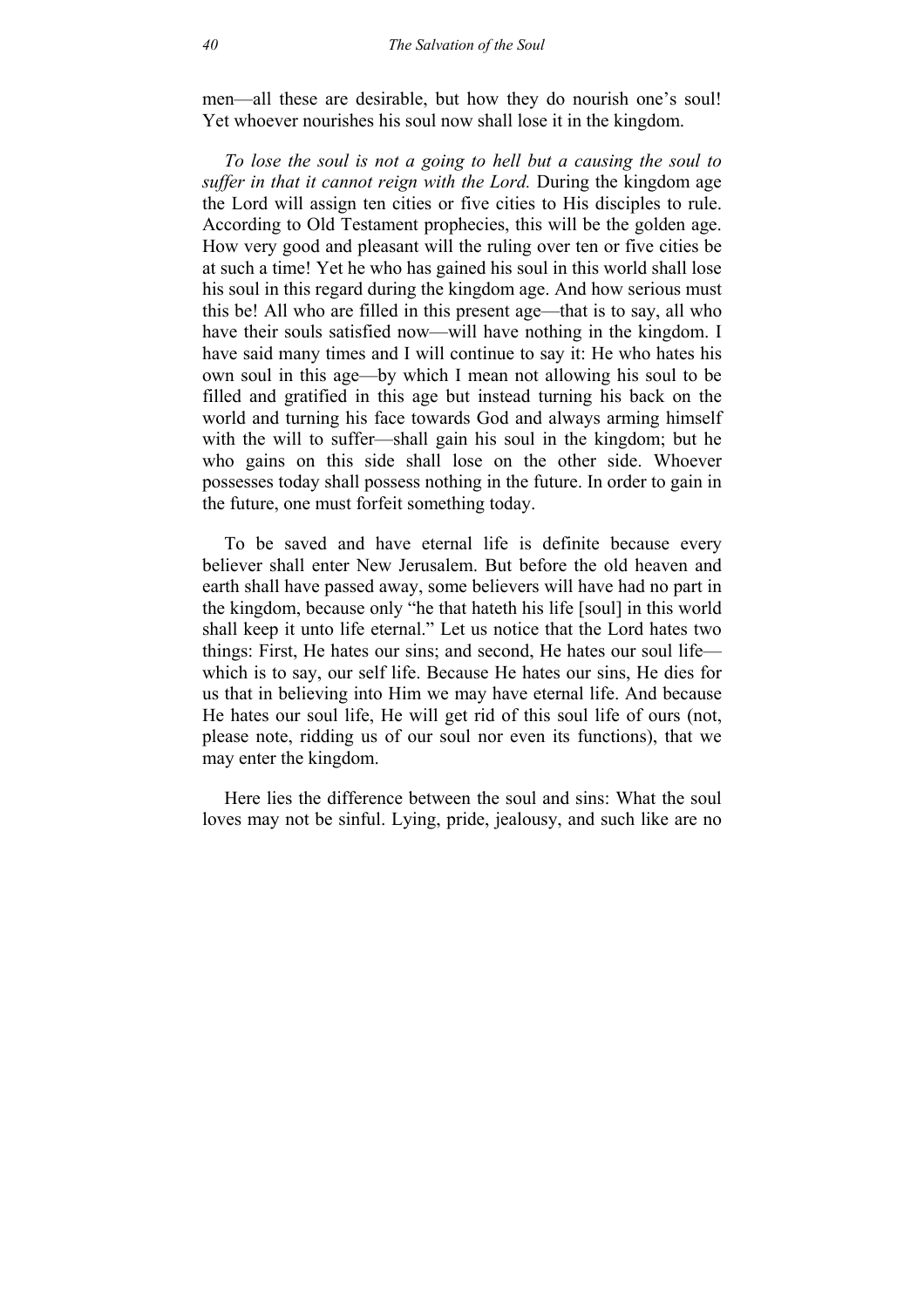men—all these are desirable, but how they do nourish one's soul! Yet whoever nourishes his soul now shall lose it in the kingdom.

*To lose the soul is not a going to hell but a causing the soul to suffer in that it cannot reign with the Lord.* During the kingdom age the Lord will assign ten cities or five cities to His disciples to rule. According to Old Testament prophecies, this will be the golden age. How very good and pleasant will the ruling over ten or five cities be at such a time! Yet he who has gained his soul in this world shall lose his soul in this regard during the kingdom age. And how serious must this be! All who are filled in this present age—that is to say, all who have their souls satisfied now—will have nothing in the kingdom. I have said many times and I will continue to say it: He who hates his own soul in this age—by which I mean not allowing his soul to be filled and gratified in this age but instead turning his back on the world and turning his face towards God and always arming himself with the will to suffer—shall gain his soul in the kingdom; but he who gains on this side shall lose on the other side. Whoever possesses today shall possess nothing in the future. In order to gain in the future, one must forfeit something today.

To be saved and have eternal life is definite because every believer shall enter New Jerusalem. But before the old heaven and earth shall have passed away, some believers will have had no part in the kingdom, because only "he that hateth his life [soul] in this world shall keep it unto life eternal." Let us notice that the Lord hates two things: First, He hates our sins; and second, He hates our soul life—which is to say, our self life. Because He hates our sins, He dies for us that in believing into Him we may have eternal life. And because He hates our soul life, He will get rid of this soul life of ours (not, please note, ridding us of our soul nor even its functions), that we may enter the kingdom.

Here lies the difference between the soul and sins: What the soul loves may not be sinful. Lying, pride, jealousy, and such like are no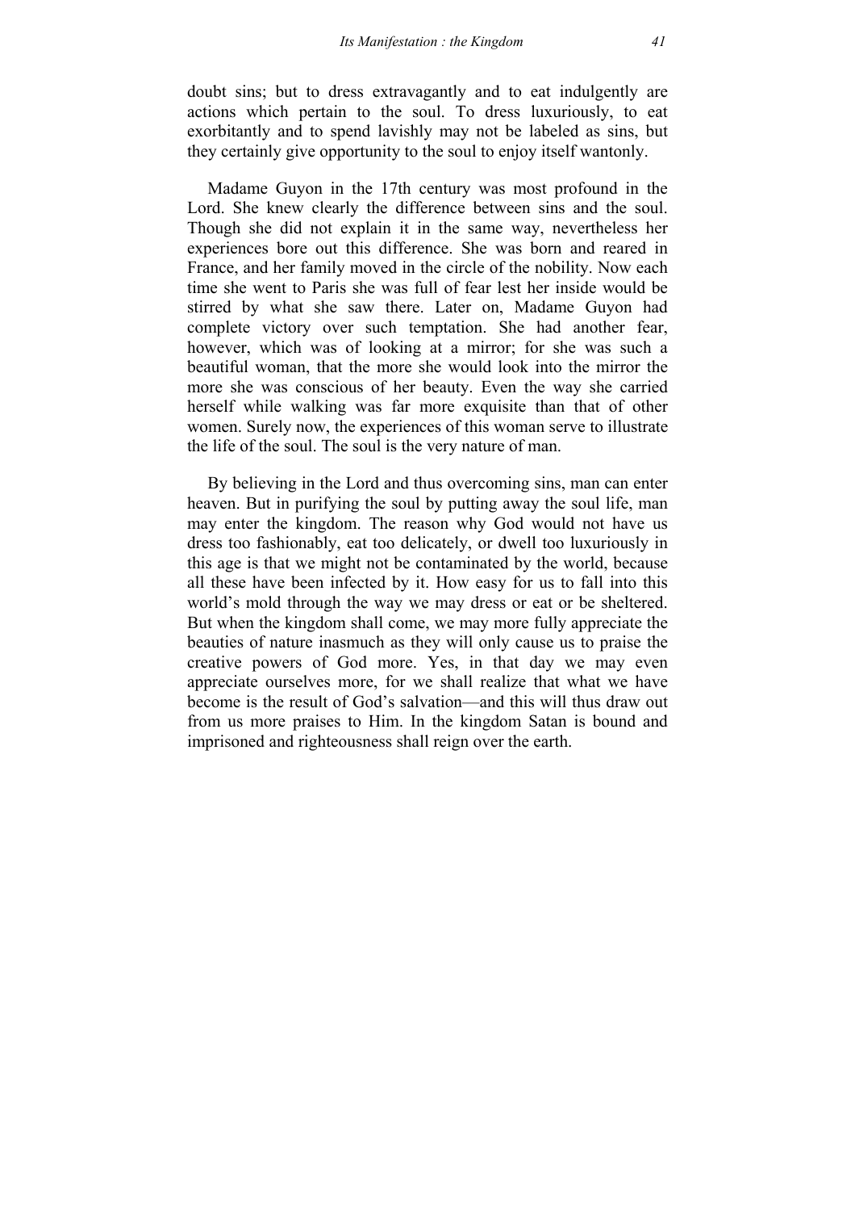doubt sins; but to dress extravagantly and to eat indulgently are actions which pertain to the soul. To dress luxuriously, to eat exorbitantly and to spend lavishly may not be labeled as sins, but they certainly give opportunity to the soul to enjoy itself wantonly.

Madame Guyon in the 17th century was most profound in the Lord. She knew clearly the difference between sins and the soul. Though she did not explain it in the same way, nevertheless her experiences bore out this difference. She was born and reared in France, and her family moved in the circle of the nobility. Now each time she went to Paris she was full of fear lest her inside would be stirred by what she saw there. Later on, Madame Guyon had complete victory over such temptation. She had another fear, however, which was of looking at a mirror; for she was such a beautiful woman, that the more she would look into the mirror the more she was conscious of her beauty. Even the way she carried herself while walking was far more exquisite than that of other women. Surely now, the experiences of this woman serve to illustrate the life of the soul. The soul is the very nature of man.

By believing in the Lord and thus overcoming sins, man can enter heaven. But in purifying the soul by putting away the soul life, man may enter the kingdom. The reason why God would not have us dress too fashionably, eat too delicately, or dwell too luxuriously in this age is that we might not be contaminated by the world, because all these have been infected by it. How easy for us to fall into this world's mold through the way we may dress or eat or be sheltered. But when the kingdom shall come, we may more fully appreciate the beauties of nature inasmuch as they will only cause us to praise the creative powers of God more. Yes, in that day we may even appreciate ourselves more, for we shall realize that what we have become is the result of God's salvation—and this will thus draw out from us more praises to Him. In the kingdom Satan is bound and imprisoned and righteousness shall reign over the earth.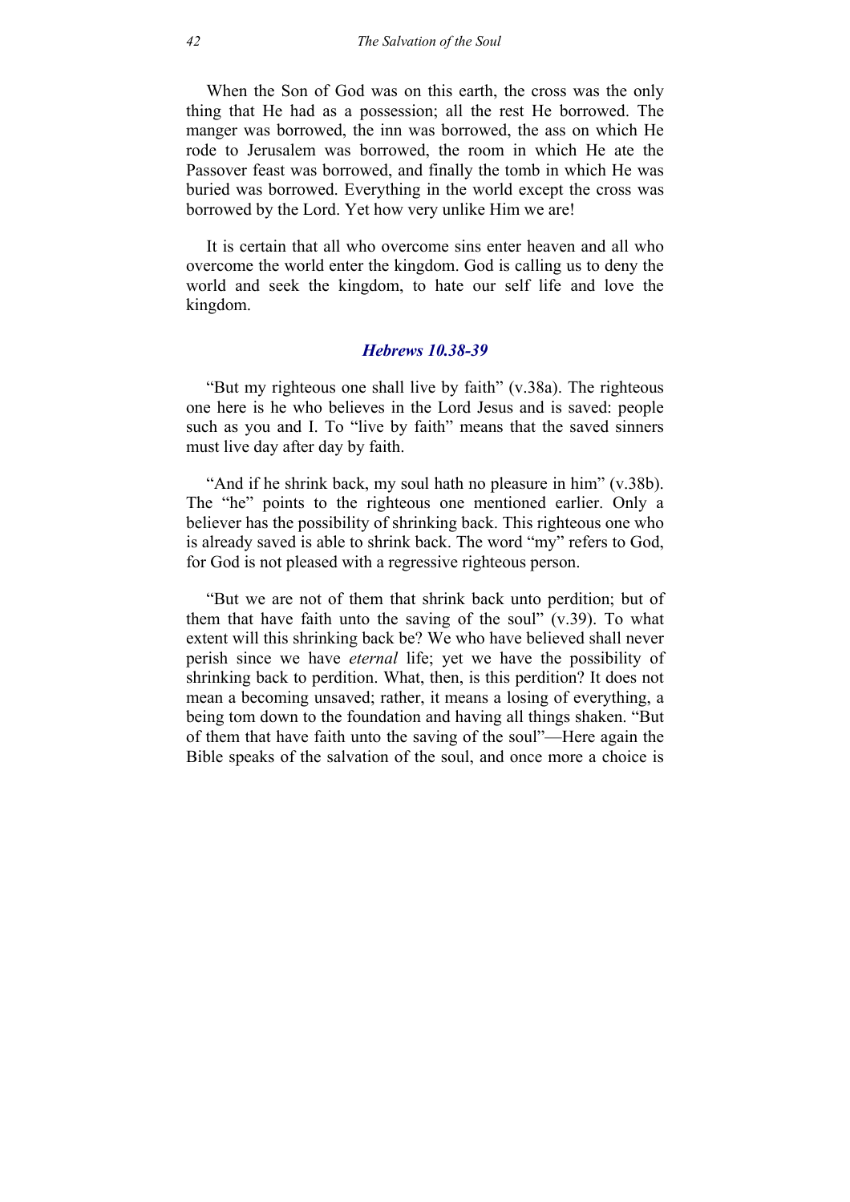When the Son of God was on this earth, the cross was the only thing that He had as a possession; all the rest He borrowed. The manger was borrowed, the inn was borrowed, the ass on which He rode to Jerusalem was borrowed, the room in which He ate the Passover feast was borrowed, and finally the tomb in which He was buried was borrowed. Everything in the world except the cross was borrowed by the Lord. Yet how very unlike Him we are!

It is certain that all who overcome sins enter heaven and all who overcome the world enter the kingdom. God is calling us to deny the world and seek the kingdom, to hate our self life and love the kingdom.

### *Hebrews 10.38-39*

"But my righteous one shall live by faith" (v.38a). The righteous one here is he who believes in the Lord Jesus and is saved: people such as you and I. To "live by faith" means that the saved sinners must live day after day by faith.

"And if he shrink back, my soul hath no pleasure in him" (v.38b). The "he" points to the righteous one mentioned earlier. Only a believer has the possibility of shrinking back. This righteous one who is already saved is able to shrink back. The word "my" refers to God, for God is not pleased with a regressive righteous person.

"But we are not of them that shrink back unto perdition; but of them that have faith unto the saving of the soul" (v.39). To what extent will this shrinking back be? We who have believed shall never perish since we have *eternal* life; yet we have the possibility of shrinking back to perdition. What, then, is this perdition? It does not mean a becoming unsaved; rather, it means a losing of everything, a being tom down to the foundation and having all things shaken. "But of them that have faith unto the saving of the soul"—Here again the Bible speaks of the salvation of the soul, and once more a choice is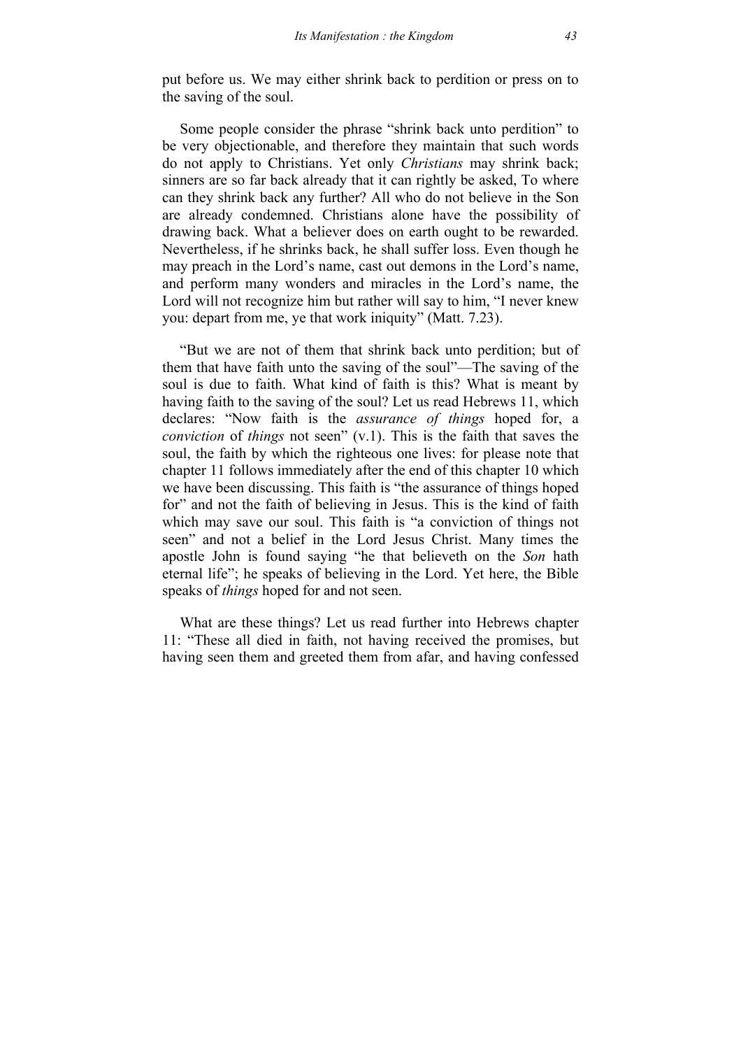put before us. We may either shrink back to perdition or press on to the saving of the soul.

Some people consider the phrase "shrink back unto perdition" to be very objectionable, and therefore they maintain that such words do not apply to Christians. Yet only *Christians* may shrink back; sinners are so far back already that it can rightly be asked, To where can they shrink back any further? All who do not believe in the Son are already condemned. Christians alone have the possibility of drawing back. What a believer does on earth ought to be rewarded. Nevertheless, if he shrinks back, he shall suffer loss. Even though he may preach in the Lord's name, cast out demons in the Lord's name, and perform many wonders and miracles in the Lord's name, the Lord will not recognize him but rather will say to him, "I never knew you: depart from me, ye that work iniquity" (Matt. 7.23).

"But we are not of them that shrink back unto perdition; but of them that have faith unto the saving of the soul"—The saving of the soul is due to faith. What kind of faith is this? What is meant by having faith to the saving of the soul? Let us read Hebrews 11, which declares: "Now faith is the *assurance of things* hoped for, a *conviction* of *things* not seen" (v.1). This is the faith that saves the soul, the faith by which the righteous one lives: for please note that chapter 11 follows immediately after the end of this chapter 10 which we have been discussing. This faith is "the assurance of things hoped for" and not the faith of believing in Jesus. This is the kind of faith which may save our soul. This faith is "a conviction of things not seen" and not a belief in the Lord Jesus Christ. Many times the apostle John is found saying "he that believeth on the *Son* hath eternal life"; he speaks of believing in the Lord. Yet here, the Bible speaks of *things* hoped for and not seen.

What are these things? Let us read further into Hebrews chapter 11: "These all died in faith, not having received the promises, but having seen them and greeted them from afar, and having confessed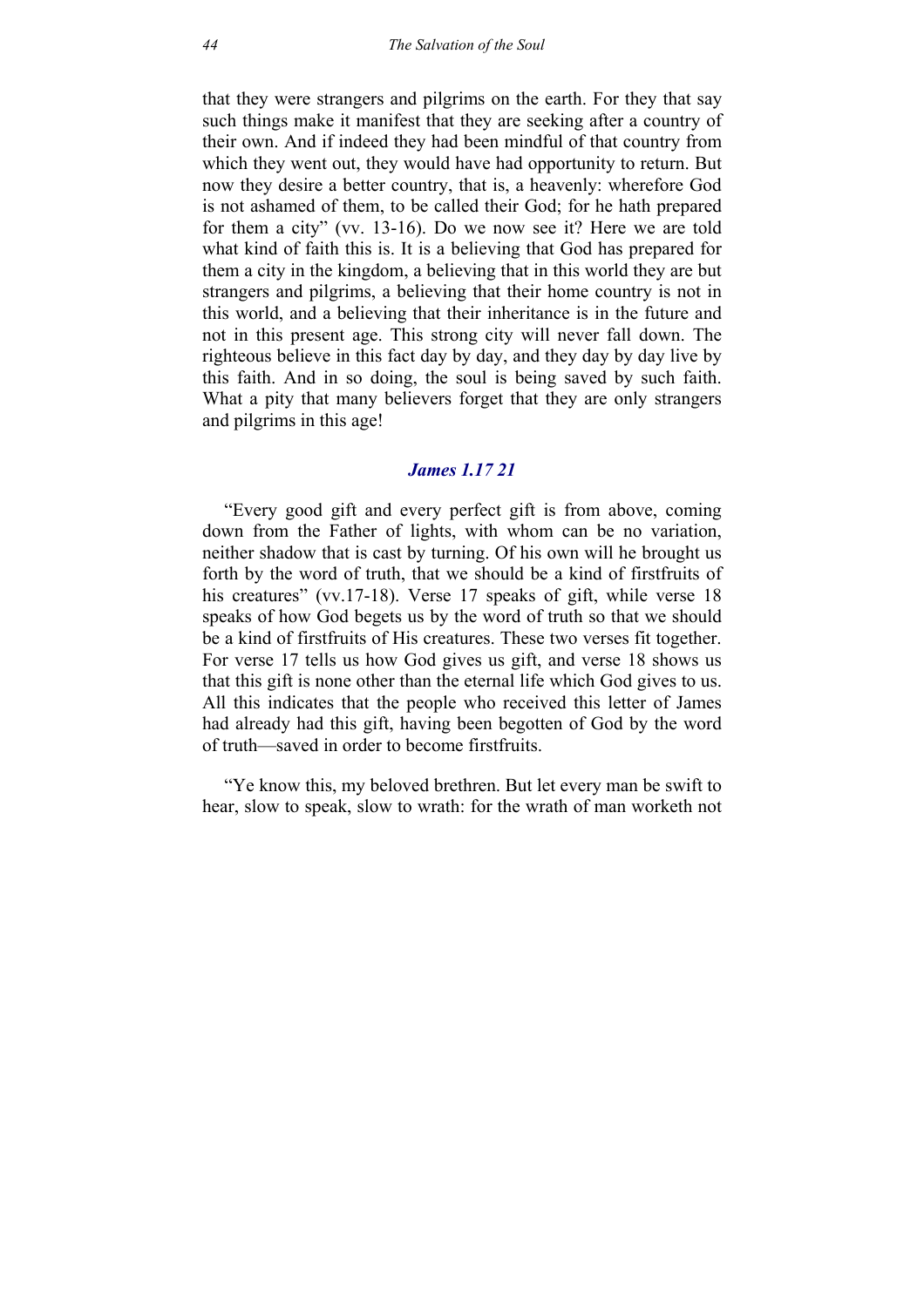that they were strangers and pilgrims on the earth. For they that say such things make it manifest that they are seeking after a country of their own. And if indeed they had been mindful of that country from which they went out, they would have had opportunity to return. But now they desire a better country, that is, a heavenly: wherefore God is not ashamed of them, to be called their God; for he hath prepared for them a city" (vv. 13-16). Do we now see it? Here we are told what kind of faith this is. It is a believing that God has prepared for them a city in the kingdom, a believing that in this world they are but strangers and pilgrims, a believing that their home country is not in this world, and a believing that their inheritance is in the future and not in this present age. This strong city will never fall down. The righteous believe in this fact day by day, and they day by day live by this faith. And in so doing, the soul is being saved by such faith. What a pity that many believers forget that they are only strangers and pilgrims in this age!

### *James 1.17 21*

"Every good gift and every perfect gift is from above, coming down from the Father of lights, with whom can be no variation, neither shadow that is cast by turning. Of his own will he brought us forth by the word of truth, that we should be a kind of firstfruits of his creatures" (vv.17-18). Verse 17 speaks of gift, while verse 18 speaks of how God begets us by the word of truth so that we should be a kind of firstfruits of His creatures. These two verses fit together. For verse 17 tells us how God gives us gift, and verse 18 shows us that this gift is none other than the eternal life which God gives to us. All this indicates that the people who received this letter of James had already had this gift, having been begotten of God by the word of truth—saved in order to become firstfruits.

"Ye know this, my beloved brethren. But let every man be swift to hear, slow to speak, slow to wrath: for the wrath of man worketh not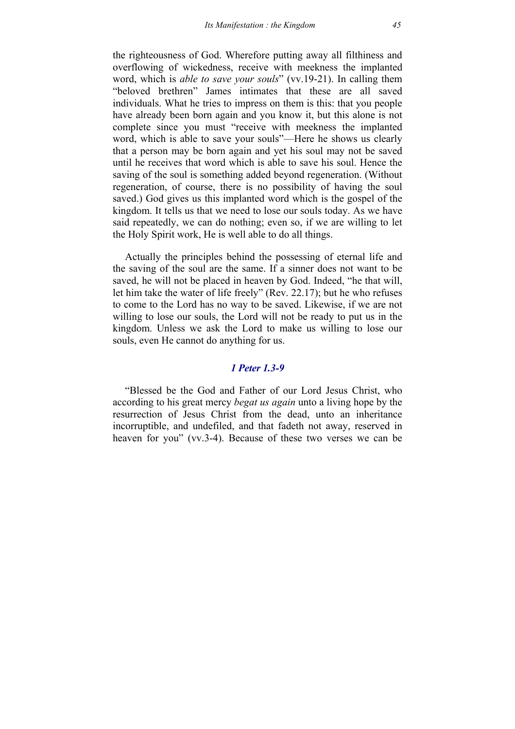the righteousness of God. Wherefore putting away all filthiness and overflowing of wickedness, receive with meekness the implanted word, which is *able to save your souls*" (vv.19-21). In calling them "beloved brethren" James intimates that these are all saved individuals. What he tries to impress on them is this: that you people have already been born again and you know it, but this alone is not complete since you must "receive with meekness the implanted word, which is able to save your souls"—Here he shows us clearly that a person may be born again and yet his soul may not be saved until he receives that word which is able to save his soul. Hence the saving of the soul is something added beyond regeneration. (Without regeneration, of course, there is no possibility of having the soul saved.) God gives us this implanted word which is the gospel of the kingdom. It tells us that we need to lose our souls today. As we have said repeatedly, we can do nothing; even so, if we are willing to let the Holy Spirit work, He is well able to do all things.

Actually the principles behind the possessing of eternal life and the saving of the soul are the same. If a sinner does not want to be saved, he will not be placed in heaven by God. Indeed, "he that will, let him take the water of life freely" (Rev. 22.17); but he who refuses to come to the Lord has no way to be saved. Likewise, if we are not willing to lose our souls, the Lord will not be ready to put us in the kingdom. Unless we ask the Lord to make us willing to lose our souls, even He cannot do anything for us.

### *1 Peter 1.3-9*

"Blessed be the God and Father of our Lord Jesus Christ, who according to his great mercy *begat us again* unto a living hope by the resurrection of Jesus Christ from the dead, unto an inheritance incorruptible, and undefiled, and that fadeth not away, reserved in heaven for you" (vv.3-4). Because of these two verses we can be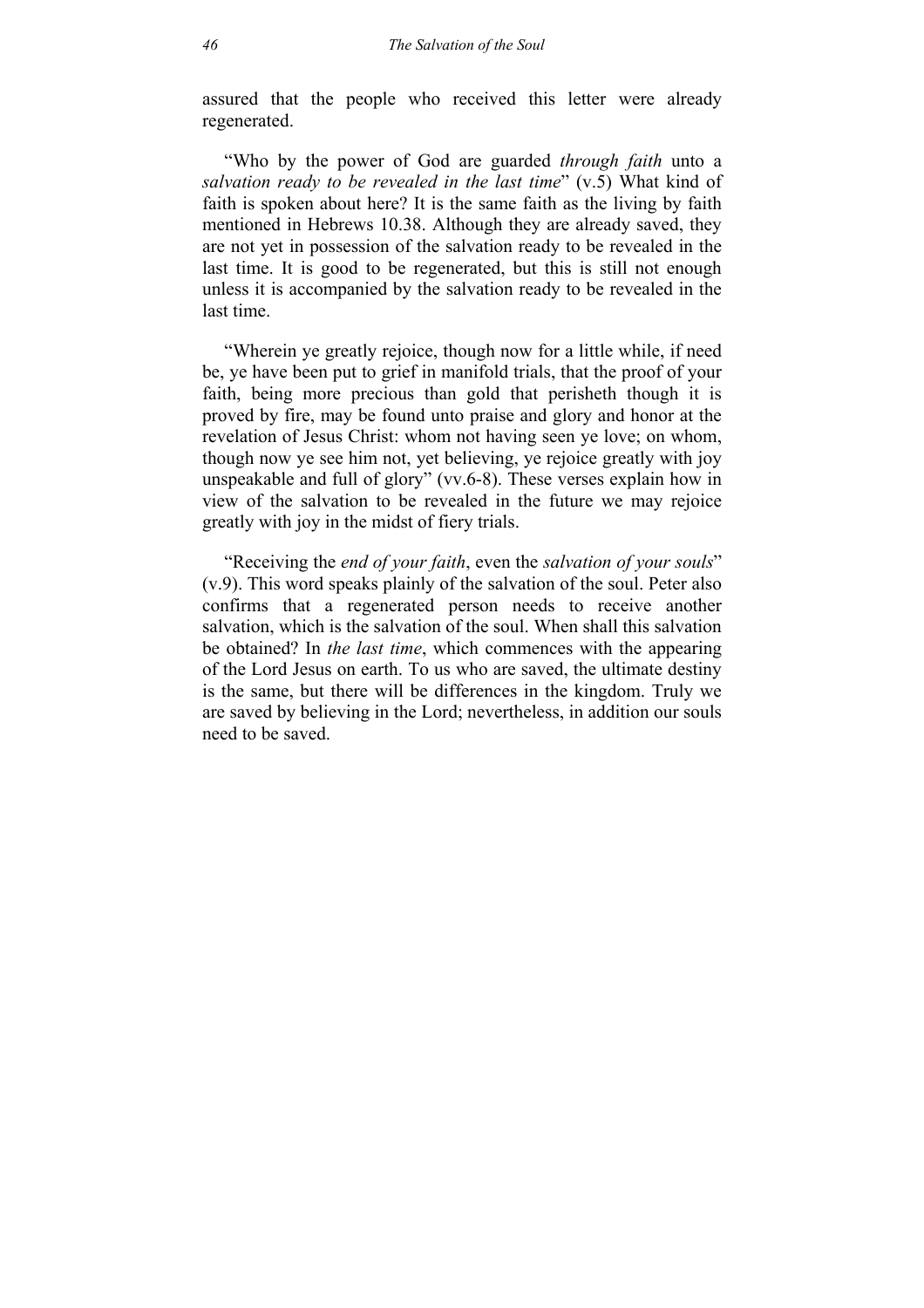assured that the people who received this letter were already regenerated.

"Who by the power of God are guarded *through faith* unto a *salvation ready to be revealed in the last time*" (v.5) What kind of faith is spoken about here? It is the same faith as the living by faith mentioned in Hebrews 10.38. Although they are already saved, they are not yet in possession of the salvation ready to be revealed in the last time. It is good to be regenerated, but this is still not enough unless it is accompanied by the salvation ready to be revealed in the last time.

"Wherein ye greatly rejoice, though now for a little while, if need be, ye have been put to grief in manifold trials, that the proof of your faith, being more precious than gold that perisheth though it is proved by fire, may be found unto praise and glory and honor at the revelation of Jesus Christ: whom not having seen ye love; on whom, though now ye see him not, yet believing, ye rejoice greatly with joy unspeakable and full of glory" (vv.6-8). These verses explain how in view of the salvation to be revealed in the future we may rejoice greatly with joy in the midst of fiery trials.

"Receiving the *end of your faith*, even the *salvation of your souls*" (v.9). This word speaks plainly of the salvation of the soul. Peter also confirms that a regenerated person needs to receive another salvation, which is the salvation of the soul. When shall this salvation be obtained? In *the last time*, which commences with the appearing of the Lord Jesus on earth. To us who are saved, the ultimate destiny is the same, but there will be differences in the kingdom. Truly we are saved by believing in the Lord; nevertheless, in addition our souls need to be saved.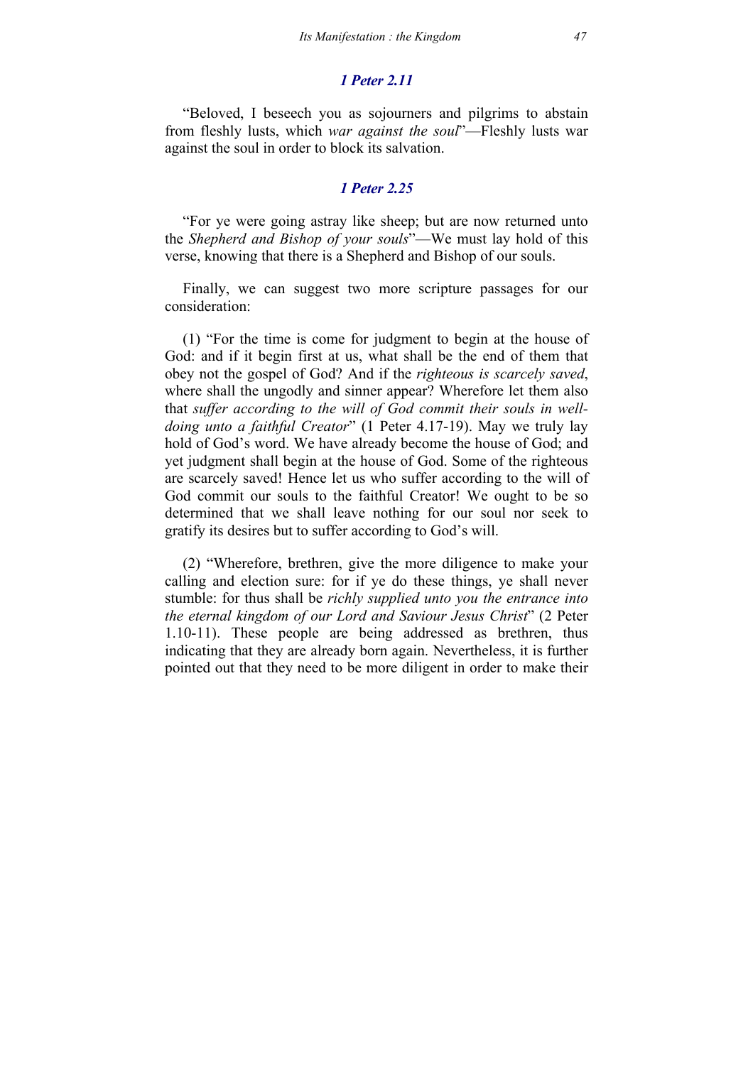### *1 Peter 2.11*

"Beloved, I beseech you as sojourners and pilgrims to abstain from fleshly lusts, which *war against the soul*"—Fleshly lusts war against the soul in order to block its salvation.

### *1 Peter 2.25*

"For ye were going astray like sheep; but are now returned unto the *Shepherd and Bishop of your souls*"—We must lay hold of this verse, knowing that there is a Shepherd and Bishop of our souls.

Finally, we can suggest two more scripture passages for our consideration:

(1) "For the time is come for judgment to begin at the house of God: and if it begin first at us, what shall be the end of them that obey not the gospel of God? And if the *righteous is scarcely saved*, where shall the ungodly and sinner appear? Wherefore let them also that *suffer according to the will of God commit their souls in well-doing unto a faithful Creator*" (1 Peter 4.17-19). May we truly lay hold of God's word. We have already become the house of God; and yet judgment shall begin at the house of God. Some of the righteous are scarcely saved! Hence let us who suffer according to the will of God commit our souls to the faithful Creator! We ought to be so determined that we shall leave nothing for our soul nor seek to gratify its desires but to suffer according to God's will.

(2) "Wherefore, brethren, give the more diligence to make your calling and election sure: for if ye do these things, ye shall never stumble: for thus shall be *richly supplied unto you the entrance into the eternal kingdom of our Lord and Saviour Jesus Christ*" (2 Peter 1.10-11). These people are being addressed as brethren, thus indicating that they are already born again. Nevertheless, it is further pointed out that they need to be more diligent in order to make their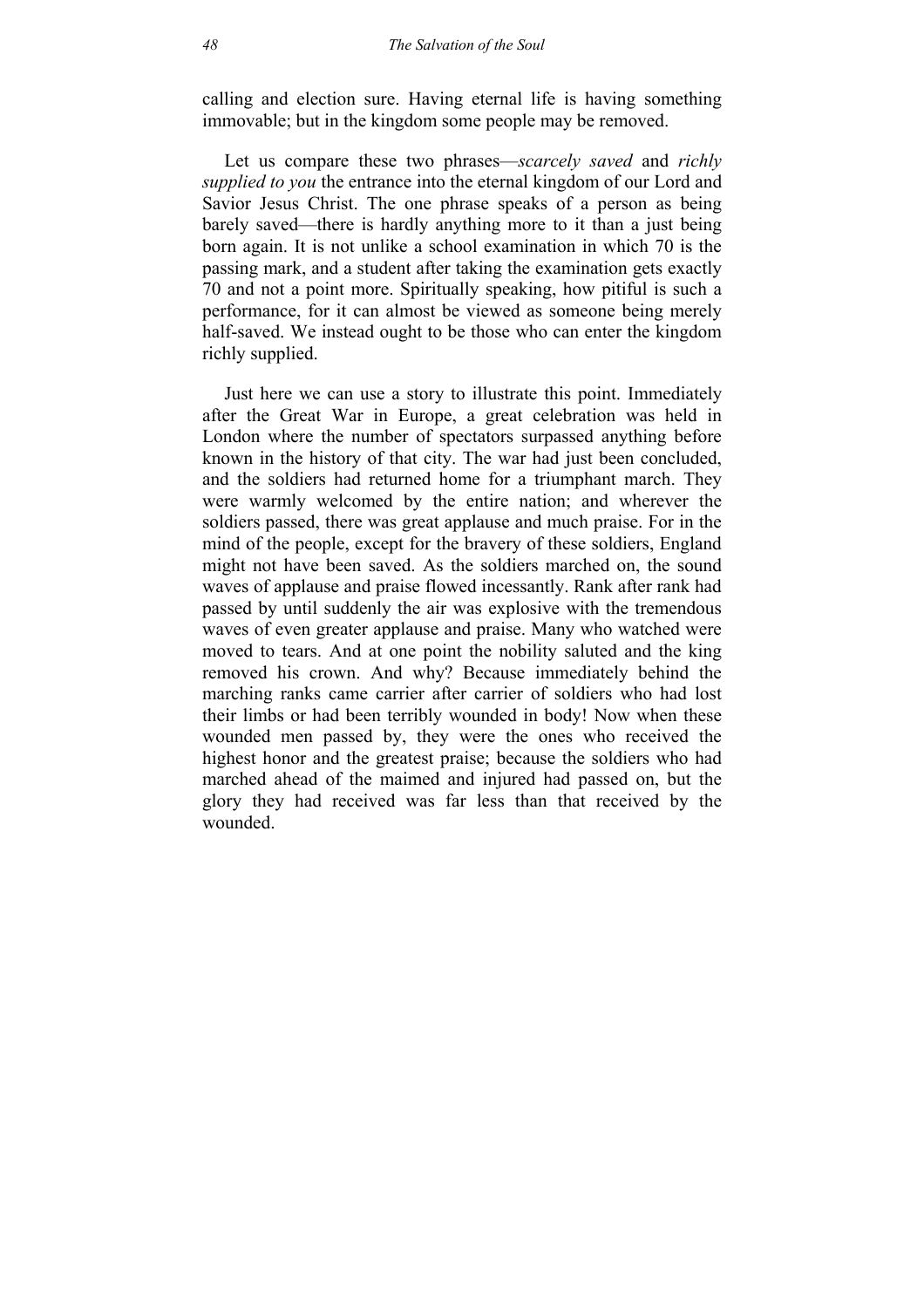calling and election sure. Having eternal life is having something immovable; but in the kingdom some people may be removed.

Let us compare these two phrases—*scarcely saved* and *richly supplied to you* the entrance into the eternal kingdom of our Lord and Savior Jesus Christ. The one phrase speaks of a person as being barely saved—there is hardly anything more to it than a just being born again. It is not unlike a school examination in which 70 is the passing mark, and a student after taking the examination gets exactly 70 and not a point more. Spiritually speaking, how pitiful is such a performance, for it can almost be viewed as someone being merely half-saved. We instead ought to be those who can enter the kingdom richly supplied.

Just here we can use a story to illustrate this point. Immediately after the Great War in Europe, a great celebration was held in London where the number of spectators surpassed anything before known in the history of that city. The war had just been concluded, and the soldiers had returned home for a triumphant march. They were warmly welcomed by the entire nation; and wherever the soldiers passed, there was great applause and much praise. For in the mind of the people, except for the bravery of these soldiers, England might not have been saved. As the soldiers marched on, the sound waves of applause and praise flowed incessantly. Rank after rank had passed by until suddenly the air was explosive with the tremendous waves of even greater applause and praise. Many who watched were moved to tears. And at one point the nobility saluted and the king removed his crown. And why? Because immediately behind the marching ranks came carrier after carrier of soldiers who had lost their limbs or had been terribly wounded in body! Now when these wounded men passed by, they were the ones who received the highest honor and the greatest praise; because the soldiers who had marched ahead of the maimed and injured had passed on, but the glory they had received was far less than that received by the wounded.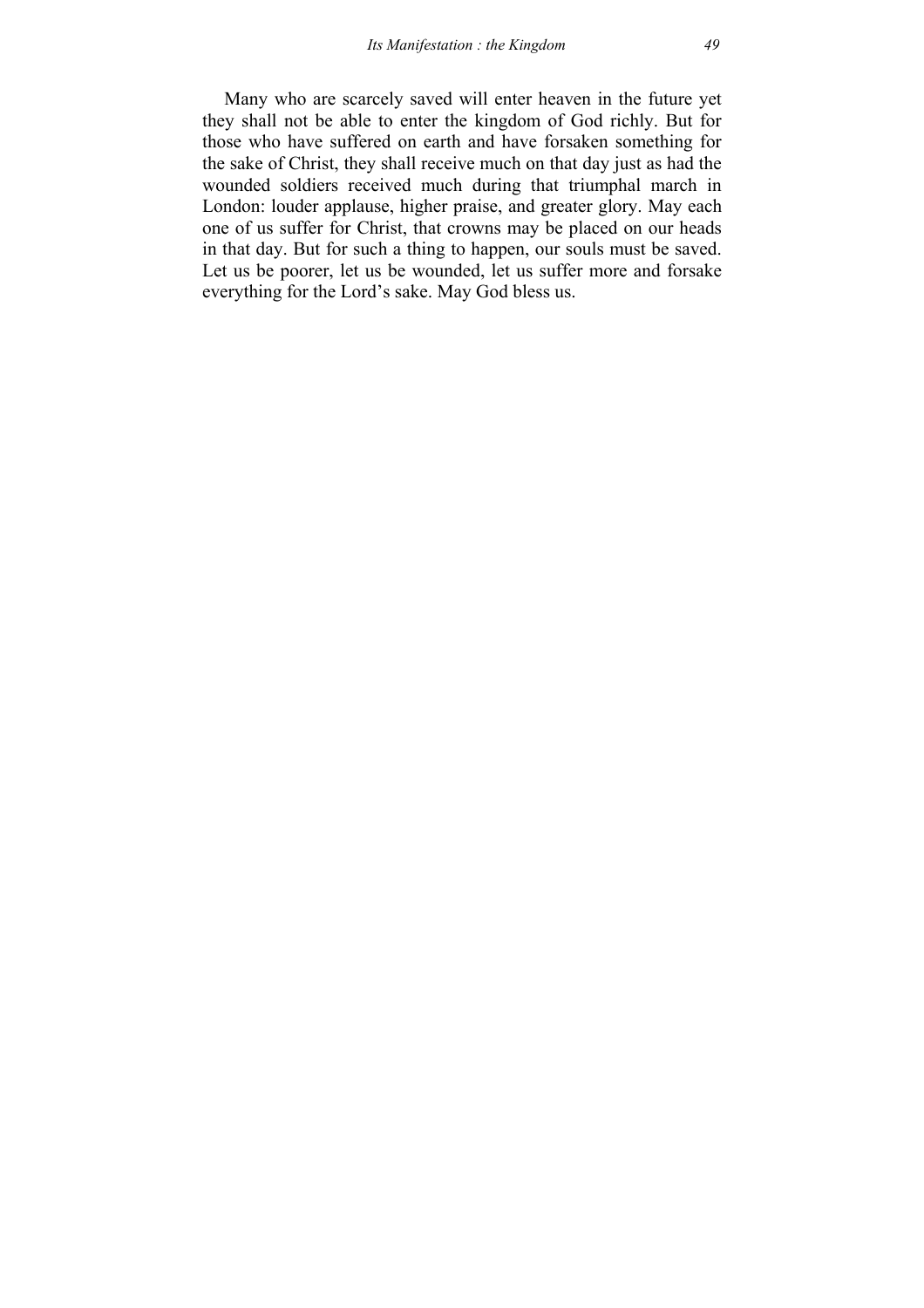Many who are scarcely saved will enter heaven in the future yet they shall not be able to enter the kingdom of God richly. But for those who have suffered on earth and have forsaken something for the sake of Christ, they shall receive much on that day just as had the wounded soldiers received much during that triumphal march in London: louder applause, higher praise, and greater glory. May each one of us suffer for Christ, that crowns may be placed on our heads in that day. But for such a thing to happen, our souls must be saved. Let us be poorer, let us be wounded, let us suffer more and forsake everything for the Lord's sake. May God bless us.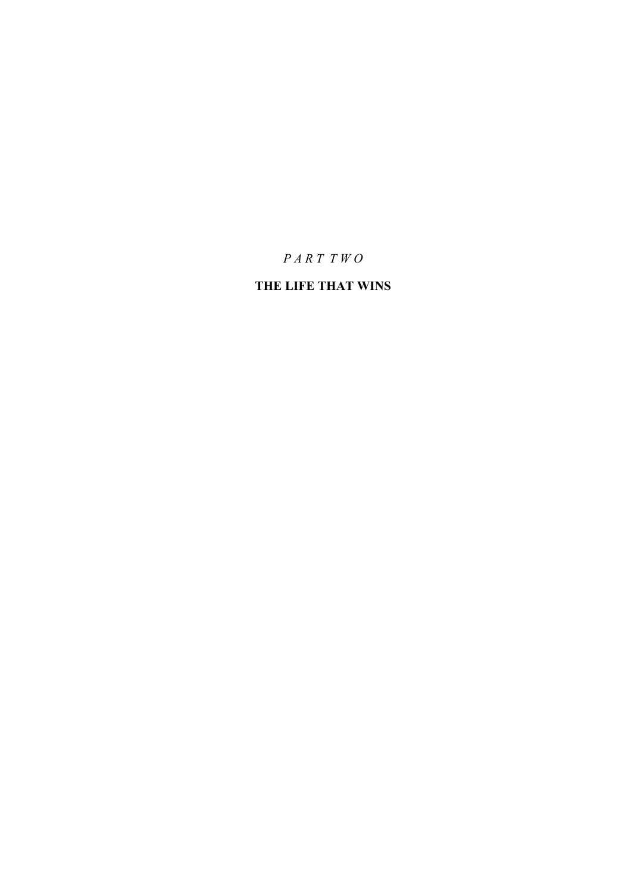*PART TWO*

# THE LIFE THAT WINS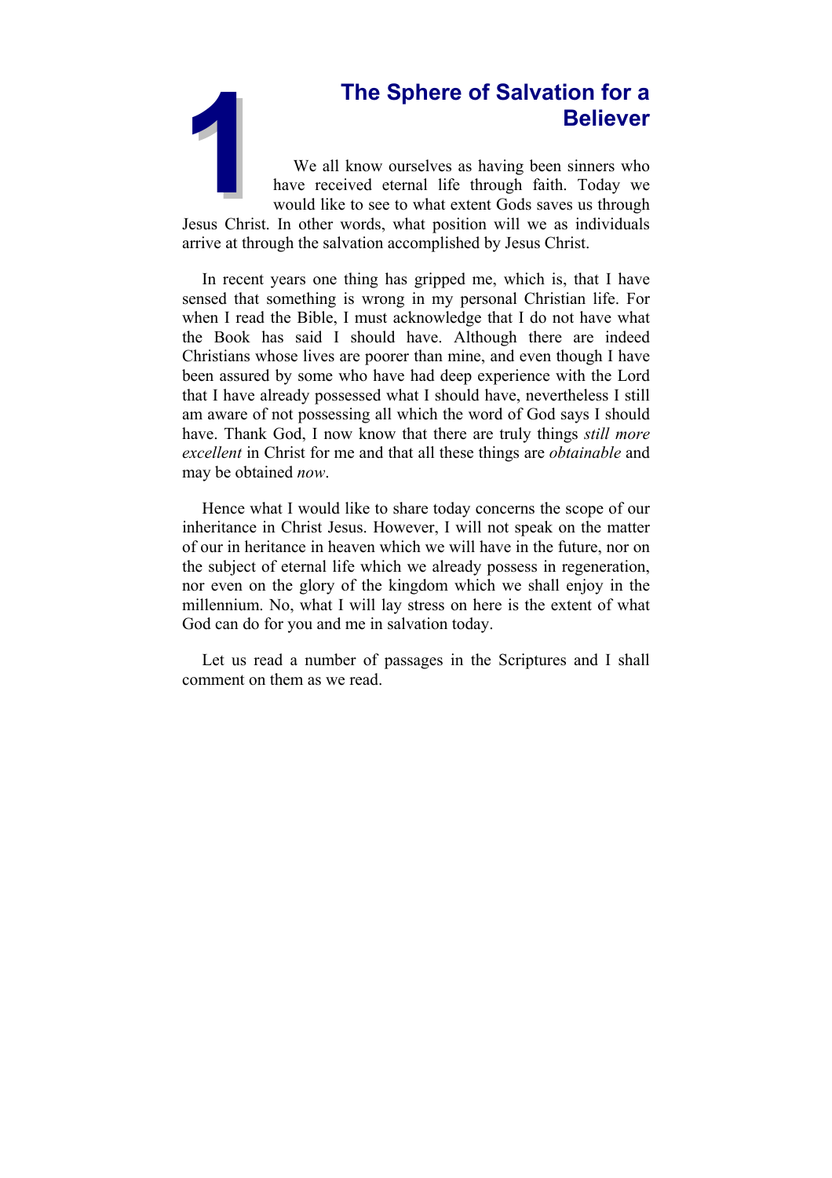# 1 The Sphere of Salvation for a Believer

We all know ourselves as having been sinners who have received eternal life through faith. Today we would like to see to what extent Gods saves us through Jesus Christ. In other words, what position will we as individuals arrive at through the salvation accomplished by Jesus Christ.

In recent years one thing has gripped me, which is, that I have sensed that something is wrong in my personal Christian life. For when I read the Bible, I must acknowledge that I do not have what the Book has said I should have. Although there are indeed Christians whose lives are poorer than mine, and even though I have been assured by some who have had deep experience with the Lord that I have already possessed what I should have, nevertheless I still am aware of not possessing all which the word of God says I should have. Thank God, I now know that there are truly things *still more excellent* in Christ for me and that all these things are *obtainable* and may be obtained *now*.

Hence what I would like to share today concerns the scope of our inheritance in Christ Jesus. However, I will not speak on the matter of our in heritance in heaven which we will have in the future, nor on the subject of eternal life which we already possess in regeneration, nor even on the glory of the kingdom which we shall enjoy in the millennium. No, what I will lay stress on here is the extent of what God can do for you and me in salvation today.

Let us read a number of passages in the Scriptures and I shall comment on them as we read.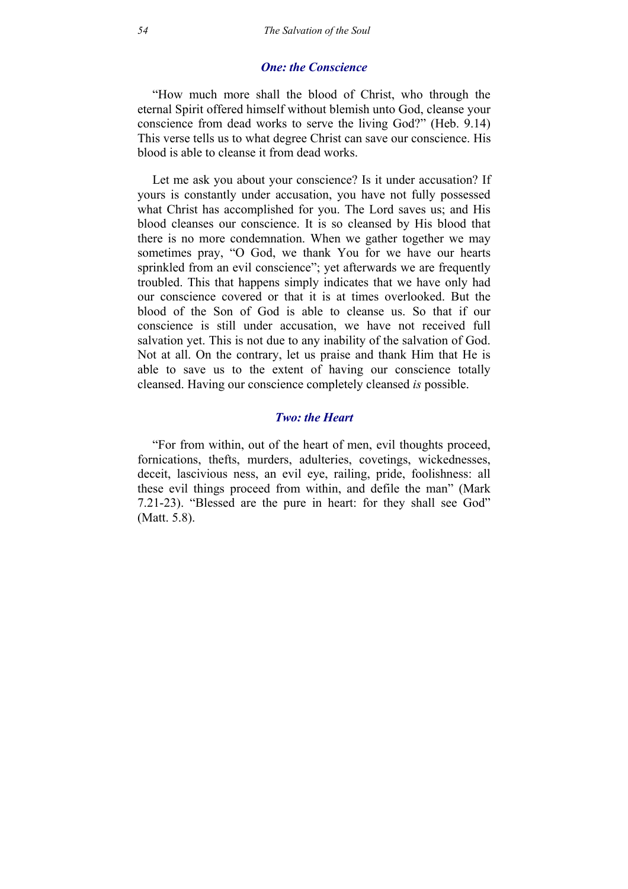### *One: the Conscience*

"How much more shall the blood of Christ, who through the eternal Spirit offered himself without blemish unto God, cleanse your conscience from dead works to serve the living God?" (Heb. 9.14) This verse tells us to what degree Christ can save our conscience. His blood is able to cleanse it from dead works.

Let me ask you about your conscience? Is it under accusation? If yours is constantly under accusation, you have not fully possessed what Christ has accomplished for you. The Lord saves us; and His blood cleanses our conscience. It is so cleansed by His blood that there is no more condemnation. When we gather together we may sometimes pray, "O God, we thank You for we have our hearts sprinkled from an evil conscience"; yet afterwards we are frequently troubled. This that happens simply indicates that we have only had our conscience covered or that it is at times overlooked. But the blood of the Son of God is able to cleanse us. So that if our conscience is still under accusation, we have not received full salvation yet. This is not due to any inability of the salvation of God. Not at all. On the contrary, let us praise and thank Him that He is able to save us to the extent of having our conscience totally cleansed. Having our conscience completely cleansed *is* possible.

### *Two: the Heart*

"For from within, out of the heart of men, evil thoughts proceed, fornications, thefts, murders, adulteries, covetings, wickednesses, deceit, lascivious ness, an evil eye, railing, pride, foolishness: all these evil things proceed from within, and defile the man" (Mark 7.21-23). "Blessed are the pure in heart: for they shall see God" (Matt. 5.8).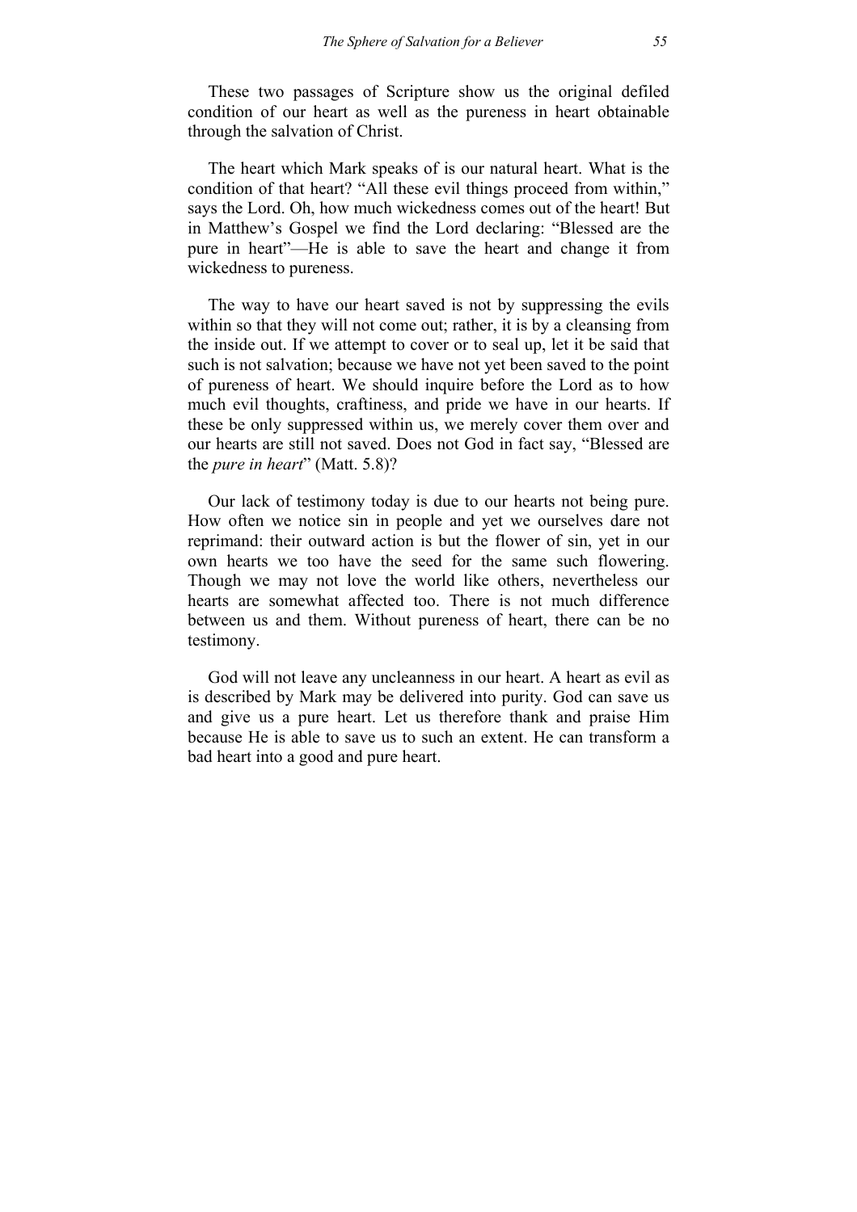These two passages of Scripture show us the original defiled condition of our heart as well as the pureness in heart obtainable through the salvation of Christ.

The heart which Mark speaks of is our natural heart. What is the condition of that heart? "All these evil things proceed from within," says the Lord. Oh, how much wickedness comes out of the heart! But in Matthew's Gospel we find the Lord declaring: "Blessed are the pure in heart"—He is able to save the heart and change it from wickedness to pureness.

The way to have our heart saved is not by suppressing the evils within so that they will not come out; rather, it is by a cleansing from the inside out. If we attempt to cover or to seal up, let it be said that such is not salvation; because we have not yet been saved to the point of pureness of heart. We should inquire before the Lord as to how much evil thoughts, craftiness, and pride we have in our hearts. If these be only suppressed within us, we merely cover them over and our hearts are still not saved. Does not God in fact say, "Blessed are the *pure in heart*" (Matt. 5.8)?

Our lack of testimony today is due to our hearts not being pure. How often we notice sin in people and yet we ourselves dare not reprimand: their outward action is but the flower of sin, yet in our own hearts we too have the seed for the same such flowering. Though we may not love the world like others, nevertheless our hearts are somewhat affected too. There is not much difference between us and them. Without pureness of heart, there can be no testimony.

God will not leave any uncleanness in our heart. A heart as evil as is described by Mark may be delivered into purity. God can save us and give us a pure heart. Let us therefore thank and praise Him because He is able to save us to such an extent. He can transform a bad heart into a good and pure heart.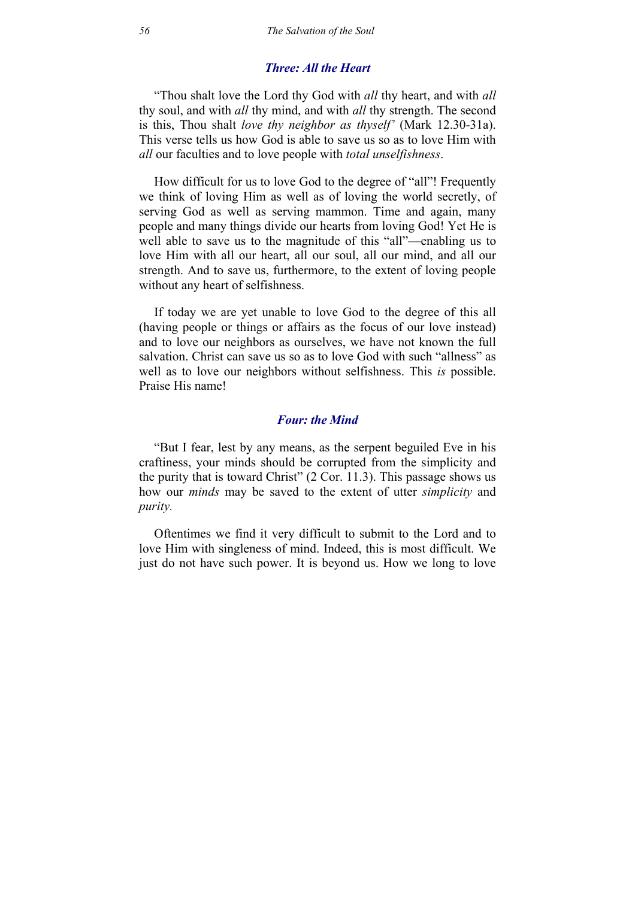### *Three: All the Heart*

"Thou shalt love the Lord thy God with *all* thy heart, and with *all* thy soul, and with *all* thy mind, and with *all* thy strength. The second is this, Thou shalt *love thy neighbor as thyself"* (Mark 12.30-31a). This verse tells us how God is able to save us so as to love Him with *all* our faculties and to love people with *total unselfishness*.

How difficult for us to love God to the degree of "all"! Frequently we think of loving Him as well as of loving the world secretly, of serving God as well as serving mammon. Time and again, many people and many things divide our hearts from loving God! Yet He is well able to save us to the magnitude of this "all"—enabling us to love Him with all our heart, all our soul, all our mind, and all our strength. And to save us, furthermore, to the extent of loving people without any heart of selfishness.

If today we are yet unable to love God to the degree of this all (having people or things or affairs as the focus of our love instead) and to love our neighbors as ourselves, we have not known the full salvation. Christ can save us so as to love God with such "allness" as well as to love our neighbors without selfishness. This *is* possible. Praise His name!

### *Four: the Mind*

"But I fear, lest by any means, as the serpent beguiled Eve in his craftiness, your minds should be corrupted from the simplicity and the purity that is toward Christ" (2 Cor. 11.3). This passage shows us how our *minds* may be saved to the extent of utter *simplicity* and *purity.*

Oftentimes we find it very difficult to submit to the Lord and to love Him with singleness of mind. Indeed, this is most difficult. We just do not have such power. It is beyond us. How we long to love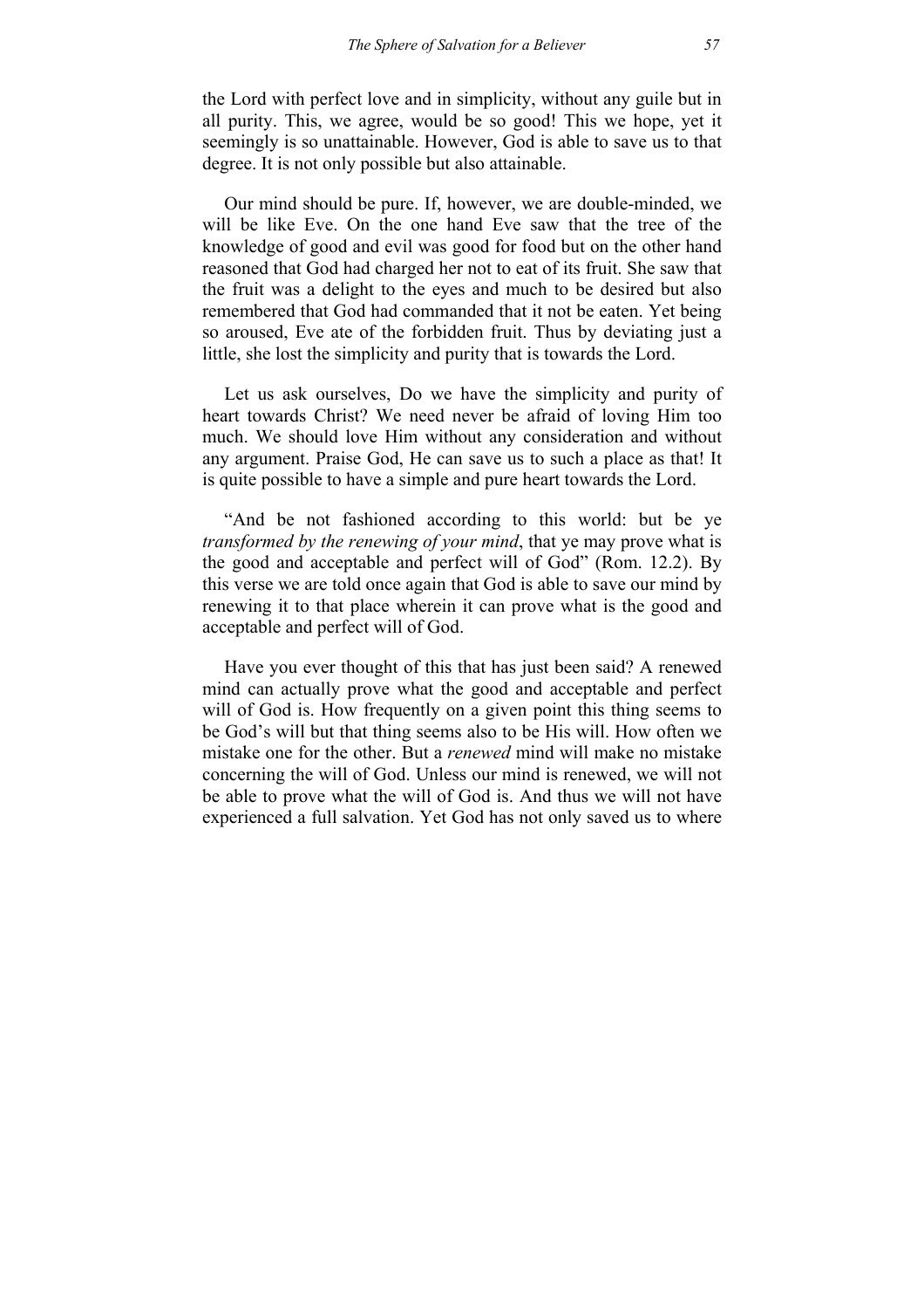the Lord with perfect love and in simplicity, without any guile but in all purity. This, we agree, would be so good! This we hope, yet it seemingly is so unattainable. However, God is able to save us to that degree. It is not only possible but also attainable.

Our mind should be pure. If, however, we are double-minded, we will be like Eve. On the one hand Eve saw that the tree of the knowledge of good and evil was good for food but on the other hand reasoned that God had charged her not to eat of its fruit. She saw that the fruit was a delight to the eyes and much to be desired but also remembered that God had commanded that it not be eaten. Yet being so aroused, Eve ate of the forbidden fruit. Thus by deviating just a little, she lost the simplicity and purity that is towards the Lord.

Let us ask ourselves, Do we have the simplicity and purity of heart towards Christ? We need never be afraid of loving Him too much. We should love Him without any consideration and without any argument. Praise God, He can save us to such a place as that! It is quite possible to have a simple and pure heart towards the Lord.

"And be not fashioned according to this world: but be ye *transformed by the renewing of your mind*, that ye may prove what is the good and acceptable and perfect will of God" (Rom. 12.2). By this verse we are told once again that God is able to save our mind by renewing it to that place wherein it can prove what is the good and acceptable and perfect will of God.

Have you ever thought of this that has just been said? A renewed mind can actually prove what the good and acceptable and perfect will of God is. How frequently on a given point this thing seems to be God's will but that thing seems also to be His will. How often we mistake one for the other. But a *renewed* mind will make no mistake concerning the will of God. Unless our mind is renewed, we will not be able to prove what the will of God is. And thus we will not have experienced a full salvation. Yet God has not only saved us to where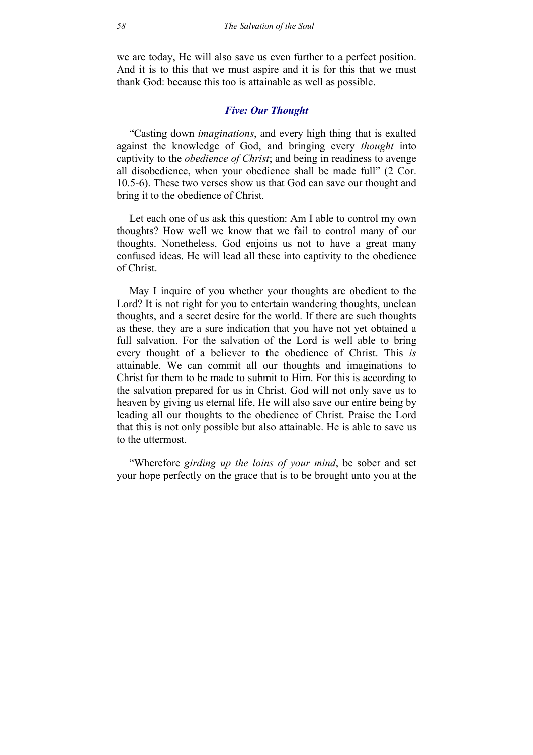we are today, He will also save us even further to a perfect position. And it is to this that we must aspire and it is for this that we must thank God: because this too is attainable as well as possible.

### *Five: Our Thought*

"Casting down *imaginations*, and every high thing that is exalted against the knowledge of God, and bringing every *thought* into captivity to the *obedience of Christ*; and being in readiness to avenge all disobedience, when your obedience shall be made full" (2 Cor. 10.5-6). These two verses show us that God can save our thought and bring it to the obedience of Christ.

Let each one of us ask this question: Am I able to control my own thoughts? How well we know that we fail to control many of our thoughts. Nonetheless, God enjoins us not to have a great many confused ideas. He will lead all these into captivity to the obedience of Christ.

May I inquire of you whether your thoughts are obedient to the Lord? It is not right for you to entertain wandering thoughts, unclean thoughts, and a secret desire for the world. If there are such thoughts as these, they are a sure indication that you have not yet obtained a full salvation. For the salvation of the Lord is well able to bring every thought of a believer to the obedience of Christ. This *is* attainable. We can commit all our thoughts and imaginations to Christ for them to be made to submit to Him. For this is according to the salvation prepared for us in Christ. God will not only save us to heaven by giving us eternal life, He will also save our entire being by leading all our thoughts to the obedience of Christ. Praise the Lord that this is not only possible but also attainable. He is able to save us to the uttermost.

"Wherefore *girding up the loins of your mind*, be sober and set your hope perfectly on the grace that is to be brought unto you at the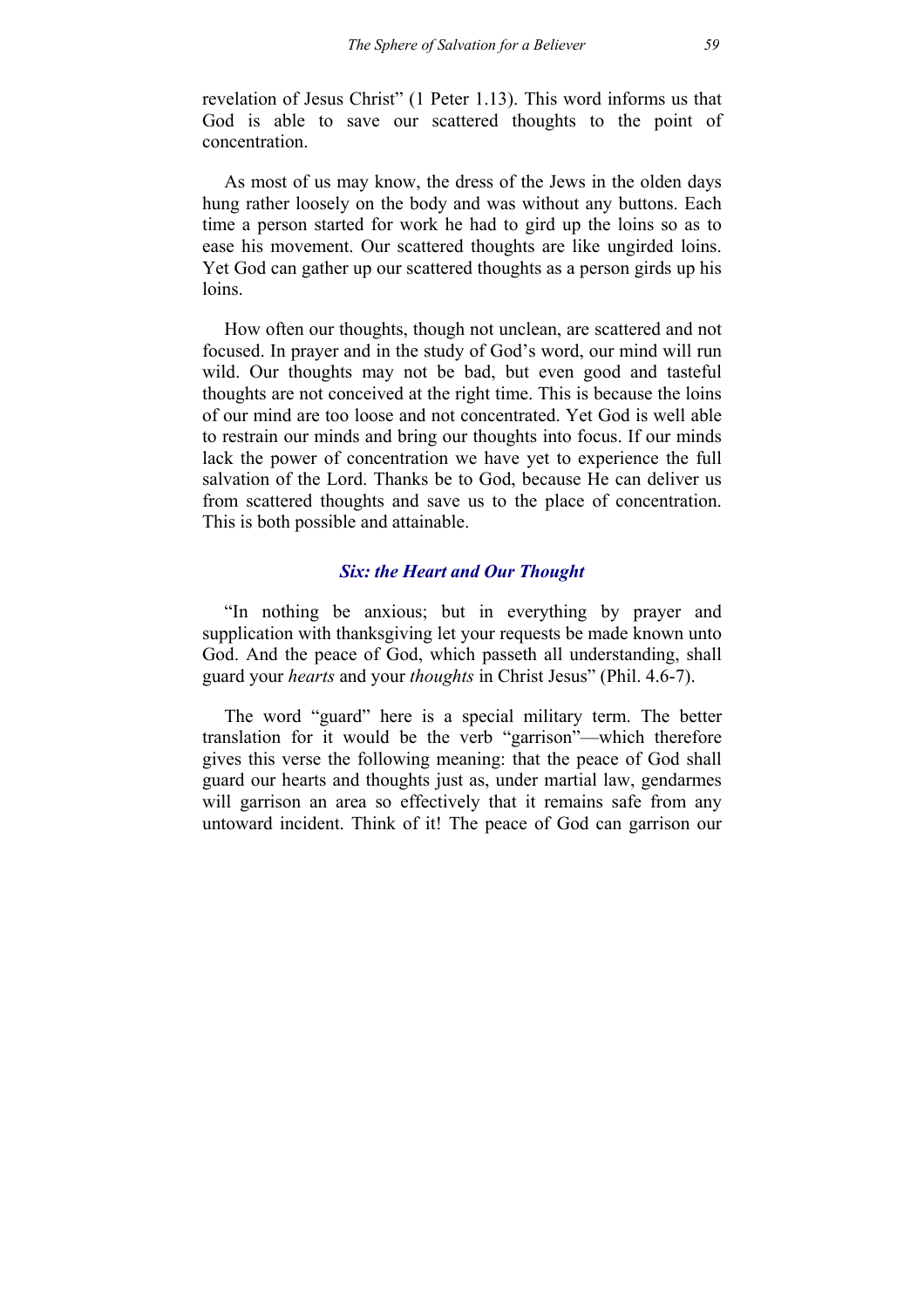revelation of Jesus Christ" (1 Peter 1.13). This word informs us that God is able to save our scattered thoughts to the point of concentration.

As most of us may know, the dress of the Jews in the olden days hung rather loosely on the body and was without any buttons. Each time a person started for work he had to gird up the loins so as to ease his movement. Our scattered thoughts are like ungirded loins. Yet God can gather up our scattered thoughts as a person girds up his loins.

How often our thoughts, though not unclean, are scattered and not focused. In prayer and in the study of God's word, our mind will run wild. Our thoughts may not be bad, but even good and tasteful thoughts are not conceived at the right time. This is because the loins of our mind are too loose and not concentrated. Yet God is well able to restrain our minds and bring our thoughts into focus. If our minds lack the power of concentration we have yet to experience the full salvation of the Lord. Thanks be to God, because He can deliver us from scattered thoughts and save us to the place of concentration. This is both possible and attainable.

### *Six: the Heart and Our Thought*

"In nothing be anxious; but in everything by prayer and supplication with thanksgiving let your requests be made known unto God. And the peace of God, which passeth all understanding, shall guard your *hearts* and your *thoughts* in Christ Jesus" (Phil. 4.6-7).

The word "guard" here is a special military term. The better translation for it would be the verb "garrison"—which therefore gives this verse the following meaning: that the peace of God shall guard our hearts and thoughts just as, under martial law, gendarmes will garrison an area so effectively that it remains safe from any untoward incident. Think of it! The peace of God can garrison our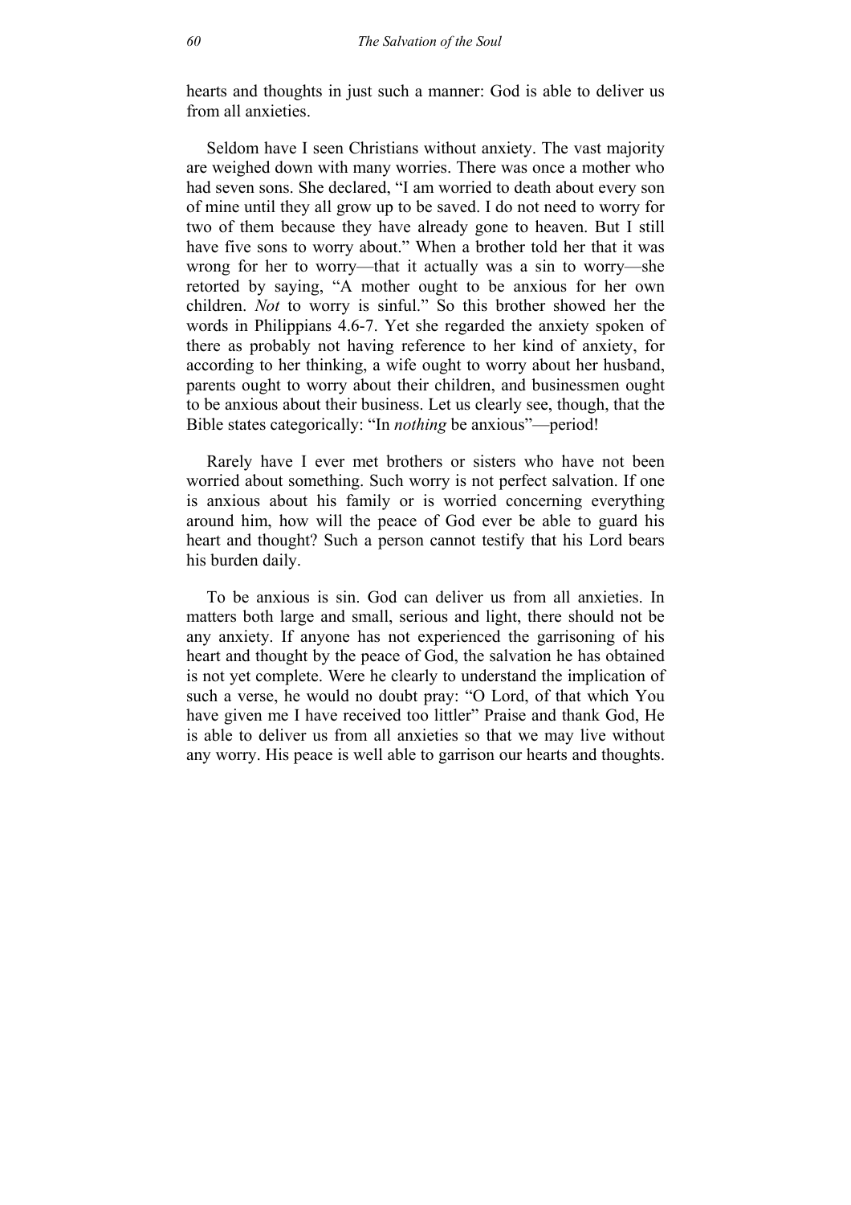hearts and thoughts in just such a manner: God is able to deliver us from all anxieties.

Seldom have I seen Christians without anxiety. The vast majority are weighed down with many worries. There was once a mother who had seven sons. She declared, "I am worried to death about every son of mine until they all grow up to be saved. I do not need to worry for two of them because they have already gone to heaven. But I still have five sons to worry about." When a brother told her that it was wrong for her to worry—that it actually was a sin to worry—she retorted by saying, "A mother ought to be anxious for her own children. *Not* to worry is sinful." So this brother showed her the words in Philippians 4.6-7. Yet she regarded the anxiety spoken of there as probably not having reference to her kind of anxiety, for according to her thinking, a wife ought to worry about her husband, parents ought to worry about their children, and businessmen ought to be anxious about their business. Let us clearly see, though, that the Bible states categorically: "In *nothing* be anxious"—period!

Rarely have I ever met brothers or sisters who have not been worried about something. Such worry is not perfect salvation. If one is anxious about his family or is worried concerning everything around him, how will the peace of God ever be able to guard his heart and thought? Such a person cannot testify that his Lord bears his burden daily.

To be anxious is sin. God can deliver us from all anxieties. In matters both large and small, serious and light, there should not be any anxiety. If anyone has not experienced the garrisoning of his heart and thought by the peace of God, the salvation he has obtained is not yet complete. Were he clearly to understand the implication of such a verse, he would no doubt pray: "O Lord, of that which You have given me I have received too littler" Praise and thank God, He is able to deliver us from all anxieties so that we may live without any worry. His peace is well able to garrison our hearts and thoughts.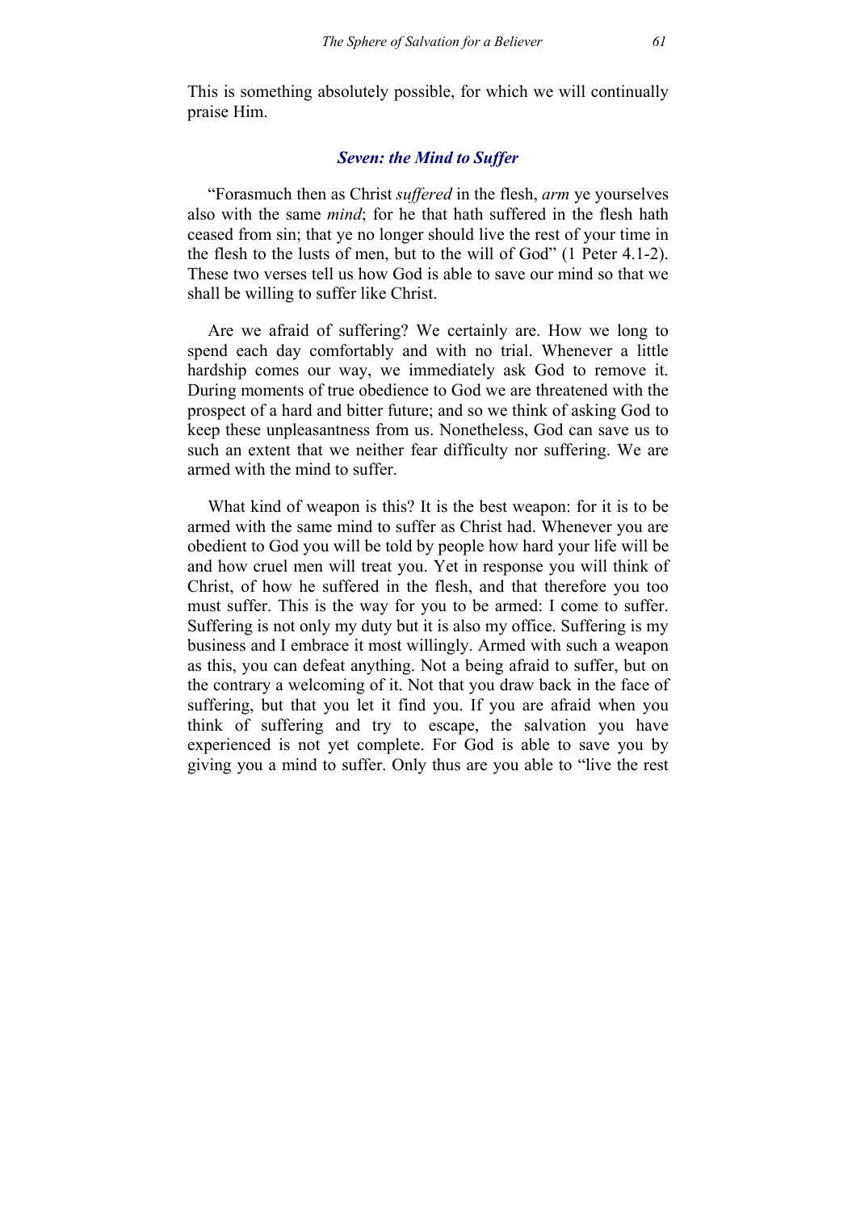This is something absolutely possible, for which we will continually praise Him.

### *Seven: the Mind to Suffer*

"Forasmuch then as Christ *suffered* in the flesh, *arm* ye yourselves also with the same *mind*; for he that hath suffered in the flesh hath ceased from sin; that ye no longer should live the rest of your time in the flesh to the lusts of men, but to the will of God" (1 Peter 4.1-2). These two verses tell us how God is able to save our mind so that we shall be willing to suffer like Christ.

Are we afraid of suffering? We certainly are. How we long to spend each day comfortably and with no trial. Whenever a little hardship comes our way, we immediately ask God to remove it. During moments of true obedience to God we are threatened with the prospect of a hard and bitter future; and so we think of asking God to keep these unpleasantness from us. Nonetheless, God can save us to such an extent that we neither fear difficulty nor suffering. We are armed with the mind to suffer.

What kind of weapon is this? It is the best weapon: for it is to be armed with the same mind to suffer as Christ had. Whenever you are obedient to God you will be told by people how hard your life will be and how cruel men will treat you. Yet in response you will think of Christ, of how he suffered in the flesh, and that therefore you too must suffer. This is the way for you to be armed: I come to suffer. Suffering is not only my duty but it is also my office. Suffering is my business and I embrace it most willingly. Armed with such a weapon as this, you can defeat anything. Not a being afraid to suffer, but on the contrary a welcoming of it. Not that you draw back in the face of suffering, but that you let it find you. If you are afraid when you think of suffering and try to escape, the salvation you have experienced is not yet complete. For God is able to save you by giving you a mind to suffer. Only thus are you able to "live the rest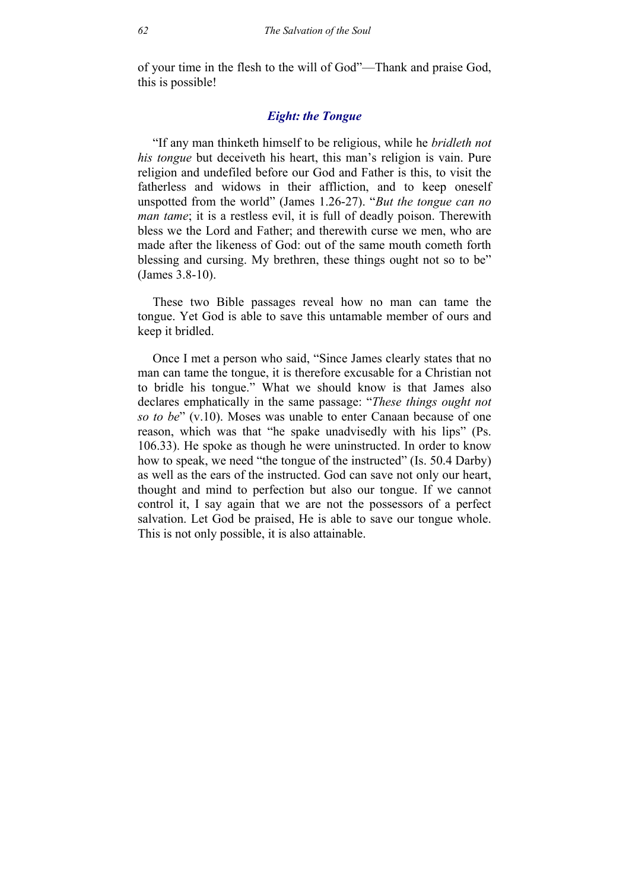of your time in the flesh to the will of God"—Thank and praise God, this is possible!

### *Eight: the Tongue*

"If any man thinketh himself to be religious, while he *bridleth not his tongue* but deceiveth his heart, this man's religion is vain. Pure religion and undefiled before our God and Father is this, to visit the fatherless and widows in their affliction, and to keep oneself unspotted from the world" (James 1.26-27). "*But the tongue can no man tame*; it is a restless evil, it is full of deadly poison. Therewith bless we the Lord and Father; and therewith curse we men, who are made after the likeness of God: out of the same mouth cometh forth blessing and cursing. My brethren, these things ought not so to be" (James 3.8-10).

These two Bible passages reveal how no man can tame the tongue. Yet God is able to save this untamable member of ours and keep it bridled.

Once I met a person who said, "Since James clearly states that no man can tame the tongue, it is therefore excusable for a Christian not to bridle his tongue." What we should know is that James also declares emphatically in the same passage: "*These things ought not so to be*" (v.10). Moses was unable to enter Canaan because of one reason, which was that "he spake unadvisedly with his lips" (Ps. 106.33). He spoke as though he were uninstructed. In order to know how to speak, we need "the tongue of the instructed" (Is. 50.4 Darby) as well as the ears of the instructed. God can save not only our heart, thought and mind to perfection but also our tongue. If we cannot control it, I say again that we are not the possessors of a perfect salvation. Let God be praised, He is able to save our tongue whole. This is not only possible, it is also attainable.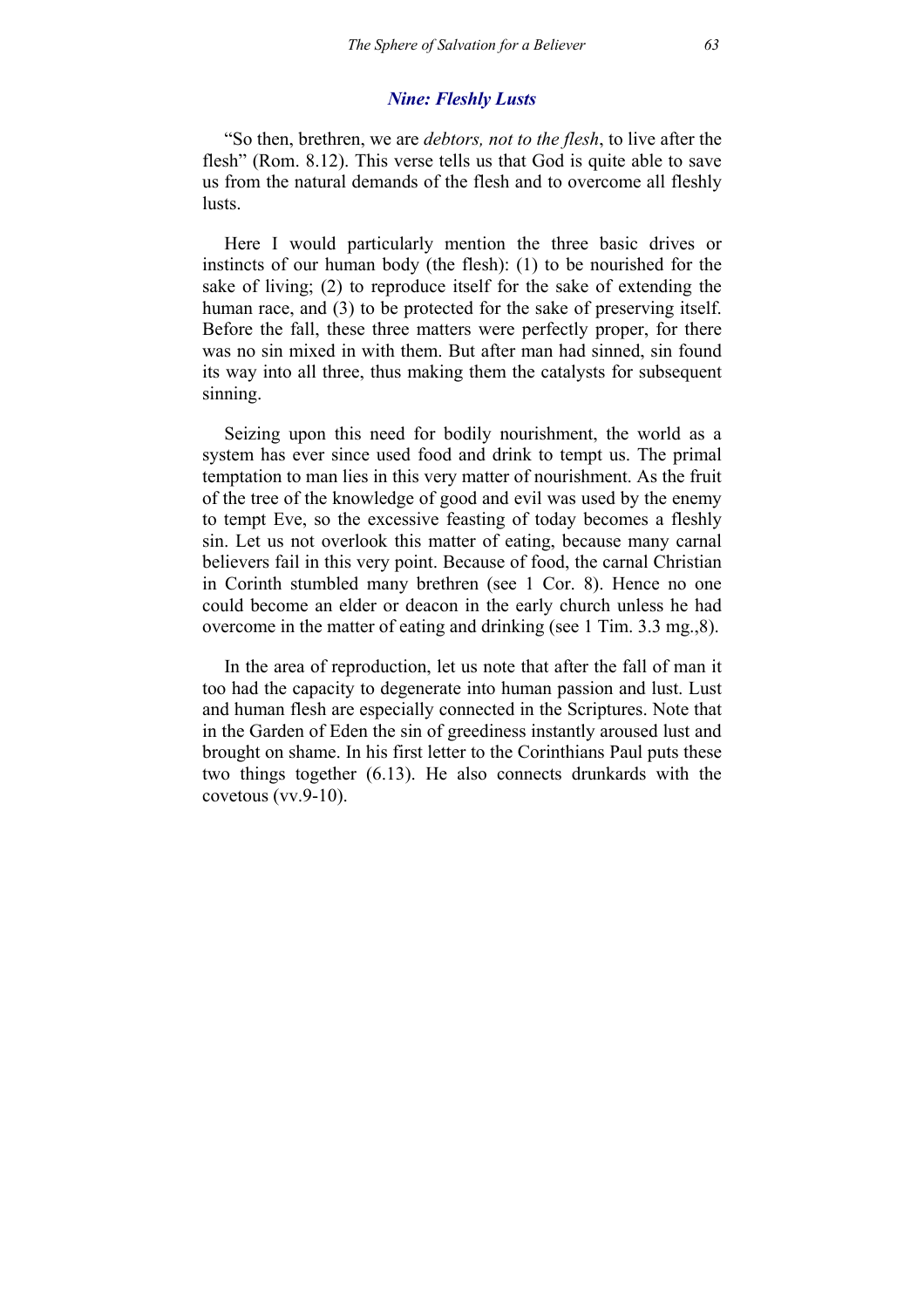### *Nine: Fleshly Lusts*

"So then, brethren, we are *debtors, not to the flesh*, to live after the flesh" (Rom. 8.12). This verse tells us that God is quite able to save us from the natural demands of the flesh and to overcome all fleshly lusts.

Here I would particularly mention the three basic drives or instincts of our human body (the flesh): (1) to be nourished for the sake of living; (2) to reproduce itself for the sake of extending the human race, and (3) to be protected for the sake of preserving itself. Before the fall, these three matters were perfectly proper, for there was no sin mixed in with them. But after man had sinned, sin found its way into all three, thus making them the catalysts for subsequent sinning.

Seizing upon this need for bodily nourishment, the world as a system has ever since used food and drink to tempt us. The primal temptation to man lies in this very matter of nourishment. As the fruit of the tree of the knowledge of good and evil was used by the enemy to tempt Eve, so the excessive feasting of today becomes a fleshly sin. Let us not overlook this matter of eating, because many carnal believers fail in this very point. Because of food, the carnal Christian in Corinth stumbled many brethren (see 1 Cor. 8). Hence no one could become an elder or deacon in the early church unless he had overcome in the matter of eating and drinking (see 1 Tim. 3.3 mg.,8).

In the area of reproduction, let us note that after the fall of man it too had the capacity to degenerate into human passion and lust. Lust and human flesh are especially connected in the Scriptures. Note that in the Garden of Eden the sin of greediness instantly aroused lust and brought on shame. In his first letter to the Corinthians Paul puts these two things together (6.13). He also connects drunkards with the covetous (vv.9-10).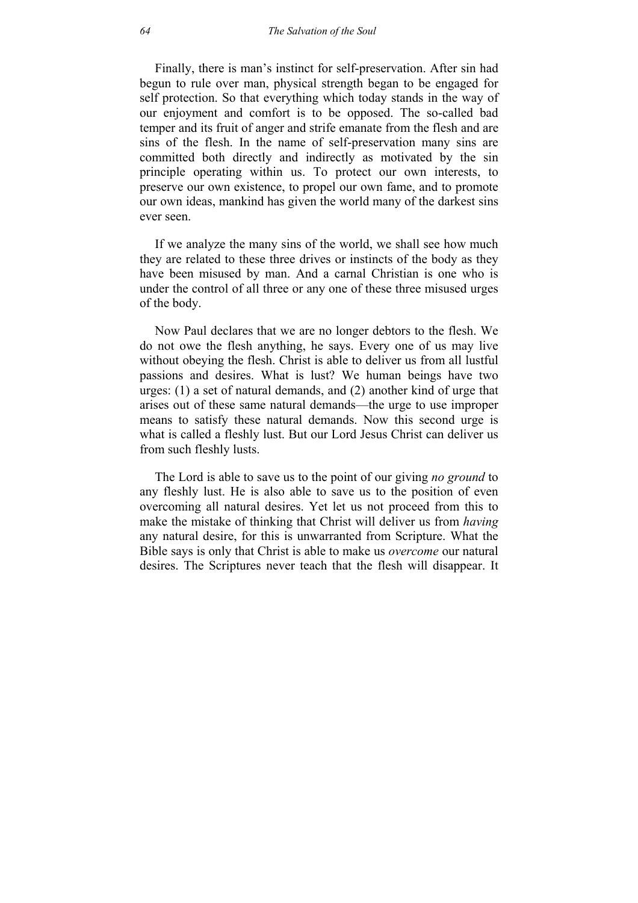Finally, there is man's instinct for self-preservation. After sin had begun to rule over man, physical strength began to be engaged for self protection. So that everything which today stands in the way of our enjoyment and comfort is to be opposed. The so-called bad temper and its fruit of anger and strife emanate from the flesh and are sins of the flesh. In the name of self-preservation many sins are committed both directly and indirectly as motivated by the sin principle operating within us. To protect our own interests, to preserve our own existence, to propel our own fame, and to promote our own ideas, mankind has given the world many of the darkest sins ever seen.

If we analyze the many sins of the world, we shall see how much they are related to these three drives or instincts of the body as they have been misused by man. And a carnal Christian is one who is under the control of all three or any one of these three misused urges of the body.

Now Paul declares that we are no longer debtors to the flesh. We do not owe the flesh anything, he says. Every one of us may live without obeying the flesh. Christ is able to deliver us from all lustful passions and desires. What is lust? We human beings have two urges: (1) a set of natural demands, and (2) another kind of urge that arises out of these same natural demands—the urge to use improper means to satisfy these natural demands. Now this second urge is what is called a fleshly lust. But our Lord Jesus Christ can deliver us from such fleshly lusts.

The Lord is able to save us to the point of our giving *no ground* to any fleshly lust. He is also able to save us to the position of even overcoming all natural desires. Yet let us not proceed from this to make the mistake of thinking that Christ will deliver us from *having* any natural desire, for this is unwarranted from Scripture. What the Bible says is only that Christ is able to make us *overcome* our natural desires. The Scriptures never teach that the flesh will disappear. It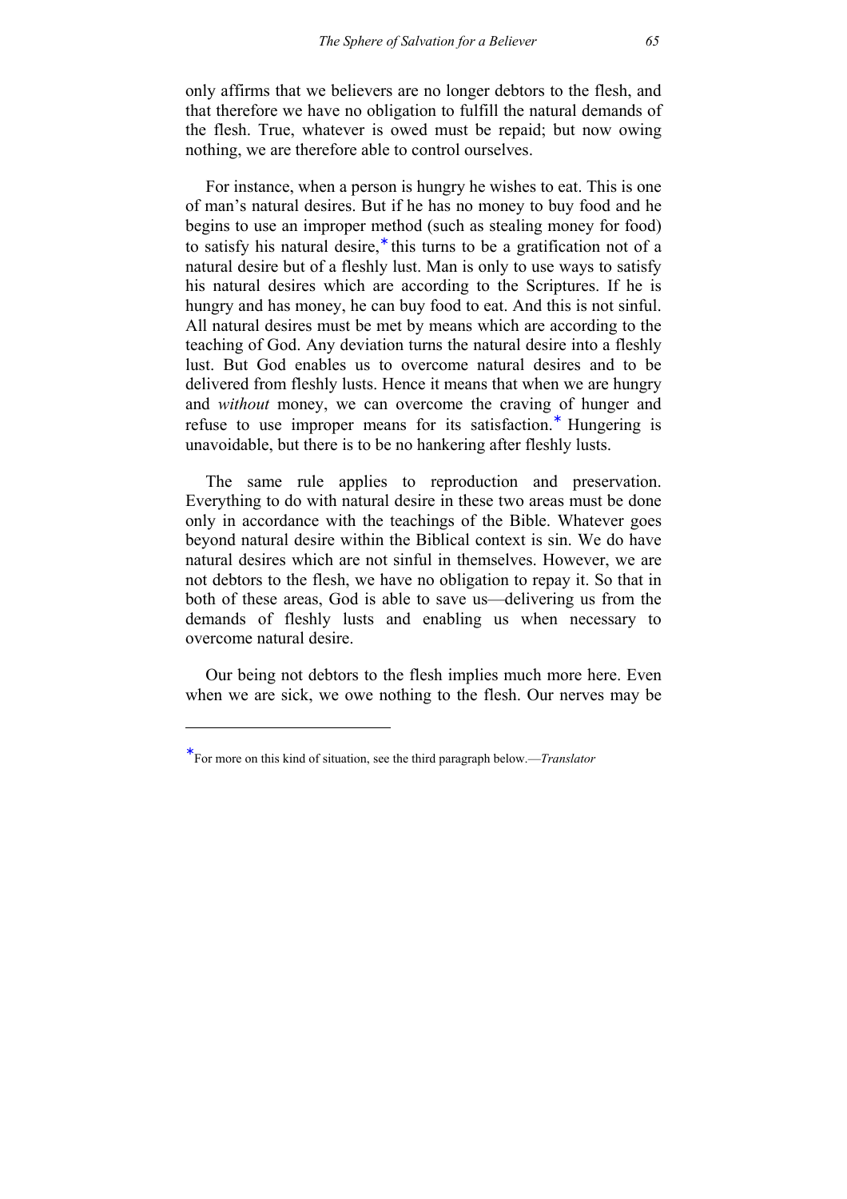only affirms that we believers are no longer debtors to the flesh, and that therefore we have no obligation to fulfill the natural demands of the flesh. True, whatever is owed must be repaid; but now owing nothing, we are therefore able to control ourselves.

For instance, when a person is hungry he wishes to eat. This is one of man's natural desires. But if he has no money to buy food and he begins to use an improper method (such as stealing money for food) to satisfy his natural desire,* this turns to be a gratification not of a natural desire but of a fleshly lust. Man is only to use ways to satisfy his natural desires which are according to the Scriptures. If he is hungry and has money, he can buy food to eat. And this is not sinful. All natural desires must be met by means which are according to the teaching of God. Any deviation turns the natural desire into a fleshly lust. But God enables us to overcome natural desires and to be delivered from fleshly lusts. Hence it means that when we are hungry and *without* money, we can overcome the craving of hunger and refuse to use improper means for its satisfaction.* Hungering is unavoidable, but there is to be no hankering after fleshly lusts.

The same rule applies to reproduction and preservation. Everything to do with natural desire in these two areas must be done only in accordance with the teachings of the Bible. Whatever goes beyond natural desire within the Biblical context is sin. We do have natural desires which are not sinful in themselves. However, we are not debtors to the flesh, we have no obligation to repay it. So that in both of these areas, God is able to save us—delivering us from the demands of fleshly lusts and enabling us when necessary to overcome natural desire.

Our being not debtors to the flesh implies much more here. Even when we are sick, we owe nothing to the flesh. Our nerves may be

---

*For more on this kind of situation, see the third paragraph below.—*Translator*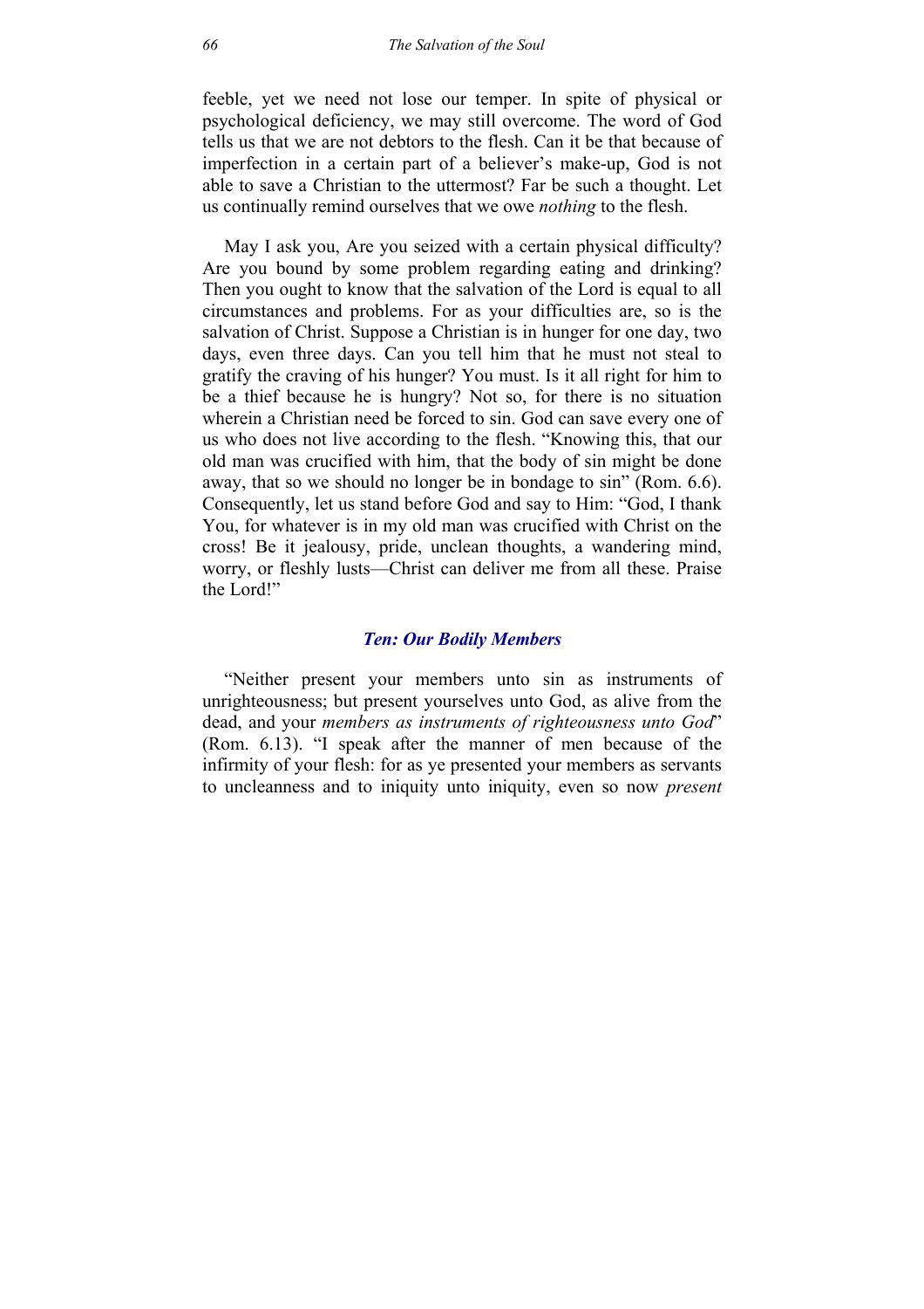feeble, yet we need not lose our temper. In spite of physical or psychological deficiency, we may still overcome. The word of God tells us that we are not debtors to the flesh. Can it be that because of imperfection in a certain part of a believer's make-up, God is not able to save a Christian to the uttermost? Far be such a thought. Let us continually remind ourselves that we owe *nothing* to the flesh.

May I ask you, Are you seized with a certain physical difficulty? Are you bound by some problem regarding eating and drinking? Then you ought to know that the salvation of the Lord is equal to all circumstances and problems. For as your difficulties are, so is the salvation of Christ. Suppose a Christian is in hunger for one day, two days, even three days. Can you tell him that he must not steal to gratify the craving of his hunger? You must. Is it all right for him to be a thief because he is hungry? Not so, for there is no situation wherein a Christian need be forced to sin. God can save every one of us who does not live according to the flesh. "Knowing this, that our old man was crucified with him, that the body of sin might be done away, that so we should no longer be in bondage to sin" (Rom. 6.6). Consequently, let us stand before God and say to Him: "God, I thank You, for whatever is in my old man was crucified with Christ on the cross! Be it jealousy, pride, unclean thoughts, a wandering mind, worry, or fleshly lusts—Christ can deliver me from all these. Praise the Lord!"

### *Ten: Our Bodily Members*

"Neither present your members unto sin as instruments of unrighteousness; but present yourselves unto God, as alive from the dead, and your *members as instruments of righteousness unto God*" (Rom. 6.13). "I speak after the manner of men because of the infirmity of your flesh: for as ye presented your members as servants to uncleanness and to iniquity unto iniquity, even so now *present*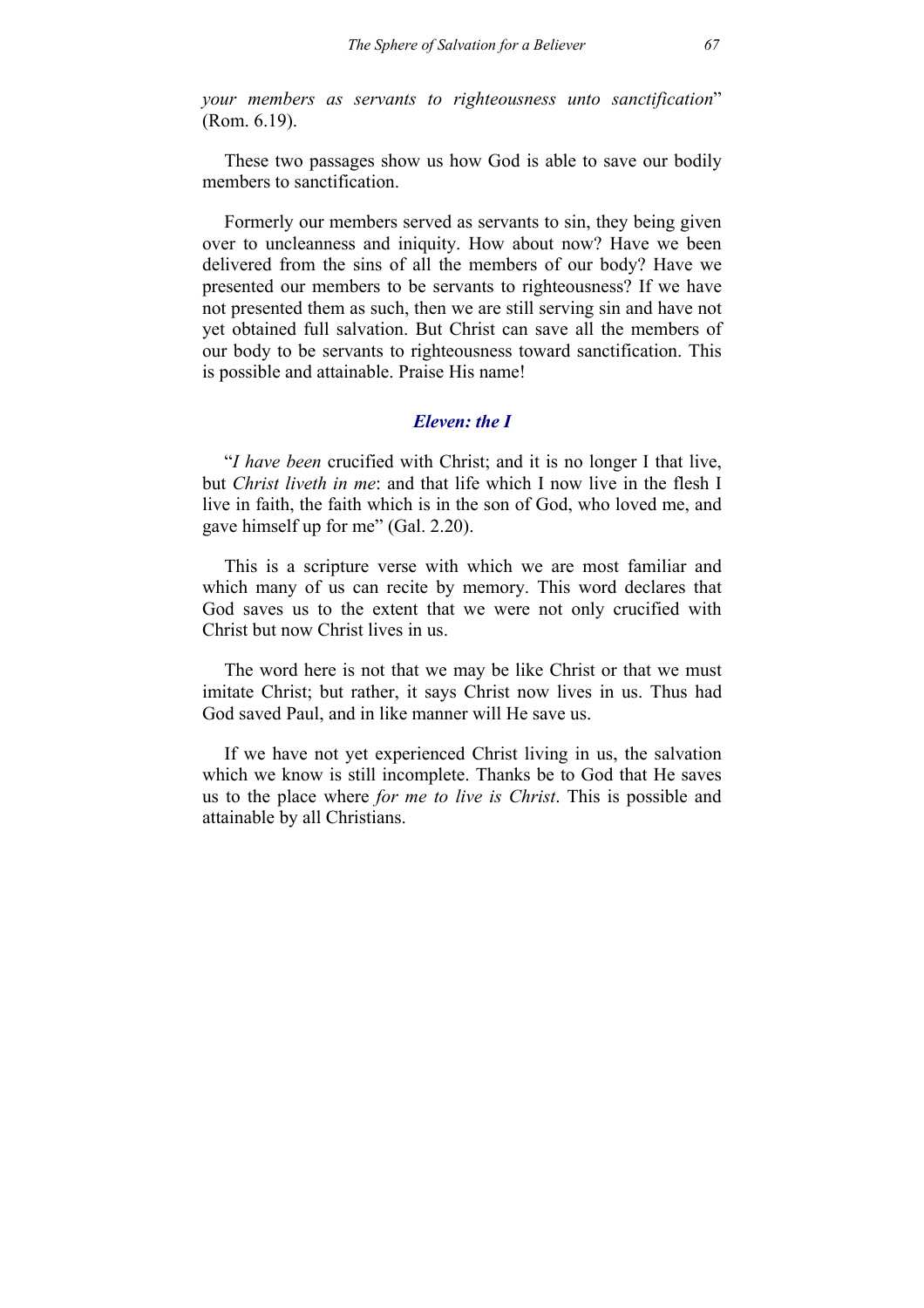*your members as servants to righteousness unto sanctification*" (Rom. 6.19).

These two passages show us how God is able to save our bodily members to sanctification.

Formerly our members served as servants to sin, they being given over to uncleanness and iniquity. How about now? Have we been delivered from the sins of all the members of our body? Have we presented our members to be servants to righteousness? If we have not presented them as such, then we are still serving sin and have not yet obtained full salvation. But Christ can save all the members of our body to be servants to righteousness toward sanctification. This is possible and attainable. Praise His name!

### *Eleven: the I*

"*I have been* crucified with Christ; and it is no longer I that live, but *Christ liveth in me*: and that life which I now live in the flesh I live in faith, the faith which is in the son of God, who loved me, and gave himself up for me" (Gal. 2.20).

This is a scripture verse with which we are most familiar and which many of us can recite by memory. This word declares that God saves us to the extent that we were not only crucified with Christ but now Christ lives in us.

The word here is not that we may be like Christ or that we must imitate Christ; but rather, it says Christ now lives in us. Thus had God saved Paul, and in like manner will He save us.

If we have not yet experienced Christ living in us, the salvation which we know is still incomplete. Thanks be to God that He saves us to the place where *for me to live is Christ*. This is possible and attainable by all Christians.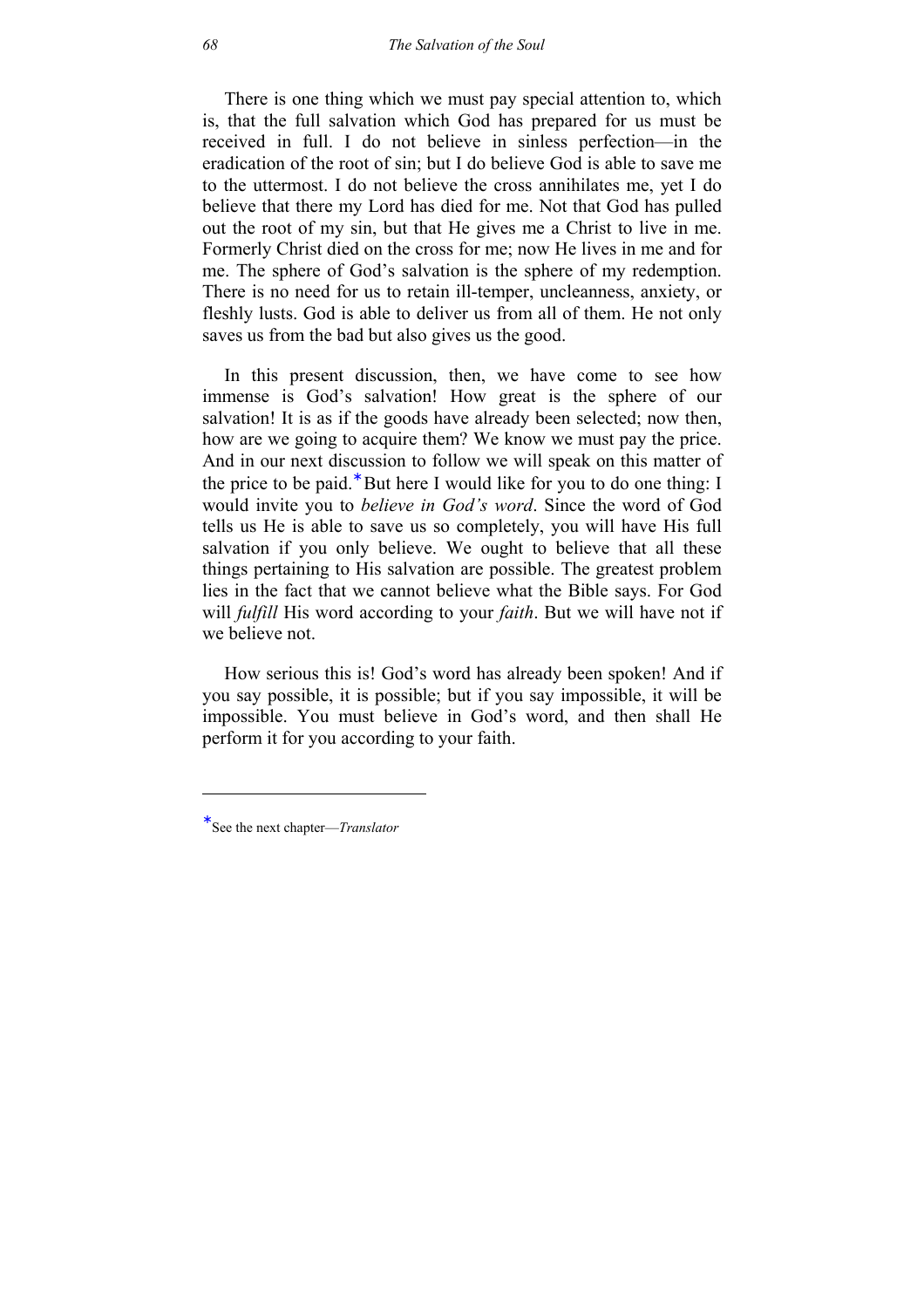There is one thing which we must pay special attention to, which is, that the full salvation which God has prepared for us must be received in full. I do not believe in sinless perfection—in the eradication of the root of sin; but I do believe God is able to save me to the uttermost. I do not believe the cross annihilates me, yet I do believe that there my Lord has died for me. Not that God has pulled out the root of my sin, but that He gives me a Christ to live in me. Formerly Christ died on the cross for me; now He lives in me and for me. The sphere of God's salvation is the sphere of my redemption. There is no need for us to retain ill-temper, uncleanness, anxiety, or fleshly lusts. God is able to deliver us from all of them. He not only saves us from the bad but also gives us the good.

In this present discussion, then, we have come to see how immense is God's salvation! How great is the sphere of our salvation! It is as if the goods have already been selected; now then, how are we going to acquire them? We know we must pay the price. And in our next discussion to follow we will speak on this matter of the price to be paid.* But here I would like for you to do one thing: I would invite you to *believe in God's word*. Since the word of God tells us He is able to save us so completely, you will have His full salvation if you only believe. We ought to believe that all these things pertaining to His salvation are possible. The greatest problem lies in the fact that we cannot believe what the Bible says. For God will *fulfill* His word according to your *faith*. But we will have not if we believe not.

How serious this is! God's word has already been spoken! And if you say possible, it is possible; but if you say impossible, it will be impossible. You must believe in God's word, and then shall He perform it for you according to your faith.

---

*See the next chapter—*Translator*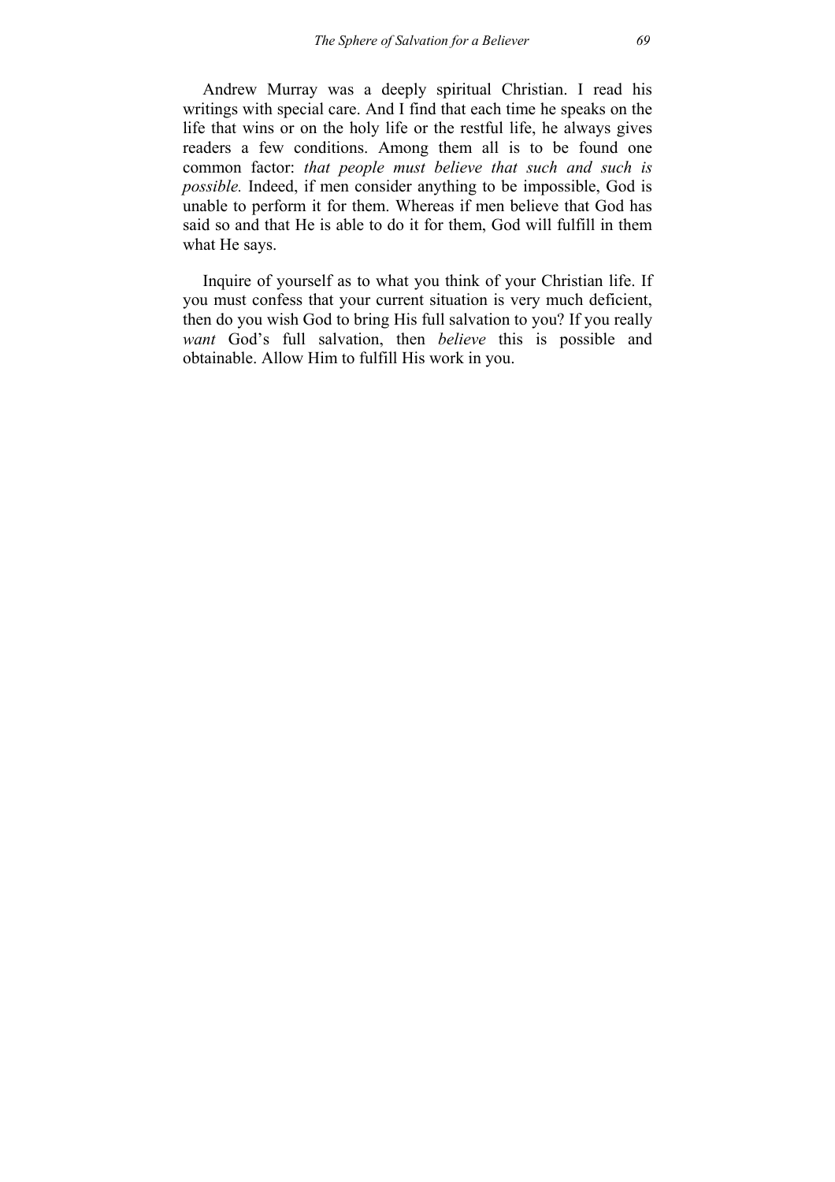Andrew Murray was a deeply spiritual Christian. I read his writings with special care. And I find that each time he speaks on the life that wins or on the holy life or the restful life, he always gives readers a few conditions. Among them all is to be found one common factor: *that people must believe that such and such is possible.* Indeed, if men consider anything to be impossible, God is unable to perform it for them. Whereas if men believe that God has said so and that He is able to do it for them, God will fulfill in them what He says.

Inquire of yourself as to what you think of your Christian life. If you must confess that your current situation is very much deficient, then do you wish God to bring His full salvation to you? If you really *want* God's full salvation, then *believe* this is possible and obtainable. Allow Him to fulfill His work in you.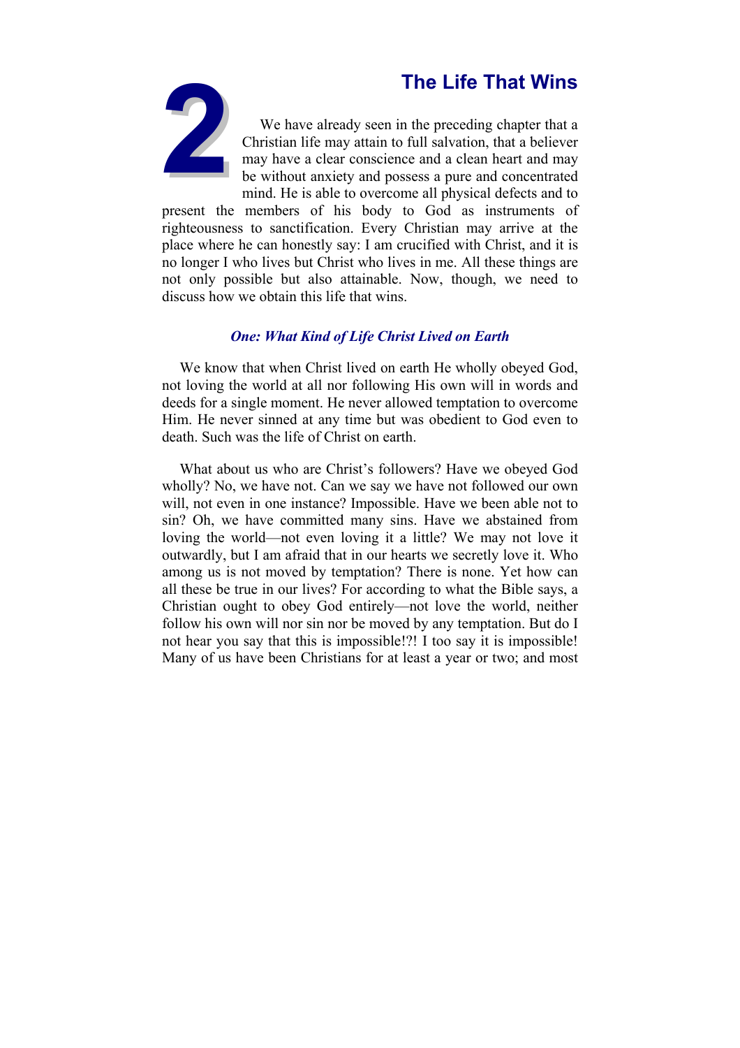# 2 The Life That Wins

We have already seen in the preceding chapter that a Christian life may attain to full salvation, that a believer may have a clear conscience and a clean heart and may be without anxiety and possess a pure and concentrated mind. He is able to overcome all physical defects and to present the members of his body to God as instruments of righteousness to sanctification. Every Christian may arrive at the place where he can honestly say: I am crucified with Christ, and it is no longer I who lives but Christ who lives in me. All these things are not only possible but also attainable. Now, though, we need to discuss how we obtain this life that wins.

### *One: What Kind of Life Christ Lived on Earth*

We know that when Christ lived on earth He wholly obeyed God, not loving the world at all nor following His own will in words and deeds for a single moment. He never allowed temptation to overcome Him. He never sinned at any time but was obedient to God even to death. Such was the life of Christ on earth.

What about us who are Christ's followers? Have we obeyed God wholly? No, we have not. Can we say we have not followed our own will, not even in one instance? Impossible. Have we been able not to sin? Oh, we have committed many sins. Have we abstained from loving the world—not even loving it a little? We may not love it outwardly, but I am afraid that in our hearts we secretly love it. Who among us is not moved by temptation? There is none. Yet how can all these be true in our lives? For according to what the Bible says, a Christian ought to obey God entirely—not love the world, neither follow his own will nor sin nor be moved by any temptation. But do I not hear you say that this is impossible!?! I too say it is impossible! Many of us have been Christians for at least a year or two; and most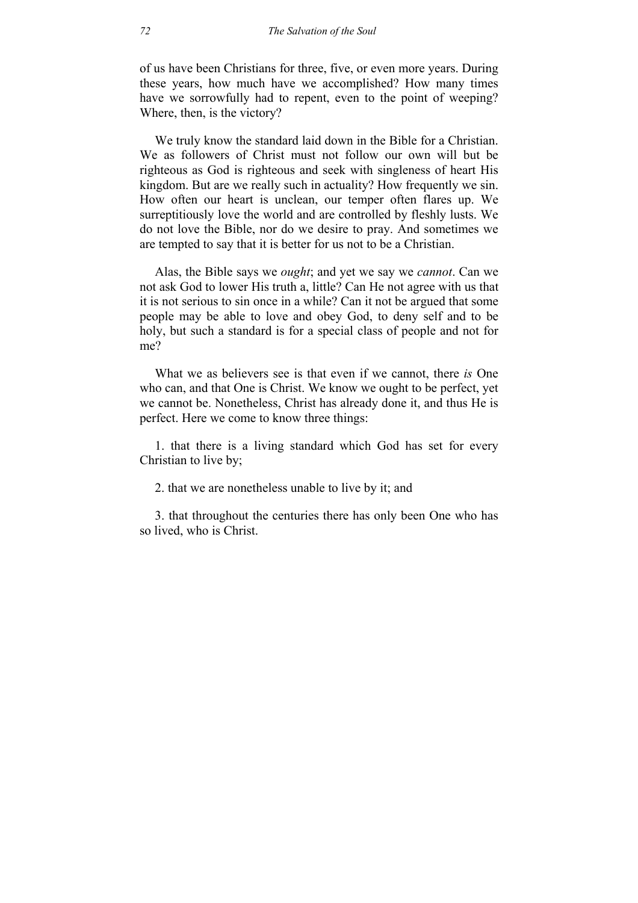of us have been Christians for three, five, or even more years. During these years, how much have we accomplished? How many times have we sorrowfully had to repent, even to the point of weeping? Where, then, is the victory?

We truly know the standard laid down in the Bible for a Christian. We as followers of Christ must not follow our own will but be righteous as God is righteous and seek with singleness of heart His kingdom. But are we really such in actuality? How frequently we sin. How often our heart is unclean, our temper often flares up. We surreptitiously love the world and are controlled by fleshly lusts. We do not love the Bible, nor do we desire to pray. And sometimes we are tempted to say that it is better for us not to be a Christian.

Alas, the Bible says we *ought*; and yet we say we *cannot*. Can we not ask God to lower His truth a, little? Can He not agree with us that it is not serious to sin once in a while? Can it not be argued that some people may be able to love and obey God, to deny self and to be holy, but such a standard is for a special class of people and not for me?

What we as believers see is that even if we cannot, there *is* One who can, and that One is Christ. We know we ought to be perfect, yet we cannot be. Nonetheless, Christ has already done it, and thus He is perfect. Here we come to know three things:

1. that there is a living standard which God has set for every Christian to live by;

2. that we are nonetheless unable to live by it; and

3. that throughout the centuries there has only been One who has so lived, who is Christ.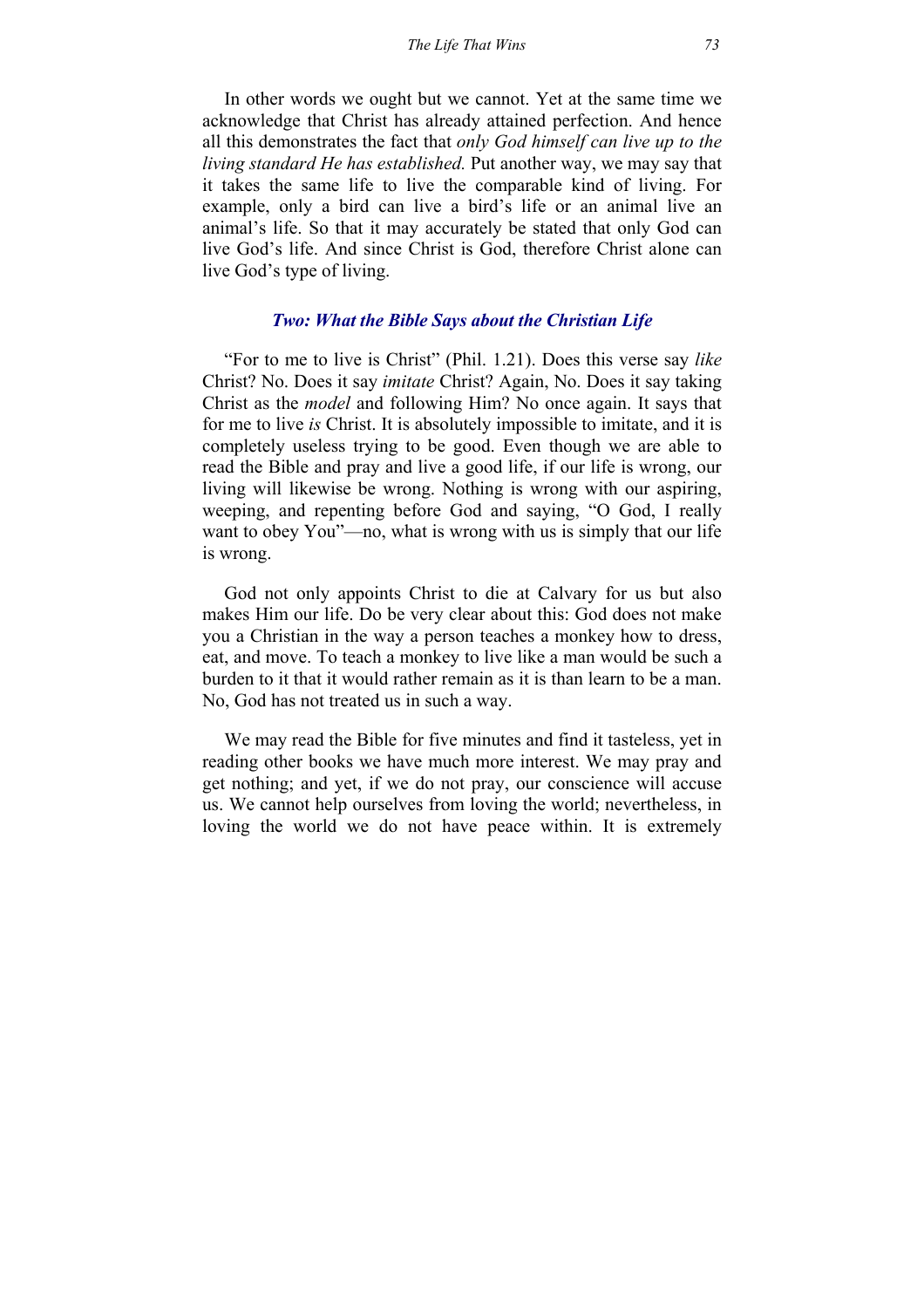In other words we ought but we cannot. Yet at the same time we acknowledge that Christ has already attained perfection. And hence all this demonstrates the fact that *only God himself can live up to the living standard He has established.* Put another way, we may say that it takes the same life to live the comparable kind of living. For example, only a bird can live a bird's life or an animal live an animal's life. So that it may accurately be stated that only God can live God's life. And since Christ is God, therefore Christ alone can live God's type of living.

### *Two: What the Bible Says about the Christian Life*

"For to me to live is Christ" (Phil. 1.21). Does this verse say *like* Christ? No. Does it say *imitate* Christ? Again, No. Does it say taking Christ as the *model* and following Him? No once again. It says that for me to live *is* Christ. It is absolutely impossible to imitate, and it is completely useless trying to be good. Even though we are able to read the Bible and pray and live a good life, if our life is wrong, our living will likewise be wrong. Nothing is wrong with our aspiring, weeping, and repenting before God and saying, "O God, I really want to obey You"—no, what is wrong with us is simply that our life is wrong.

God not only appoints Christ to die at Calvary for us but also makes Him our life. Do be very clear about this: God does not make you a Christian in the way a person teaches a monkey how to dress, eat, and move. To teach a monkey to live like a man would be such a burden to it that it would rather remain as it is than learn to be a man. No, God has not treated us in such a way.

We may read the Bible for five minutes and find it tasteless, yet in reading other books we have much more interest. We may pray and get nothing; and yet, if we do not pray, our conscience will accuse us. We cannot help ourselves from loving the world; nevertheless, in loving the world we do not have peace within. It is extremely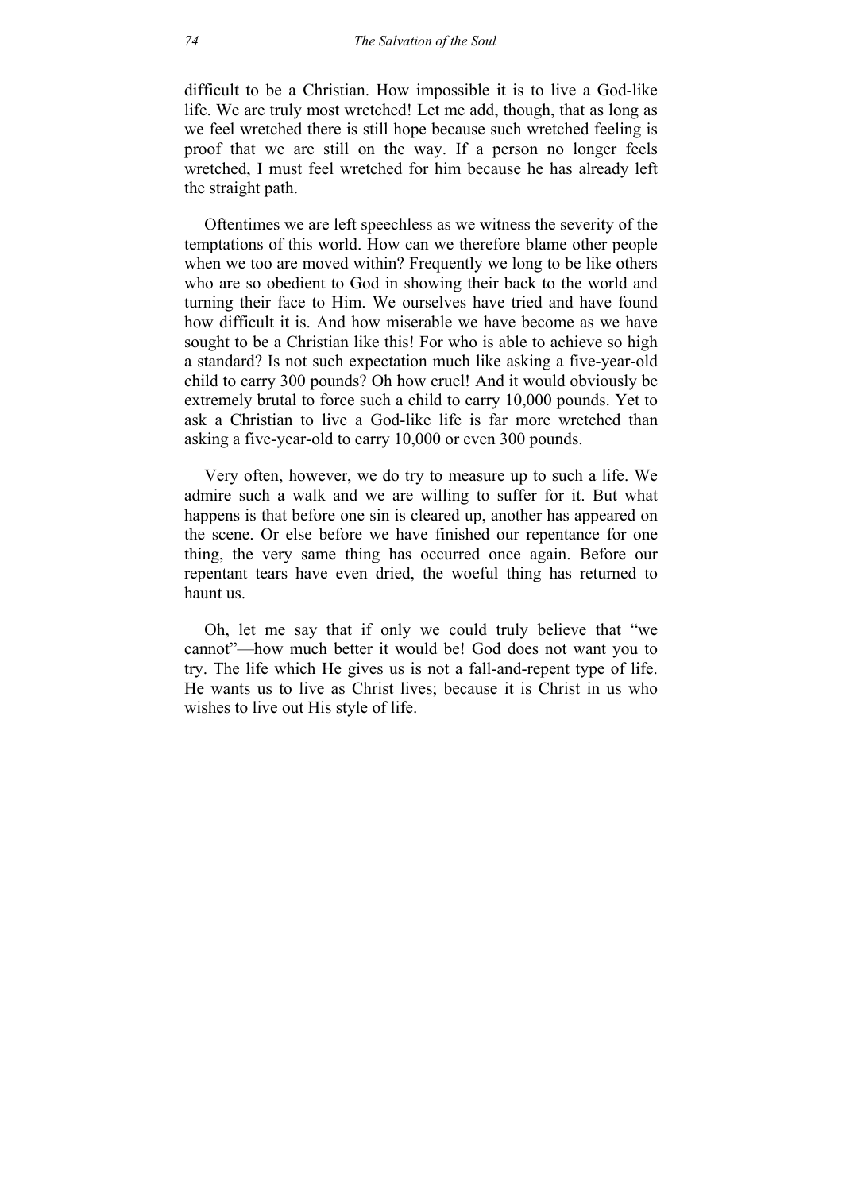difficult to be a Christian. How impossible it is to live a God-like life. We are truly most wretched! Let me add, though, that as long as we feel wretched there is still hope because such wretched feeling is proof that we are still on the way. If a person no longer feels wretched, I must feel wretched for him because he has already left the straight path.

Oftentimes we are left speechless as we witness the severity of the temptations of this world. How can we therefore blame other people when we too are moved within? Frequently we long to be like others who are so obedient to God in showing their back to the world and turning their face to Him. We ourselves have tried and have found how difficult it is. And how miserable we have become as we have sought to be a Christian like this! For who is able to achieve so high a standard? Is not such expectation much like asking a five-year-old child to carry 300 pounds? Oh how cruel! And it would obviously be extremely brutal to force such a child to carry 10,000 pounds. Yet to ask a Christian to live a God-like life is far more wretched than asking a five-year-old to carry 10,000 or even 300 pounds.

Very often, however, we do try to measure up to such a life. We admire such a walk and we are willing to suffer for it. But what happens is that before one sin is cleared up, another has appeared on the scene. Or else before we have finished our repentance for one thing, the very same thing has occurred once again. Before our repentant tears have even dried, the woeful thing has returned to haunt us.

Oh, let me say that if only we could truly believe that "we cannot"—how much better it would be! God does not want you to try. The life which He gives us is not a fall-and-repent type of life. He wants us to live as Christ lives; because it is Christ in us who wishes to live out His style of life.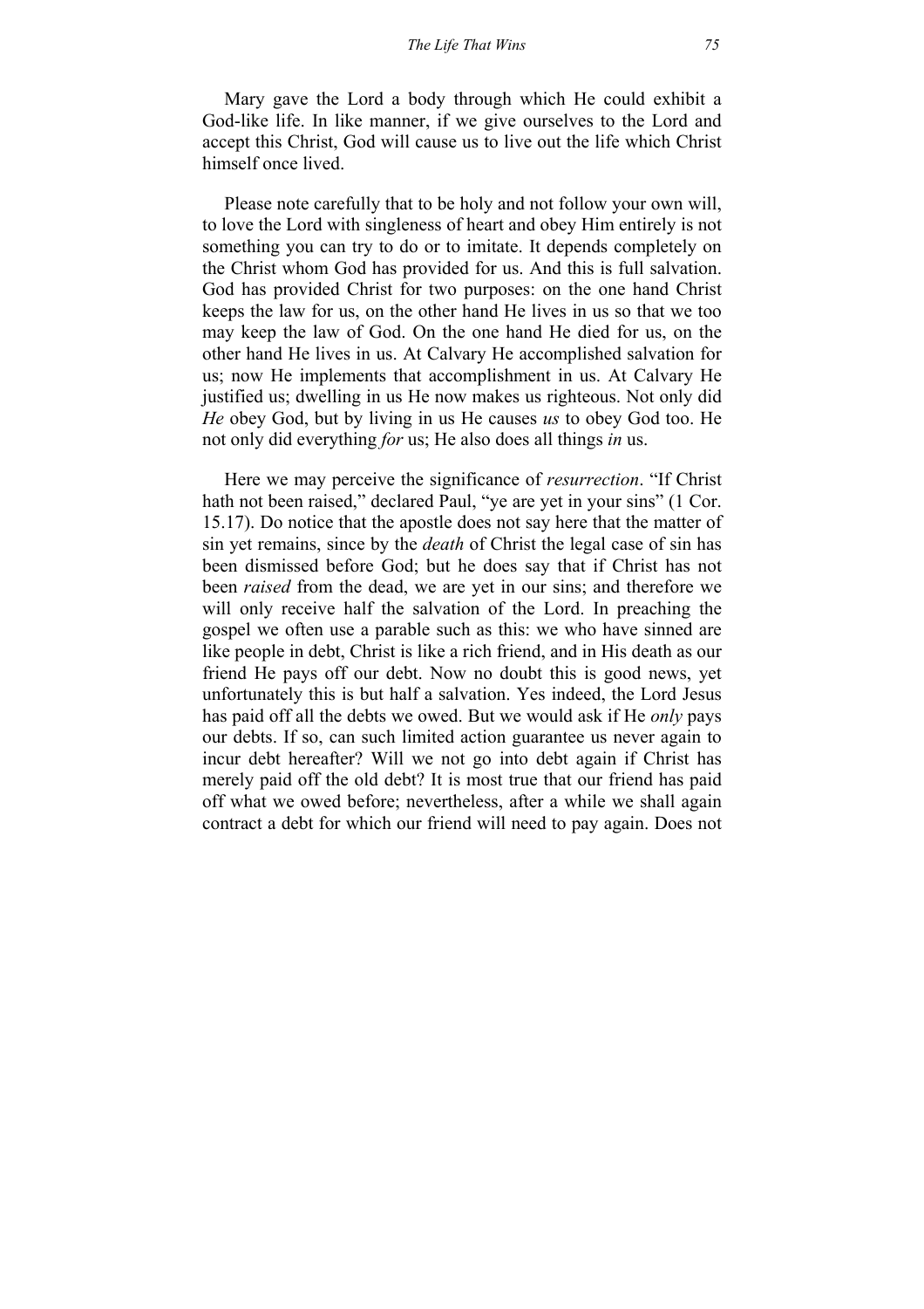Mary gave the Lord a body through which He could exhibit a God-like life. In like manner, if we give ourselves to the Lord and accept this Christ, God will cause us to live out the life which Christ himself once lived.

Please note carefully that to be holy and not follow your own will, to love the Lord with singleness of heart and obey Him entirely is not something you can try to do or to imitate. It depends completely on the Christ whom God has provided for us. And this is full salvation. God has provided Christ for two purposes: on the one hand Christ keeps the law for us, on the other hand He lives in us so that we too may keep the law of God. On the one hand He died for us, on the other hand He lives in us. At Calvary He accomplished salvation for us; now He implements that accomplishment in us. At Calvary He justified us; dwelling in us He now makes us righteous. Not only did *He* obey God, but by living in us He causes *us* to obey God too. He not only did everything *for* us; He also does all things *in* us.

Here we may perceive the significance of *resurrection*. "If Christ hath not been raised," declared Paul, "ye are yet in your sins" (1 Cor. 15.17). Do notice that the apostle does not say here that the matter of sin yet remains, since by the *death* of Christ the legal case of sin has been dismissed before God; but he does say that if Christ has not been *raised* from the dead, we are yet in our sins; and therefore we will only receive half the salvation of the Lord. In preaching the gospel we often use a parable such as this: we who have sinned are like people in debt, Christ is like a rich friend, and in His death as our friend He pays off our debt. Now no doubt this is good news, yet unfortunately this is but half a salvation. Yes indeed, the Lord Jesus has paid off all the debts we owed. But we would ask if He *only* pays our debts. If so, can such limited action guarantee us never again to incur debt hereafter? Will we not go into debt again if Christ has merely paid off the old debt? It is most true that our friend has paid off what we owed before; nevertheless, after a while we shall again contract a debt for which our friend will need to pay again. Does not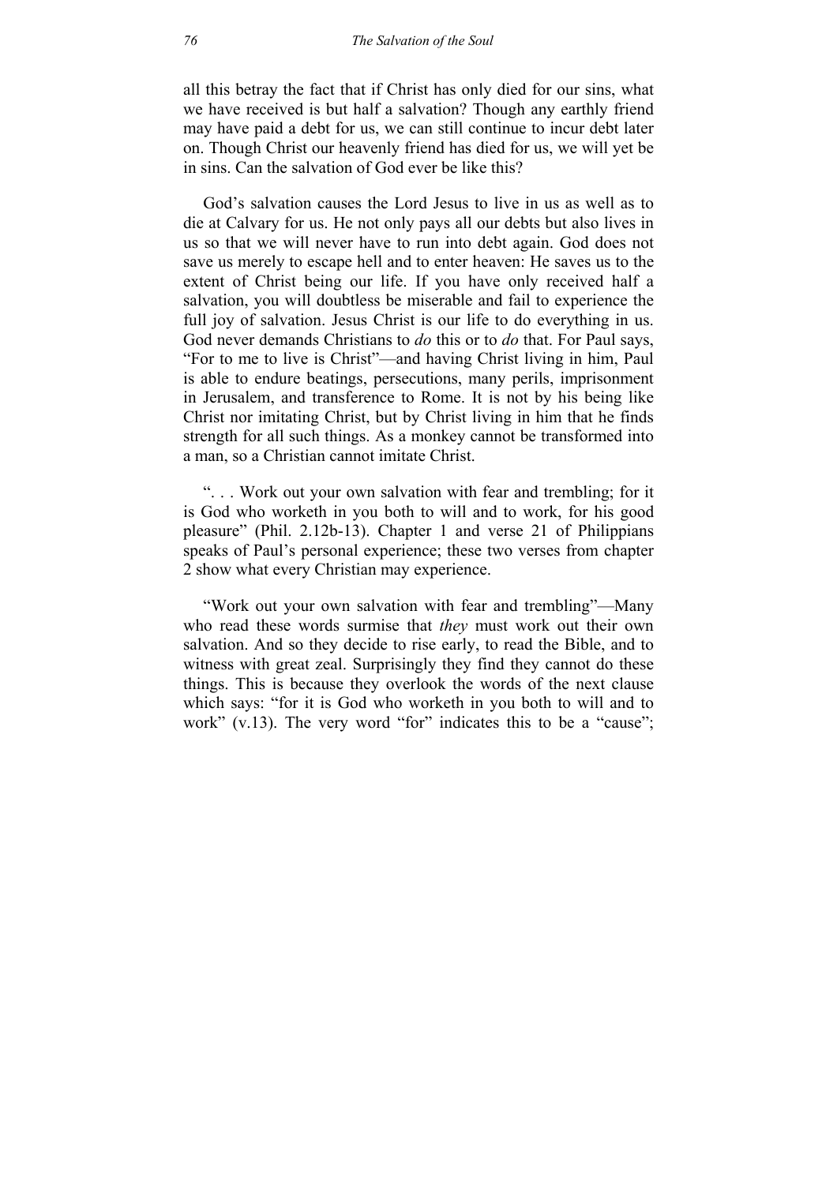all this betray the fact that if Christ has only died for our sins, what we have received is but half a salvation? Though any earthly friend may have paid a debt for us, we can still continue to incur debt later on. Though Christ our heavenly friend has died for us, we will yet be in sins. Can the salvation of God ever be like this?

God's salvation causes the Lord Jesus to live in us as well as to die at Calvary for us. He not only pays all our debts but also lives in us so that we will never have to run into debt again. God does not save us merely to escape hell and to enter heaven: He saves us to the extent of Christ being our life. If you have only received half a salvation, you will doubtless be miserable and fail to experience the full joy of salvation. Jesus Christ is our life to do everything in us. God never demands Christians to *do* this or to *do* that. For Paul says, "For to me to live is Christ"—and having Christ living in him, Paul is able to endure beatings, persecutions, many perils, imprisonment in Jerusalem, and transference to Rome. It is not by his being like Christ nor imitating Christ, but by Christ living in him that he finds strength for all such things. As a monkey cannot be transformed into a man, so a Christian cannot imitate Christ.

". . . Work out your own salvation with fear and trembling; for it is God who worketh in you both to will and to work, for his good pleasure" (Phil. 2.12b-13). Chapter 1 and verse 21 of Philippians speaks of Paul's personal experience; these two verses from chapter 2 show what every Christian may experience.

"Work out your own salvation with fear and trembling"—Many who read these words surmise that *they* must work out their own salvation. And so they decide to rise early, to read the Bible, and to witness with great zeal. Surprisingly they find they cannot do these things. This is because they overlook the words of the next clause which says: "for it is God who worketh in you both to will and to work" (v.13). The very word "for" indicates this to be a "cause";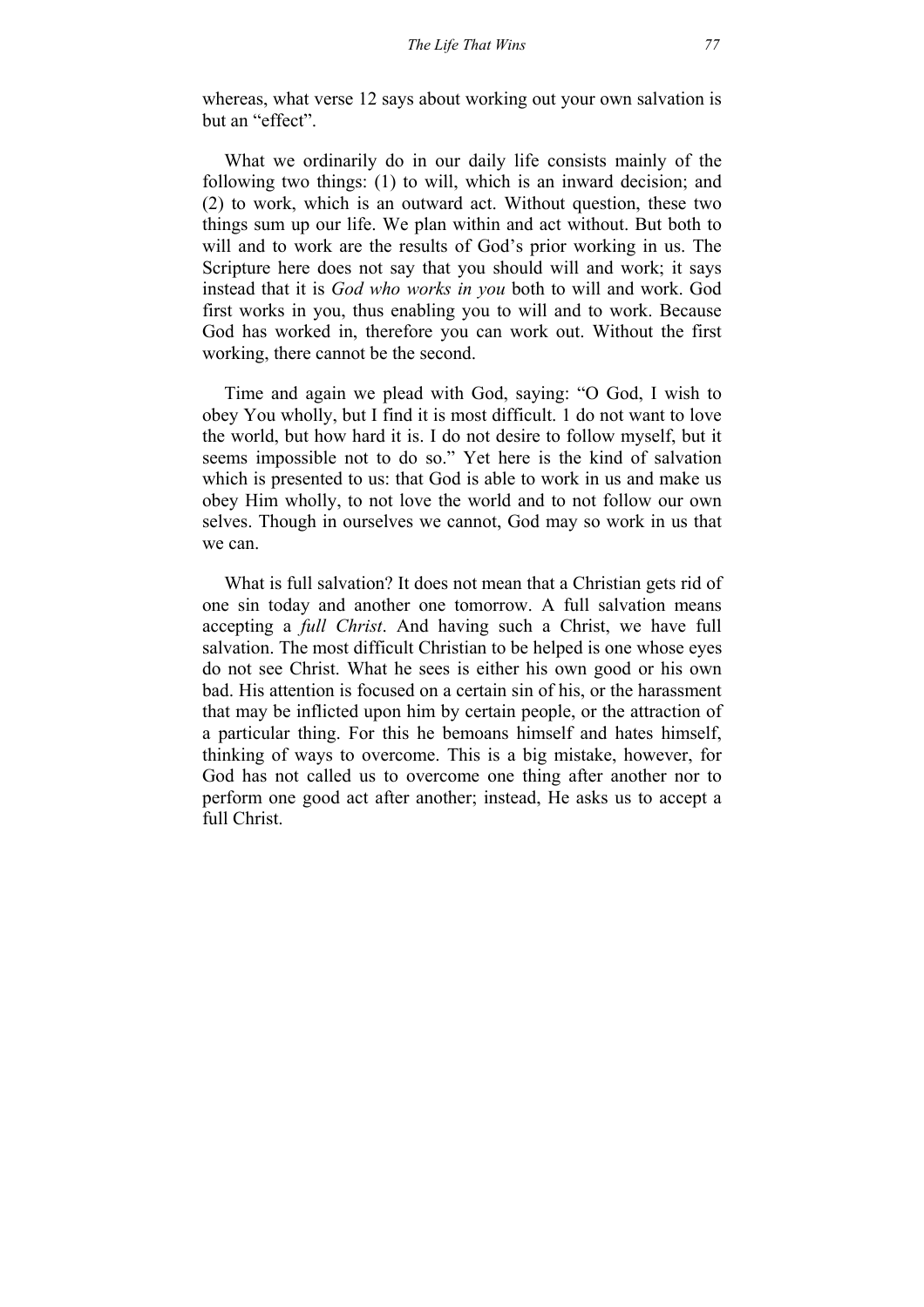whereas, what verse 12 says about working out your own salvation is but an "effect".

What we ordinarily do in our daily life consists mainly of the following two things: (1) to will, which is an inward decision; and (2) to work, which is an outward act. Without question, these two things sum up our life. We plan within and act without. But both to will and to work are the results of God's prior working in us. The Scripture here does not say that you should will and work; it says instead that it is *God who works in you* both to will and work. God first works in you, thus enabling you to will and to work. Because God has worked in, therefore you can work out. Without the first working, there cannot be the second.

Time and again we plead with God, saying: "O God, I wish to obey You wholly, but I find it is most difficult. 1 do not want to love the world, but how hard it is. I do not desire to follow myself, but it seems impossible not to do so." Yet here is the kind of salvation which is presented to us: that God is able to work in us and make us obey Him wholly, to not love the world and to not follow our own selves. Though in ourselves we cannot, God may so work in us that we can.

What is full salvation? It does not mean that a Christian gets rid of one sin today and another one tomorrow. A full salvation means accepting a *full Christ*. And having such a Christ, we have full salvation. The most difficult Christian to be helped is one whose eyes do not see Christ. What he sees is either his own good or his own bad. His attention is focused on a certain sin of his, or the harassment that may be inflicted upon him by certain people, or the attraction of a particular thing. For this he bemoans himself and hates himself, thinking of ways to overcome. This is a big mistake, however, for God has not called us to overcome one thing after another nor to perform one good act after another; instead, He asks us to accept a full Christ.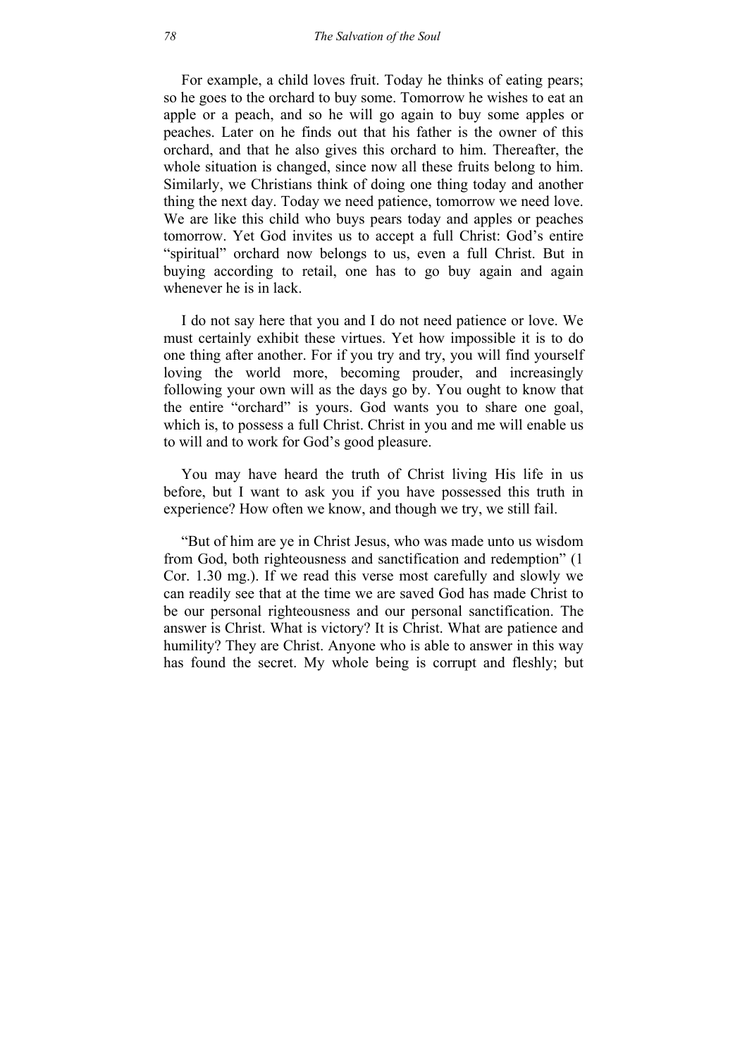For example, a child loves fruit. Today he thinks of eating pears; so he goes to the orchard to buy some. Tomorrow he wishes to eat an apple or a peach, and so he will go again to buy some apples or peaches. Later on he finds out that his father is the owner of this orchard, and that he also gives this orchard to him. Thereafter, the whole situation is changed, since now all these fruits belong to him. Similarly, we Christians think of doing one thing today and another thing the next day. Today we need patience, tomorrow we need love. We are like this child who buys pears today and apples or peaches tomorrow. Yet God invites us to accept a full Christ: God's entire "spiritual" orchard now belongs to us, even a full Christ. But in buying according to retail, one has to go buy again and again whenever he is in lack.

I do not say here that you and I do not need patience or love. We must certainly exhibit these virtues. Yet how impossible it is to do one thing after another. For if you try and try, you will find yourself loving the world more, becoming prouder, and increasingly following your own will as the days go by. You ought to know that the entire "orchard" is yours. God wants you to share one goal, which is, to possess a full Christ. Christ in you and me will enable us to will and to work for God's good pleasure.

You may have heard the truth of Christ living His life in us before, but I want to ask you if you have possessed this truth in experience? How often we know, and though we try, we still fail.

"But of him are ye in Christ Jesus, who was made unto us wisdom from God, both righteousness and sanctification and redemption" (1 Cor. 1.30 mg.). If we read this verse most carefully and slowly we can readily see that at the time we are saved God has made Christ to be our personal righteousness and our personal sanctification. The answer is Christ. What is victory? It is Christ. What are patience and humility? They are Christ. Anyone who is able to answer in this way has found the secret. My whole being is corrupt and fleshly; but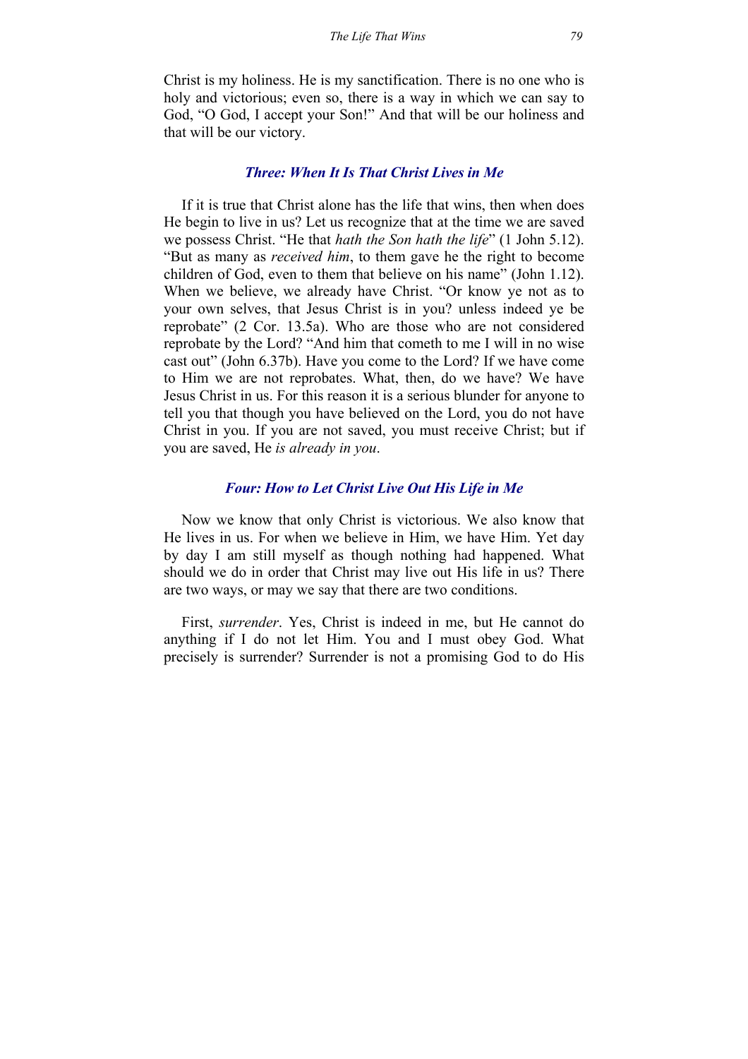Christ is my holiness. He is my sanctification. There is no one who is holy and victorious; even so, there is a way in which we can say to God, "O God, I accept your Son!" And that will be our holiness and that will be our victory.

### *Three: When It Is That Christ Lives in Me*

If it is true that Christ alone has the life that wins, then when does He begin to live in us? Let us recognize that at the time we are saved we possess Christ. "He that *hath the Son hath the life*" (1 John 5.12). "But as many as *received him*, to them gave he the right to become children of God, even to them that believe on his name" (John 1.12). When we believe, we already have Christ. "Or know ye not as to your own selves, that Jesus Christ is in you? unless indeed ye be reprobate" (2 Cor. 13.5a). Who are those who are not considered reprobate by the Lord? "And him that cometh to me I will in no wise cast out" (John 6.37b). Have you come to the Lord? If we have come to Him we are not reprobates. What, then, do we have? We have Jesus Christ in us. For this reason it is a serious blunder for anyone to tell you that though you have believed on the Lord, you do not have Christ in you. If you are not saved, you must receive Christ; but if you are saved, He *is already in you*.

### *Four: How to Let Christ Live Out His Life in Me*

Now we know that only Christ is victorious. We also know that He lives in us. For when we believe in Him, we have Him. Yet day by day I am still myself as though nothing had happened. What should we do in order that Christ may live out His life in us? There are two ways, or may we say that there are two conditions.

First, *surrender*. Yes, Christ is indeed in me, but He cannot do anything if I do not let Him. You and I must obey God. What precisely is surrender? Surrender is not a promising God to do His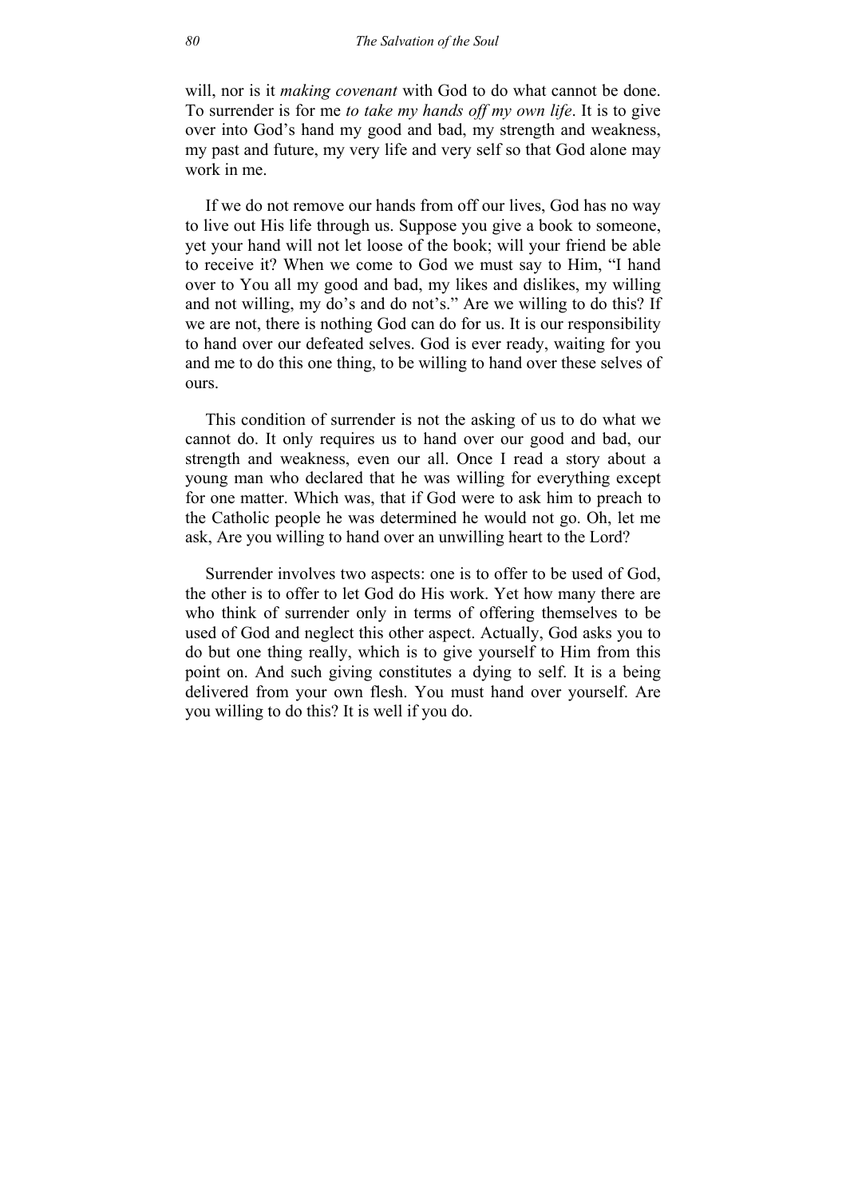will, nor is it *making covenant* with God to do what cannot be done. To surrender is for me *to take my hands off my own life*. It is to give over into God's hand my good and bad, my strength and weakness, my past and future, my very life and very self so that God alone may work in me.

If we do not remove our hands from off our lives, God has no way to live out His life through us. Suppose you give a book to someone, yet your hand will not let loose of the book; will your friend be able to receive it? When we come to God we must say to Him, "I hand over to You all my good and bad, my likes and dislikes, my willing and not willing, my do's and do not's." Are we willing to do this? If we are not, there is nothing God can do for us. It is our responsibility to hand over our defeated selves. God is ever ready, waiting for you and me to do this one thing, to be willing to hand over these selves of ours.

This condition of surrender is not the asking of us to do what we cannot do. It only requires us to hand over our good and bad, our strength and weakness, even our all. Once I read a story about a young man who declared that he was willing for everything except for one matter. Which was, that if God were to ask him to preach to the Catholic people he was determined he would not go. Oh, let me ask, Are you willing to hand over an unwilling heart to the Lord?

Surrender involves two aspects: one is to offer to be used of God, the other is to offer to let God do His work. Yet how many there are who think of surrender only in terms of offering themselves to be used of God and neglect this other aspect. Actually, God asks you to do but one thing really, which is to give yourself to Him from this point on. And such giving constitutes a dying to self. It is a being delivered from your own flesh. You must hand over yourself. Are you willing to do this? It is well if you do.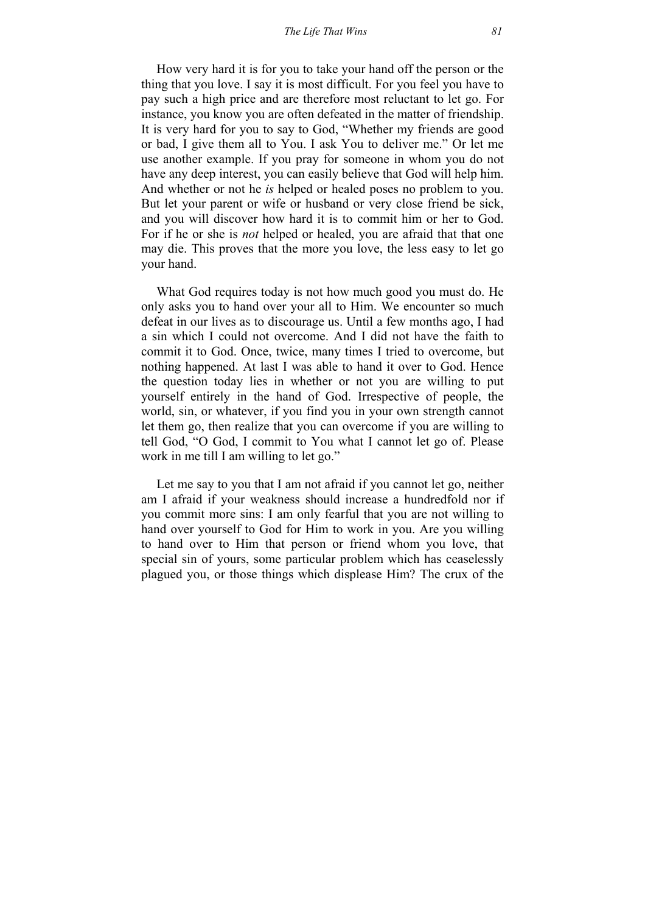How very hard it is for you to take your hand off the person or the thing that you love. I say it is most difficult. For you feel you have to pay such a high price and are therefore most reluctant to let go. For instance, you know you are often defeated in the matter of friendship. It is very hard for you to say to God, "Whether my friends are good or bad, I give them all to You. I ask You to deliver me." Or let me use another example. If you pray for someone in whom you do not have any deep interest, you can easily believe that God will help him. And whether or not he *is* helped or healed poses no problem to you. But let your parent or wife or husband or very close friend be sick, and you will discover how hard it is to commit him or her to God. For if he or she is *not* helped or healed, you are afraid that that one may die. This proves that the more you love, the less easy to let go your hand.

What God requires today is not how much good you must do. He only asks you to hand over your all to Him. We encounter so much defeat in our lives as to discourage us. Until a few months ago, I had a sin which I could not overcome. And I did not have the faith to commit it to God. Once, twice, many times I tried to overcome, but nothing happened. At last I was able to hand it over to God. Hence the question today lies in whether or not you are willing to put yourself entirely in the hand of God. Irrespective of people, the world, sin, or whatever, if you find you in your own strength cannot let them go, then realize that you can overcome if you are willing to tell God, "O God, I commit to You what I cannot let go of. Please work in me till I am willing to let go."

Let me say to you that I am not afraid if you cannot let go, neither am I afraid if your weakness should increase a hundredfold nor if you commit more sins: I am only fearful that you are not willing to hand over yourself to God for Him to work in you. Are you willing to hand over to Him that person or friend whom you love, that special sin of yours, some particular problem which has ceaselessly plagued you, or those things which displease Him? The crux of the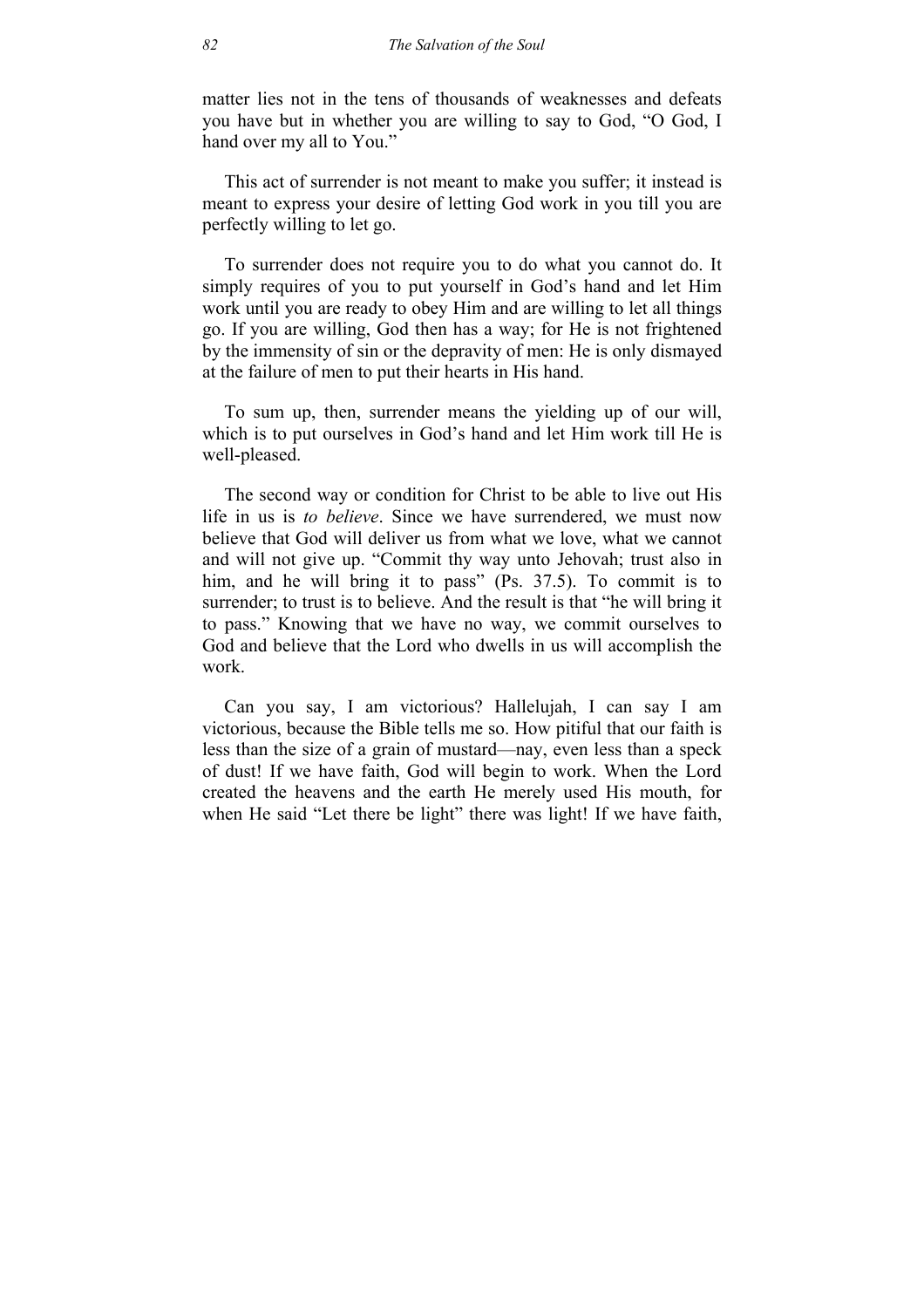matter lies not in the tens of thousands of weaknesses and defeats you have but in whether you are willing to say to God, "O God, I hand over my all to You."

This act of surrender is not meant to make you suffer; it instead is meant to express your desire of letting God work in you till you are perfectly willing to let go.

To surrender does not require you to do what you cannot do. It simply requires of you to put yourself in God's hand and let Him work until you are ready to obey Him and are willing to let all things go. If you are willing, God then has a way; for He is not frightened by the immensity of sin or the depravity of men: He is only dismayed at the failure of men to put their hearts in His hand.

To sum up, then, surrender means the yielding up of our will, which is to put ourselves in God's hand and let Him work till He is well-pleased.

The second way or condition for Christ to be able to live out His life in us is *to believe*. Since we have surrendered, we must now believe that God will deliver us from what we love, what we cannot and will not give up. "Commit thy way unto Jehovah; trust also in him, and he will bring it to pass" (Ps. 37.5). To commit is to surrender; to trust is to believe. And the result is that "he will bring it to pass." Knowing that we have no way, we commit ourselves to God and believe that the Lord who dwells in us will accomplish the work.

Can you say, I am victorious? Hallelujah, I can say I am victorious, because the Bible tells me so. How pitiful that our faith is less than the size of a grain of mustard—nay, even less than a speck of dust! If we have faith, God will begin to work. When the Lord created the heavens and the earth He merely used His mouth, for when He said "Let there be light" there was light! If we have faith,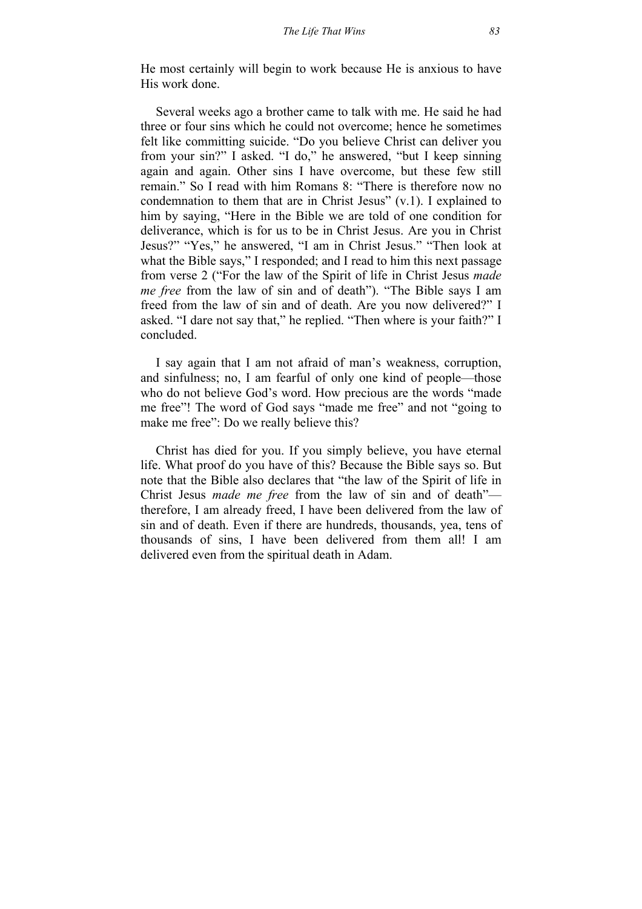He most certainly will begin to work because He is anxious to have His work done.

Several weeks ago a brother came to talk with me. He said he had three or four sins which he could not overcome; hence he sometimes felt like committing suicide. "Do you believe Christ can deliver you from your sin?" I asked. "I do," he answered, "but I keep sinning again and again. Other sins I have overcome, but these few still remain." So I read with him Romans 8: "There is therefore now no condemnation to them that are in Christ Jesus" (v.1). I explained to him by saying, "Here in the Bible we are told of one condition for deliverance, which is for us to be in Christ Jesus. Are you in Christ Jesus?" "Yes," he answered, "I am in Christ Jesus." "Then look at what the Bible says," I responded; and I read to him this next passage from verse 2 ("For the law of the Spirit of life in Christ Jesus *made me free* from the law of sin and of death"). "The Bible says I am freed from the law of sin and of death. Are you now delivered?" I asked. "I dare not say that," he replied. "Then where is your faith?" I concluded.

I say again that I am not afraid of man's weakness, corruption, and sinfulness; no, I am fearful of only one kind of people—those who do not believe God's word. How precious are the words "made me free"! The word of God says "made me free" and not "going to make me free": Do we really believe this?

Christ has died for you. If you simply believe, you have eternal life. What proof do you have of this? Because the Bible says so. But note that the Bible also declares that "the law of the Spirit of life in Christ Jesus *made me free* from the law of sin and of death"—therefore, I am already freed, I have been delivered from the law of sin and of death. Even if there are hundreds, thousands, yea, tens of thousands of sins, I have been delivered from them all! I am delivered even from the spiritual death in Adam.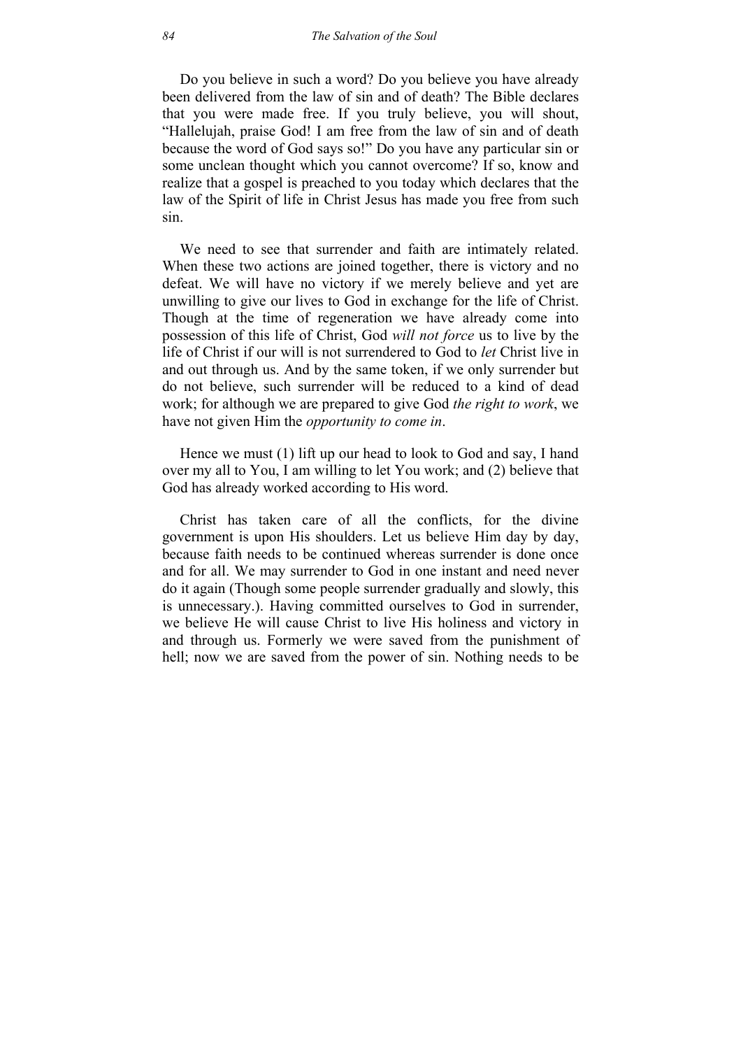Do you believe in such a word? Do you believe you have already been delivered from the law of sin and of death? The Bible declares that you were made free. If you truly believe, you will shout, "Hallelujah, praise God! I am free from the law of sin and of death because the word of God says so!" Do you have any particular sin or some unclean thought which you cannot overcome? If so, know and realize that a gospel is preached to you today which declares that the law of the Spirit of life in Christ Jesus has made you free from such sin.

We need to see that surrender and faith are intimately related. When these two actions are joined together, there is victory and no defeat. We will have no victory if we merely believe and yet are unwilling to give our lives to God in exchange for the life of Christ. Though at the time of regeneration we have already come into possession of this life of Christ, God *will not force* us to live by the life of Christ if our will is not surrendered to God to *let* Christ live in and out through us. And by the same token, if we only surrender but do not believe, such surrender will be reduced to a kind of dead work; for although we are prepared to give God *the right to work*, we have not given Him the *opportunity to come in*.

Hence we must (1) lift up our head to look to God and say, I hand over my all to You, I am willing to let You work; and (2) believe that God has already worked according to His word.

Christ has taken care of all the conflicts, for the divine government is upon His shoulders. Let us believe Him day by day, because faith needs to be continued whereas surrender is done once and for all. We may surrender to God in one instant and need never do it again (Though some people surrender gradually and slowly, this is unnecessary.). Having committed ourselves to God in surrender, we believe He will cause Christ to live His holiness and victory in and through us. Formerly we were saved from the punishment of hell; now we are saved from the power of sin. Nothing needs to be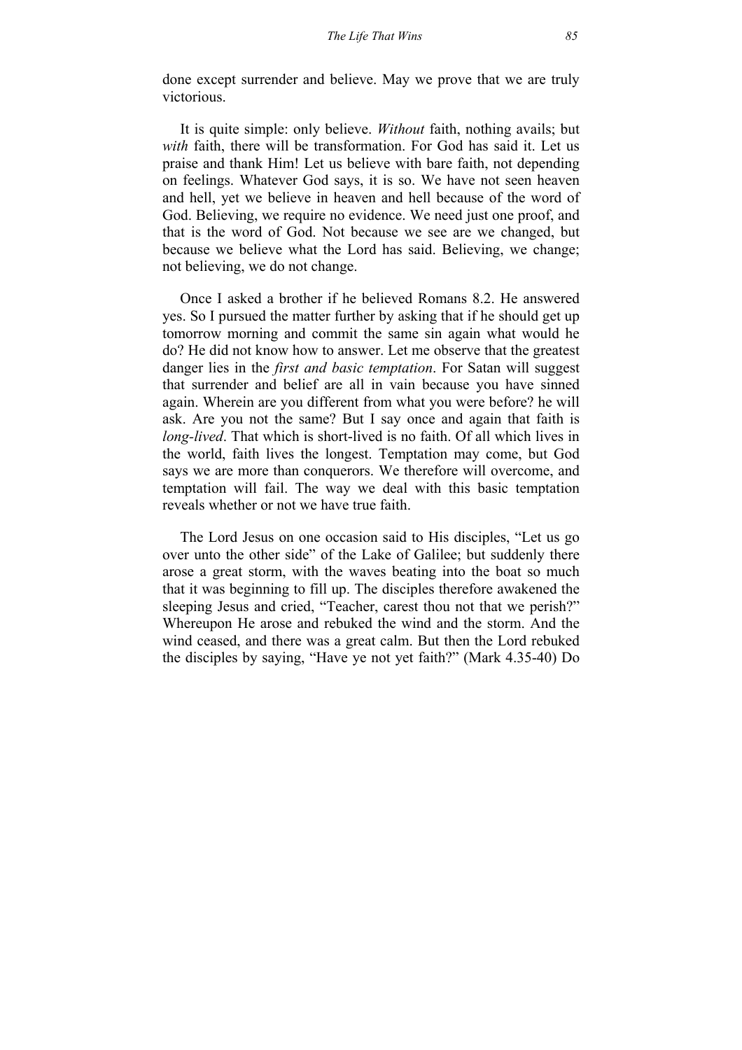done except surrender and believe. May we prove that we are truly victorious.

It is quite simple: only believe. *Without* faith, nothing avails; but *with* faith, there will be transformation. For God has said it. Let us praise and thank Him! Let us believe with bare faith, not depending on feelings. Whatever God says, it is so. We have not seen heaven and hell, yet we believe in heaven and hell because of the word of God. Believing, we require no evidence. We need just one proof, and that is the word of God. Not because we see are we changed, but because we believe what the Lord has said. Believing, we change; not believing, we do not change.

Once I asked a brother if he believed Romans 8.2. He answered yes. So I pursued the matter further by asking that if he should get up tomorrow morning and commit the same sin again what would he do? He did not know how to answer. Let me observe that the greatest danger lies in the *first and basic temptation*. For Satan will suggest that surrender and belief are all in vain because you have sinned again. Wherein are you different from what you were before? he will ask. Are you not the same? But I say once and again that faith is *long-lived*. That which is short-lived is no faith. Of all which lives in the world, faith lives the longest. Temptation may come, but God says we are more than conquerors. We therefore will overcome, and temptation will fail. The way we deal with this basic temptation reveals whether or not we have true faith.

The Lord Jesus on one occasion said to His disciples, "Let us go over unto the other side" of the Lake of Galilee; but suddenly there arose a great storm, with the waves beating into the boat so much that it was beginning to fill up. The disciples therefore awakened the sleeping Jesus and cried, "Teacher, carest thou not that we perish?" Whereupon He arose and rebuked the wind and the storm. And the wind ceased, and there was a great calm. But then the Lord rebuked the disciples by saying, "Have ye not yet faith?" (Mark 4.35-40) Do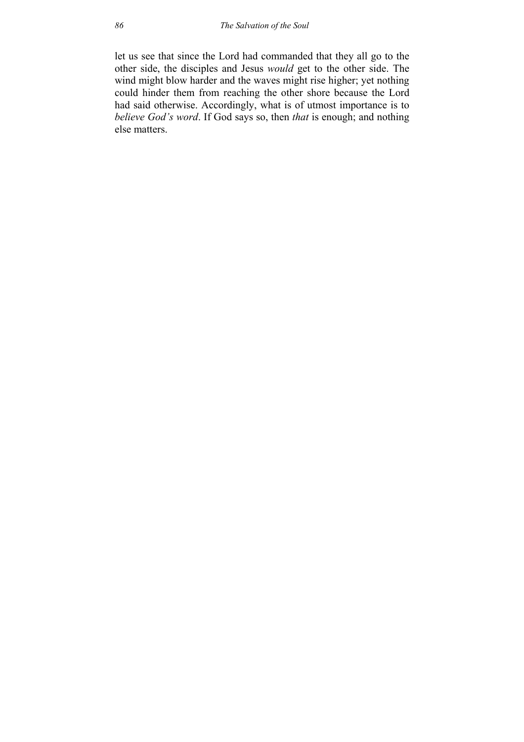let us see that since the Lord had commanded that they all go to the other side, the disciples and Jesus *would* get to the other side. The wind might blow harder and the waves might rise higher; yet nothing could hinder them from reaching the other shore because the Lord had said otherwise. Accordingly, what is of utmost importance is to *believe God's word*. If God says so, then *that* is enough; and nothing else matters.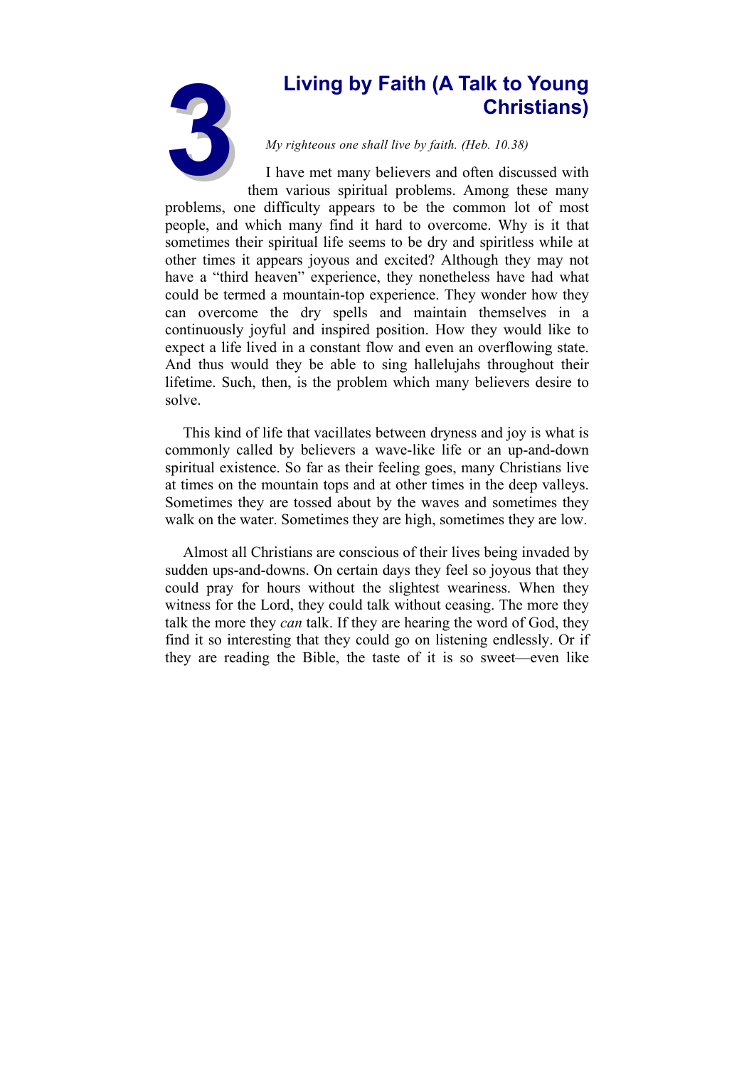# 3 Living by Faith (A Talk to Young Christians)

*My righteous one shall live by faith. (Heb. 10.38)*

I have met many believers and often discussed with them various spiritual problems. Among these many problems, one difficulty appears to be the common lot of most people, and which many find it hard to overcome. Why is it that sometimes their spiritual life seems to be dry and spiritless while at other times it appears joyous and excited? Although they may not have a "third heaven" experience, they nonetheless have had what could be termed a mountain-top experience. They wonder how they can overcome the dry spells and maintain themselves in a continuously joyful and inspired position. How they would like to expect a life lived in a constant flow and even an overflowing state. And thus would they be able to sing hallelujahs throughout their lifetime. Such, then, is the problem which many believers desire to solve.

This kind of life that vacillates between dryness and joy is what is commonly called by believers a wave-like life or an up-and-down spiritual existence. So far as their feeling goes, many Christians live at times on the mountain tops and at other times in the deep valleys. Sometimes they are tossed about by the waves and sometimes they walk on the water. Sometimes they are high, sometimes they are low.

Almost all Christians are conscious of their lives being invaded by sudden ups-and-downs. On certain days they feel so joyous that they could pray for hours without the slightest weariness. When they witness for the Lord, they could talk without ceasing. The more they talk the more they *can* talk. If they are hearing the word of God, they find it so interesting that they could go on listening endlessly. Or if they are reading the Bible, the taste of it is so sweet—even like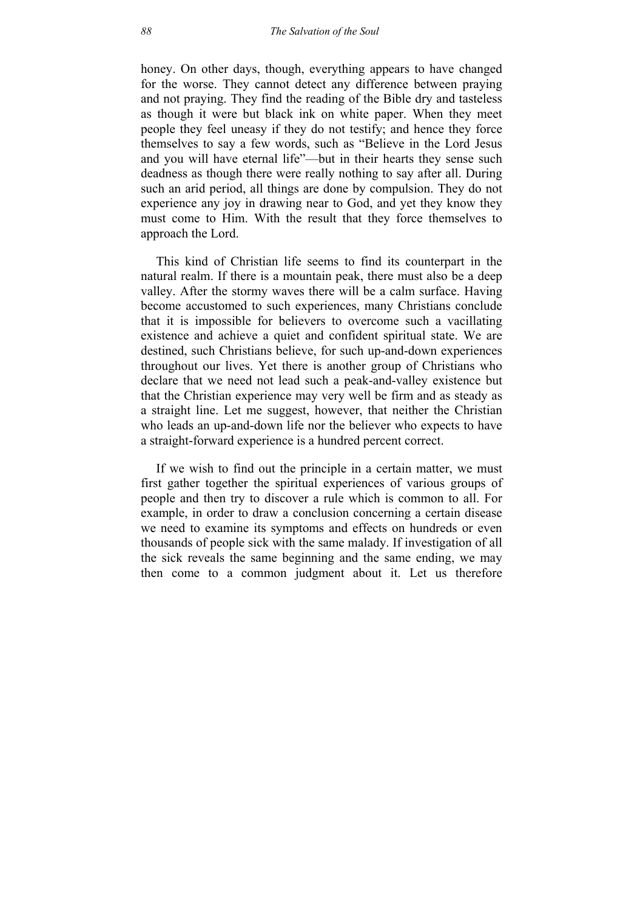honey. On other days, though, everything appears to have changed for the worse. They cannot detect any difference between praying and not praying. They find the reading of the Bible dry and tasteless as though it were but black ink on white paper. When they meet people they feel uneasy if they do not testify; and hence they force themselves to say a few words, such as "Believe in the Lord Jesus and you will have eternal life"—but in their hearts they sense such deadness as though there were really nothing to say after all. During such an arid period, all things are done by compulsion. They do not experience any joy in drawing near to God, and yet they know they must come to Him. With the result that they force themselves to approach the Lord.

This kind of Christian life seems to find its counterpart in the natural realm. If there is a mountain peak, there must also be a deep valley. After the stormy waves there will be a calm surface. Having become accustomed to such experiences, many Christians conclude that it is impossible for believers to overcome such a vacillating existence and achieve a quiet and confident spiritual state. We are destined, such Christians believe, for such up-and-down experiences throughout our lives. Yet there is another group of Christians who declare that we need not lead such a peak-and-valley existence but that the Christian experience may very well be firm and as steady as a straight line. Let me suggest, however, that neither the Christian who leads an up-and-down life nor the believer who expects to have a straight-forward experience is a hundred percent correct.

If we wish to find out the principle in a certain matter, we must first gather together the spiritual experiences of various groups of people and then try to discover a rule which is common to all. For example, in order to draw a conclusion concerning a certain disease we need to examine its symptoms and effects on hundreds or even thousands of people sick with the same malady. If investigation of all the sick reveals the same beginning and the same ending, we may then come to a common judgment about it. Let us therefore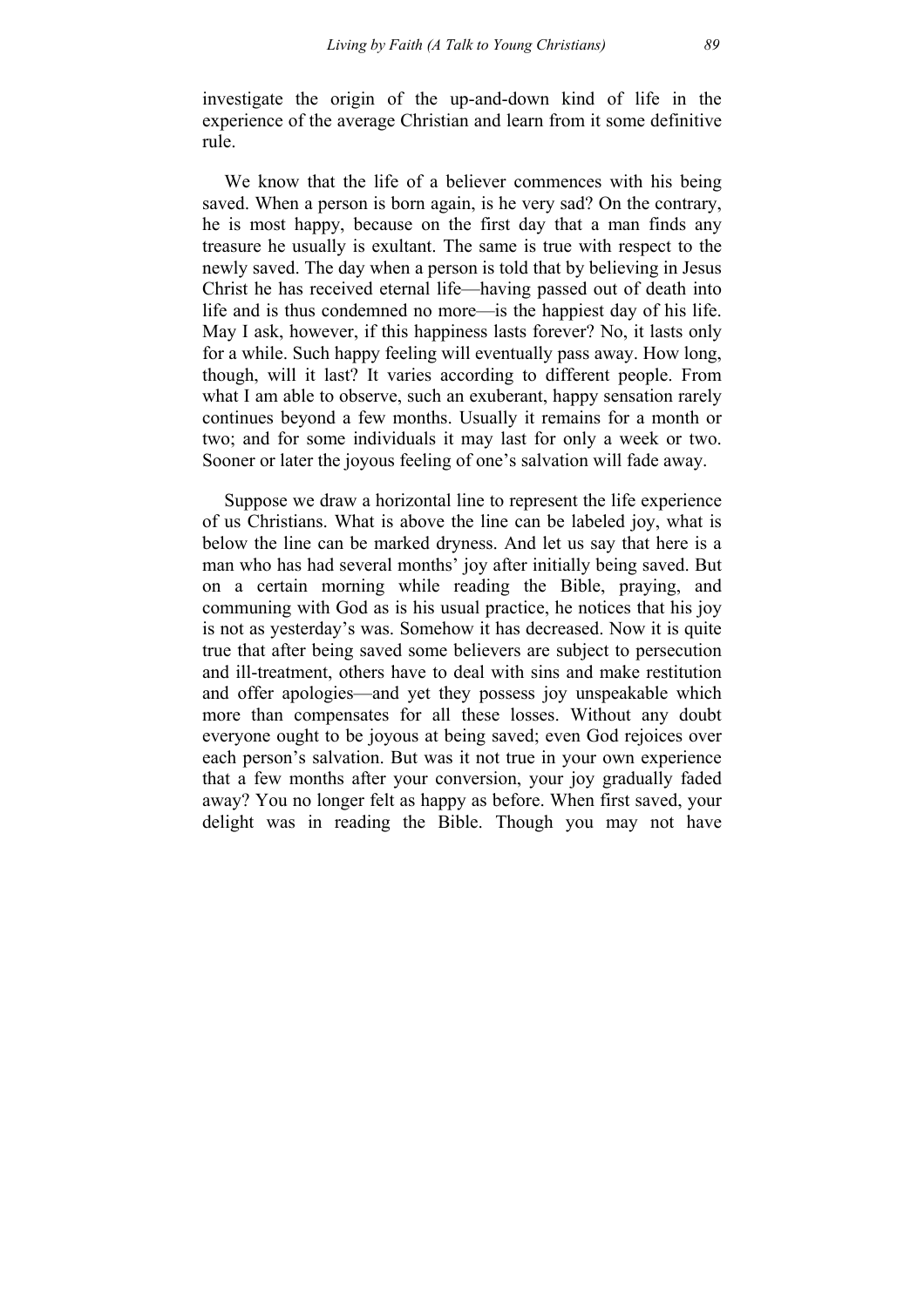investigate the origin of the up-and-down kind of life in the experience of the average Christian and learn from it some definitive rule.

We know that the life of a believer commences with his being saved. When a person is born again, is he very sad? On the contrary, he is most happy, because on the first day that a man finds any treasure he usually is exultant. The same is true with respect to the newly saved. The day when a person is told that by believing in Jesus Christ he has received eternal life—having passed out of death into life and is thus condemned no more—is the happiest day of his life. May I ask, however, if this happiness lasts forever? No, it lasts only for a while. Such happy feeling will eventually pass away. How long, though, will it last? It varies according to different people. From what I am able to observe, such an exuberant, happy sensation rarely continues beyond a few months. Usually it remains for a month or two; and for some individuals it may last for only a week or two. Sooner or later the joyous feeling of one's salvation will fade away.

Suppose we draw a horizontal line to represent the life experience of us Christians. What is above the line can be labeled joy, what is below the line can be marked dryness. And let us say that here is a man who has had several months' joy after initially being saved. But on a certain morning while reading the Bible, praying, and communing with God as is his usual practice, he notices that his joy is not as yesterday's was. Somehow it has decreased. Now it is quite true that after being saved some believers are subject to persecution and ill-treatment, others have to deal with sins and make restitution and offer apologies—and yet they possess joy unspeakable which more than compensates for all these losses. Without any doubt everyone ought to be joyous at being saved; even God rejoices over each person's salvation. But was it not true in your own experience that a few months after your conversion, your joy gradually faded away? You no longer felt as happy as before. When first saved, your delight was in reading the Bible. Though you may not have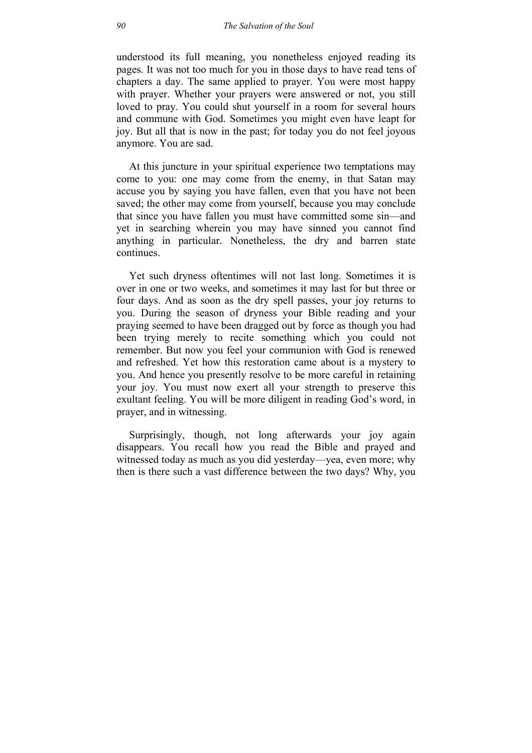understood its full meaning, you nonetheless enjoyed reading its pages. It was not too much for you in those days to have read tens of chapters a day. The same applied to prayer. You were most happy with prayer. Whether your prayers were answered or not, you still loved to pray. You could shut yourself in a room for several hours and commune with God. Sometimes you might even have leapt for joy. But all that is now in the past; for today you do not feel joyous anymore. You are sad.

At this juncture in your spiritual experience two temptations may come to you: one may come from the enemy, in that Satan may accuse you by saying you have fallen, even that you have not been saved; the other may come from yourself, because you may conclude that since you have fallen you must have committed some sin—and yet in searching wherein you may have sinned you cannot find anything in particular. Nonetheless, the dry and barren state continues.

Yet such dryness oftentimes will not last long. Sometimes it is over in one or two weeks, and sometimes it may last for but three or four days. And as soon as the dry spell passes, your joy returns to you. During the season of dryness your Bible reading and your praying seemed to have been dragged out by force as though you had been trying merely to recite something which you could not remember. But now you feel your communion with God is renewed and refreshed. Yet how this restoration came about is a mystery to you. And hence you presently resolve to be more careful in retaining your joy. You must now exert all your strength to preserve this exultant feeling. You will be more diligent in reading God's word, in prayer, and in witnessing.

Surprisingly, though, not long afterwards your joy again disappears. You recall how you read the Bible and prayed and witnessed today as much as you did yesterday—yea, even more; why then is there such a vast difference between the two days? Why, you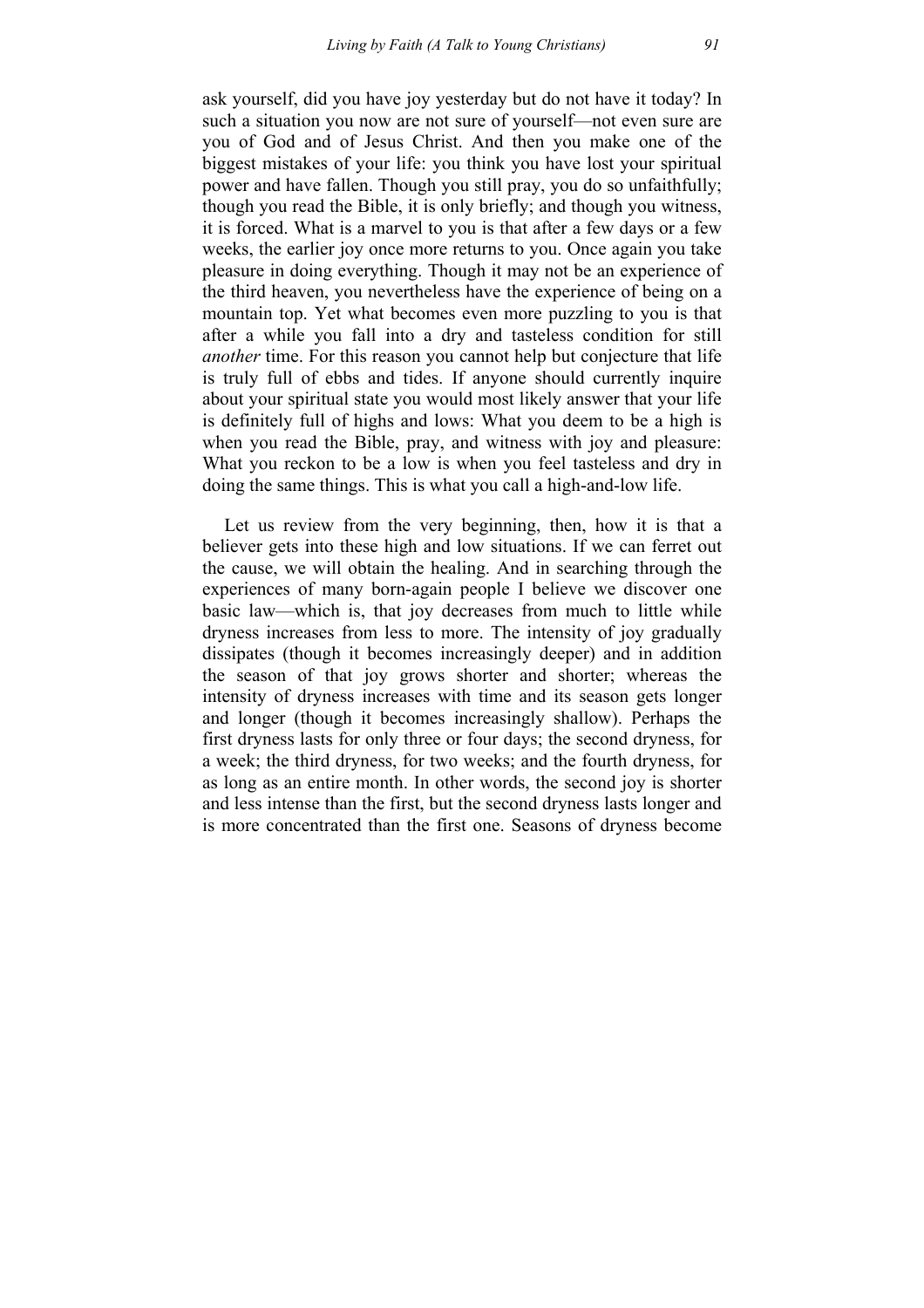ask yourself, did you have joy yesterday but do not have it today? In such a situation you now are not sure of yourself—not even sure are you of God and of Jesus Christ. And then you make one of the biggest mistakes of your life: you think you have lost your spiritual power and have fallen. Though you still pray, you do so unfaithfully; though you read the Bible, it is only briefly; and though you witness, it is forced. What is a marvel to you is that after a few days or a few weeks, the earlier joy once more returns to you. Once again you take pleasure in doing everything. Though it may not be an experience of the third heaven, you nevertheless have the experience of being on a mountain top. Yet what becomes even more puzzling to you is that after a while you fall into a dry and tasteless condition for still *another* time. For this reason you cannot help but conjecture that life is truly full of ebbs and tides. If anyone should currently inquire about your spiritual state you would most likely answer that your life is definitely full of highs and lows: What you deem to be a high is when you read the Bible, pray, and witness with joy and pleasure: What you reckon to be a low is when you feel tasteless and dry in doing the same things. This is what you call a high-and-low life.

Let us review from the very beginning, then, how it is that a believer gets into these high and low situations. If we can ferret out the cause, we will obtain the healing. And in searching through the experiences of many born-again people I believe we discover one basic law—which is, that joy decreases from much to little while dryness increases from less to more. The intensity of joy gradually dissipates (though it becomes increasingly deeper) and in addition the season of that joy grows shorter and shorter; whereas the intensity of dryness increases with time and its season gets longer and longer (though it becomes increasingly shallow). Perhaps the first dryness lasts for only three or four days; the second dryness, for a week; the third dryness, for two weeks; and the fourth dryness, for as long as an entire month. In other words, the second joy is shorter and less intense than the first, but the second dryness lasts longer and is more concentrated than the first one. Seasons of dryness become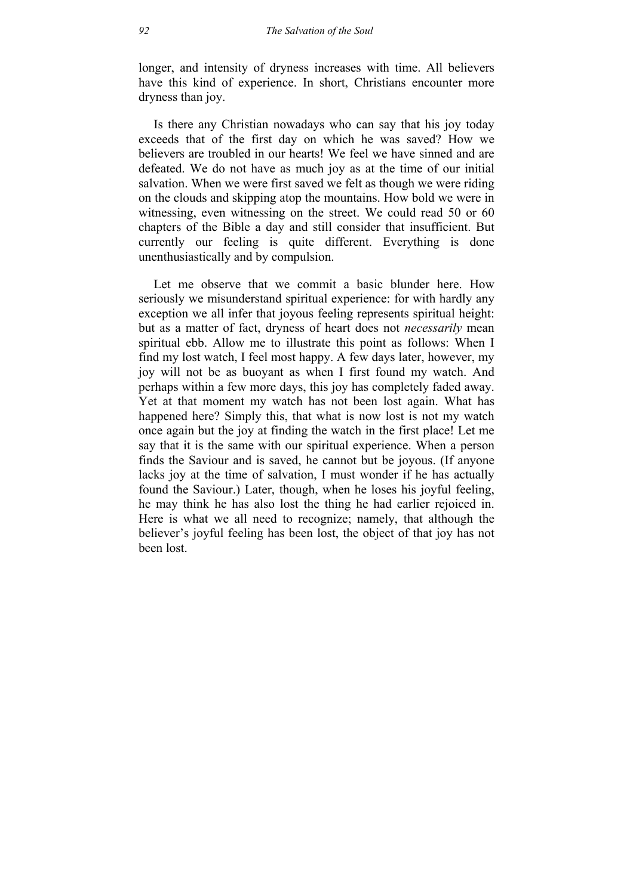longer, and intensity of dryness increases with time. All believers have this kind of experience. In short, Christians encounter more dryness than joy.

Is there any Christian nowadays who can say that his joy today exceeds that of the first day on which he was saved? How we believers are troubled in our hearts! We feel we have sinned and are defeated. We do not have as much joy as at the time of our initial salvation. When we were first saved we felt as though we were riding on the clouds and skipping atop the mountains. How bold we were in witnessing, even witnessing on the street. We could read 50 or 60 chapters of the Bible a day and still consider that insufficient. But currently our feeling is quite different. Everything is done unenthusiastically and by compulsion.

Let me observe that we commit a basic blunder here. How seriously we misunderstand spiritual experience: for with hardly any exception we all infer that joyous feeling represents spiritual height: but as a matter of fact, dryness of heart does not *necessarily* mean spiritual ebb. Allow me to illustrate this point as follows: When I find my lost watch, I feel most happy. A few days later, however, my joy will not be as buoyant as when I first found my watch. And perhaps within a few more days, this joy has completely faded away. Yet at that moment my watch has not been lost again. What has happened here? Simply this, that what is now lost is not my watch once again but the joy at finding the watch in the first place! Let me say that it is the same with our spiritual experience. When a person finds the Saviour and is saved, he cannot but be joyous. (If anyone lacks joy at the time of salvation, I must wonder if he has actually found the Saviour.) Later, though, when he loses his joyful feeling, he may think he has also lost the thing he had earlier rejoiced in. Here is what we all need to recognize; namely, that although the believer's joyful feeling has been lost, the object of that joy has not been lost.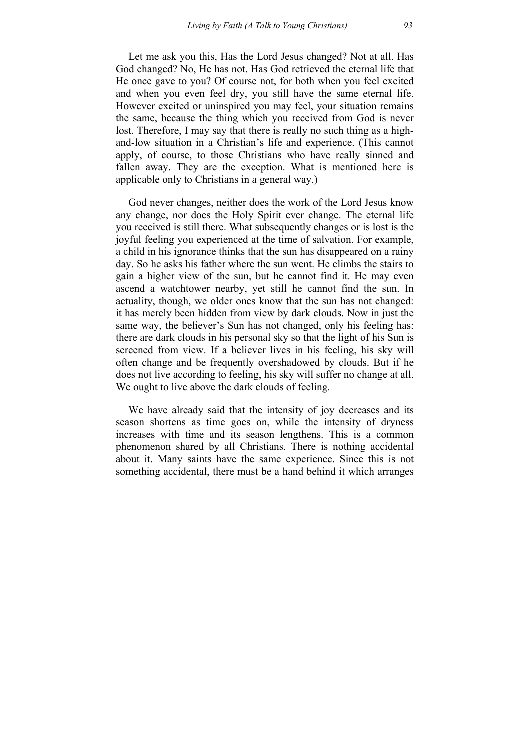Let me ask you this, Has the Lord Jesus changed? Not at all. Has God changed? No, He has not. Has God retrieved the eternal life that He once gave to you? Of course not, for both when you feel excited and when you even feel dry, you still have the same eternal life. However excited or uninspired you may feel, your situation remains the same, because the thing which you received from God is never lost. Therefore, I may say that there is really no such thing as a high-and-low situation in a Christian's life and experience. (This cannot apply, of course, to those Christians who have really sinned and fallen away. They are the exception. What is mentioned here is applicable only to Christians in a general way.)

God never changes, neither does the work of the Lord Jesus know any change, nor does the Holy Spirit ever change. The eternal life you received is still there. What subsequently changes or is lost is the joyful feeling you experienced at the time of salvation. For example, a child in his ignorance thinks that the sun has disappeared on a rainy day. So he asks his father where the sun went. He climbs the stairs to gain a higher view of the sun, but he cannot find it. He may even ascend a watchtower nearby, yet still he cannot find the sun. In actuality, though, we older ones know that the sun has not changed: it has merely been hidden from view by dark clouds. Now in just the same way, the believer's Sun has not changed, only his feeling has: there are dark clouds in his personal sky so that the light of his Sun is screened from view. If a believer lives in his feeling, his sky will often change and be frequently overshadowed by clouds. But if he does not live according to feeling, his sky will suffer no change at all. We ought to live above the dark clouds of feeling.

We have already said that the intensity of joy decreases and its season shortens as time goes on, while the intensity of dryness increases with time and its season lengthens. This is a common phenomenon shared by all Christians. There is nothing accidental about it. Many saints have the same experience. Since this is not something accidental, there must be a hand behind it which arranges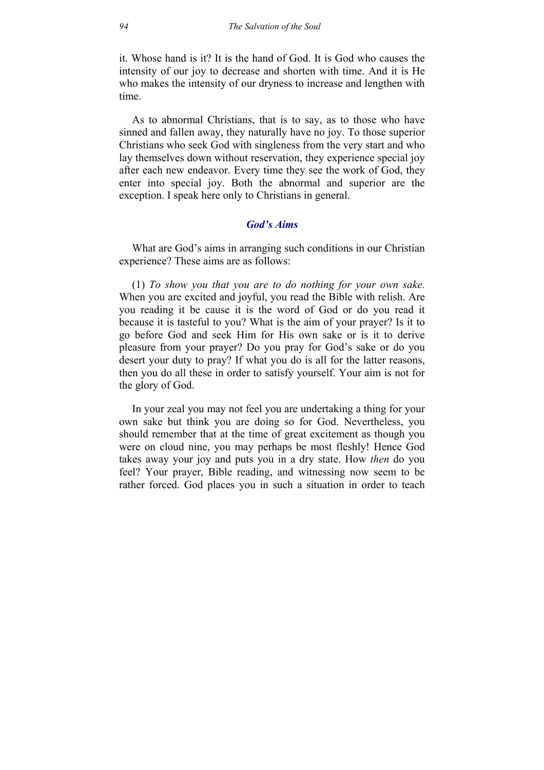it. Whose hand is it? It is the hand of God. It is God who causes the intensity of our joy to decrease and shorten with time. And it is He who makes the intensity of our dryness to increase and lengthen with time.

As to abnormal Christians, that is to say, as to those who have sinned and fallen away, they naturally have no joy. To those superior Christians who seek God with singleness from the very start and who lay themselves down without reservation, they experience special joy after each new endeavor. Every time they see the work of God, they enter into special joy. Both the abnormal and superior are the exception. I speak here only to Christians in general.

### *God's Aims*

What are God's aims in arranging such conditions in our Christian experience? These aims are as follows:

(1) *To show you that you are to do nothing for your own sake.* When you are excited and joyful, you read the Bible with relish. Are you reading it be cause it is the word of God or do you read it because it is tasteful to you? What is the aim of your prayer? Is it to go before God and seek Him for His own sake or is it to derive pleasure from your prayer? Do you pray for God's sake or do you desert your duty to pray? If what you do is all for the latter reasons, then you do all these in order to satisfy yourself. Your aim is not for the glory of God.

In your zeal you may not feel you are undertaking a thing for your own sake but think you are doing so for God. Nevertheless, you should remember that at the time of great excitement as though you were on cloud nine, you may perhaps be most fleshly! Hence God takes away your joy and puts you in a dry state. How *then* do you feel? Your prayer, Bible reading, and witnessing now seem to be rather forced. God places you in such a situation in order to teach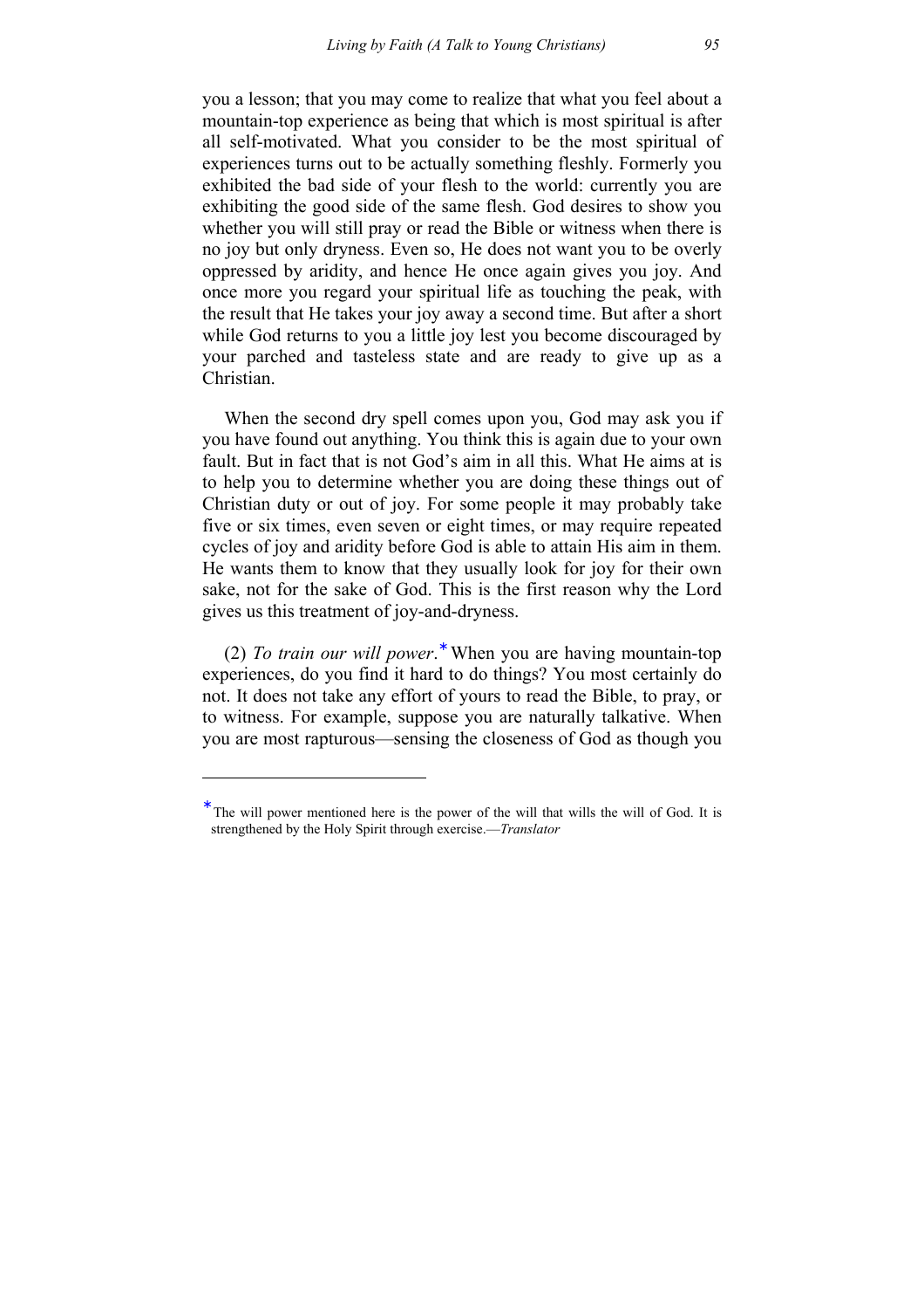you a lesson; that you may come to realize that what you feel about a mountain-top experience as being that which is most spiritual is after all self-motivated. What you consider to be the most spiritual of experiences turns out to be actually something fleshly. Formerly you exhibited the bad side of your flesh to the world: currently you are exhibiting the good side of the same flesh. God desires to show you whether you will still pray or read the Bible or witness when there is no joy but only dryness. Even so, He does not want you to be overly oppressed by aridity, and hence He once again gives you joy. And once more you regard your spiritual life as touching the peak, with the result that He takes your joy away a second time. But after a short while God returns to you a little joy lest you become discouraged by your parched and tasteless state and are ready to give up as a Christian.

When the second dry spell comes upon you, God may ask you if you have found out anything. You think this is again due to your own fault. But in fact that is not God's aim in all this. What He aims at is to help you to determine whether you are doing these things out of Christian duty or out of joy. For some people it may probably take five or six times, even seven or eight times, or may require repeated cycles of joy and aridity before God is able to attain His aim in them. He wants them to know that they usually look for joy for their own sake, not for the sake of God. This is the first reason why the Lord gives us this treatment of joy-and-dryness.

(2) *To train our will power*.* When you are having mountain-top experiences, do you find it hard to do things? You most certainly do not. It does not take any effort of yours to read the Bible, to pray, or to witness. For example, suppose you are naturally talkative. When you are most rapturous—sensing the closeness of God as though you

---

* The will power mentioned here is the power of the will that wills the will of God. It is strengthened by the Holy Spirit through exercise.—*Translator*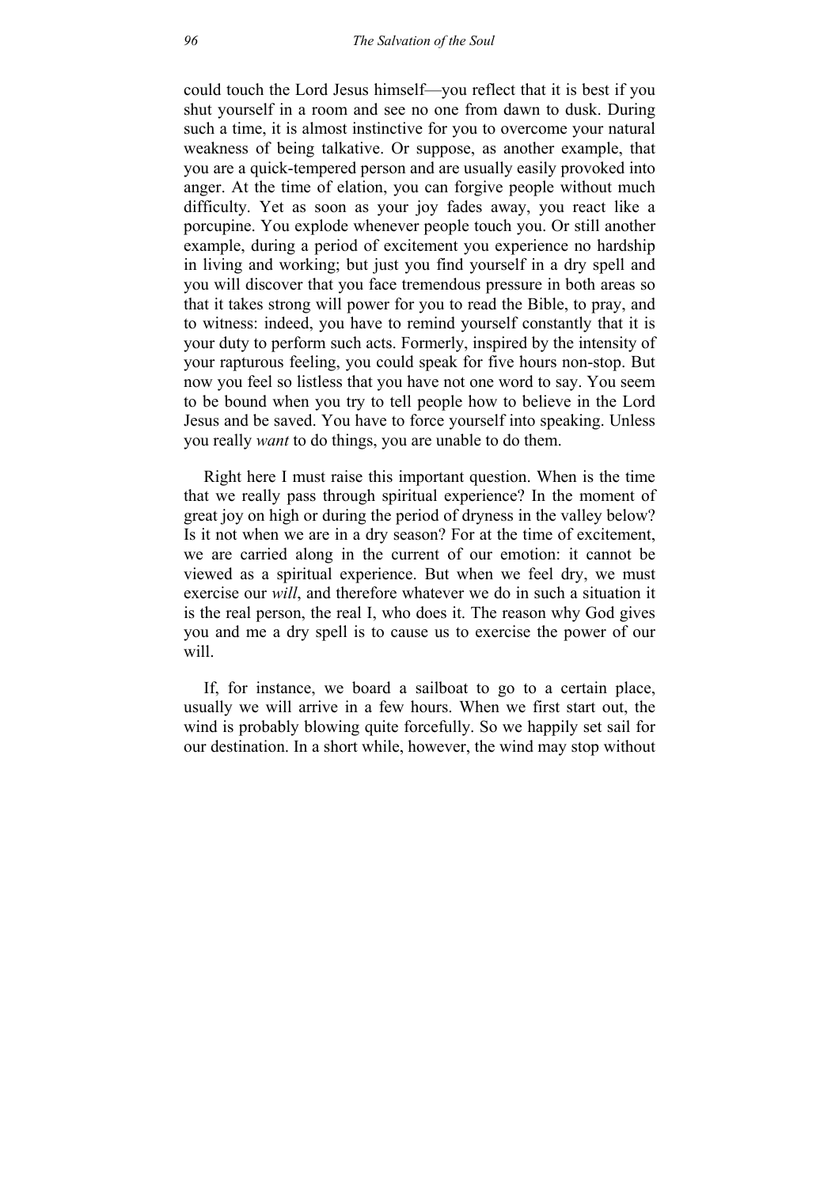could touch the Lord Jesus himself—you reflect that it is best if you shut yourself in a room and see no one from dawn to dusk. During such a time, it is almost instinctive for you to overcome your natural weakness of being talkative. Or suppose, as another example, that you are a quick-tempered person and are usually easily provoked into anger. At the time of elation, you can forgive people without much difficulty. Yet as soon as your joy fades away, you react like a porcupine. You explode whenever people touch you. Or still another example, during a period of excitement you experience no hardship in living and working; but just you find yourself in a dry spell and you will discover that you face tremendous pressure in both areas so that it takes strong will power for you to read the Bible, to pray, and to witness: indeed, you have to remind yourself constantly that it is your duty to perform such acts. Formerly, inspired by the intensity of your rapturous feeling, you could speak for five hours non-stop. But now you feel so listless that you have not one word to say. You seem to be bound when you try to tell people how to believe in the Lord Jesus and be saved. You have to force yourself into speaking. Unless you really *want* to do things, you are unable to do them.

Right here I must raise this important question. When is the time that we really pass through spiritual experience? In the moment of great joy on high or during the period of dryness in the valley below? Is it not when we are in a dry season? For at the time of excitement, we are carried along in the current of our emotion: it cannot be viewed as a spiritual experience. But when we feel dry, we must exercise our *will*, and therefore whatever we do in such a situation it is the real person, the real I, who does it. The reason why God gives you and me a dry spell is to cause us to exercise the power of our will.

If, for instance, we board a sailboat to go to a certain place, usually we will arrive in a few hours. When we first start out, the wind is probably blowing quite forcefully. So we happily set sail for our destination. In a short while, however, the wind may stop without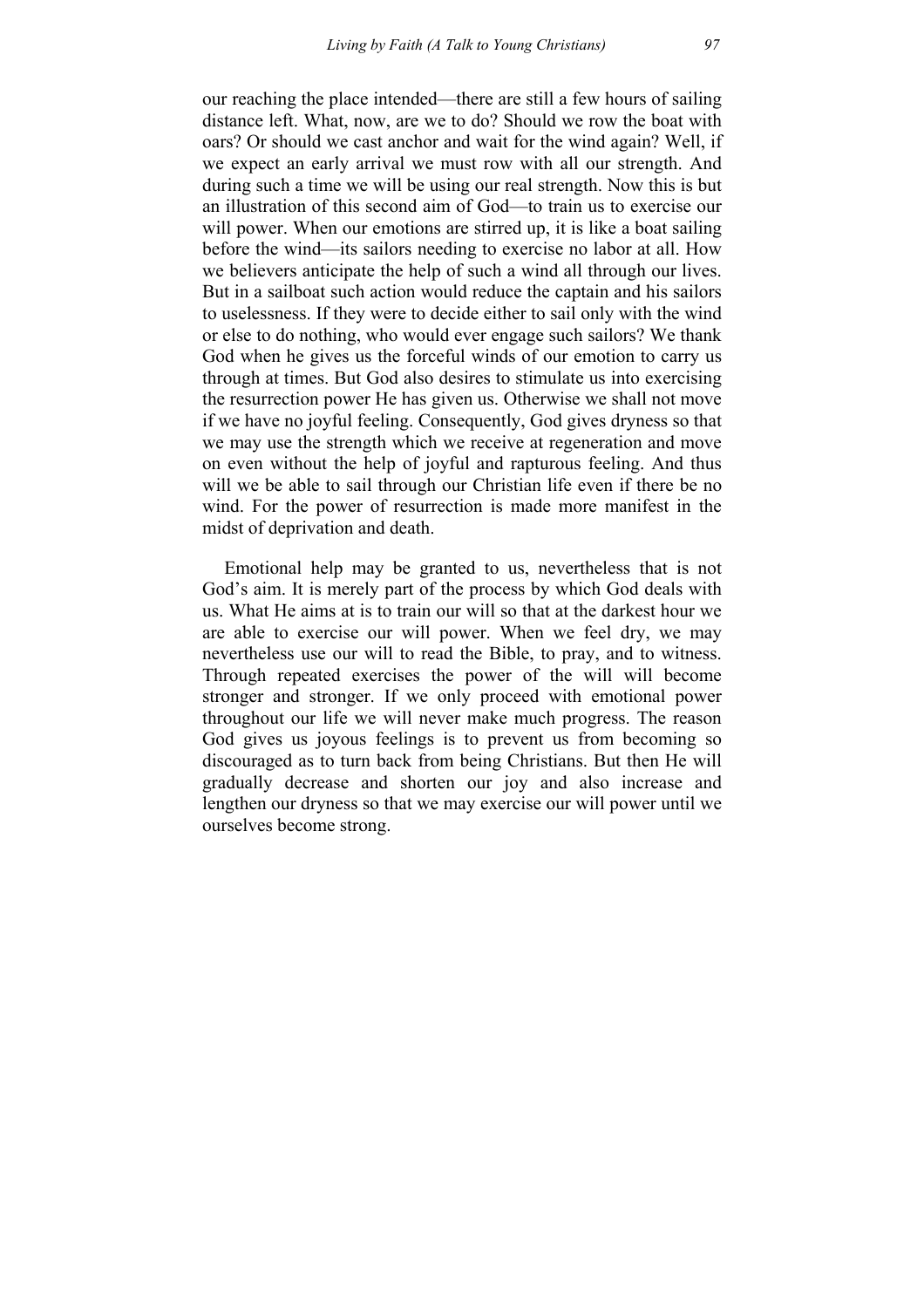our reaching the place intended—there are still a few hours of sailing distance left. What, now, are we to do? Should we row the boat with oars? Or should we cast anchor and wait for the wind again? Well, if we expect an early arrival we must row with all our strength. And during such a time we will be using our real strength. Now this is but an illustration of this second aim of God—to train us to exercise our will power. When our emotions are stirred up, it is like a boat sailing before the wind—its sailors needing to exercise no labor at all. How we believers anticipate the help of such a wind all through our lives. But in a sailboat such action would reduce the captain and his sailors to uselessness. If they were to decide either to sail only with the wind or else to do nothing, who would ever engage such sailors? We thank God when he gives us the forceful winds of our emotion to carry us through at times. But God also desires to stimulate us into exercising the resurrection power He has given us. Otherwise we shall not move if we have no joyful feeling. Consequently, God gives dryness so that we may use the strength which we receive at regeneration and move on even without the help of joyful and rapturous feeling. And thus will we be able to sail through our Christian life even if there be no wind. For the power of resurrection is made more manifest in the midst of deprivation and death.

Emotional help may be granted to us, nevertheless that is not God's aim. It is merely part of the process by which God deals with us. What He aims at is to train our will so that at the darkest hour we are able to exercise our will power. When we feel dry, we may nevertheless use our will to read the Bible, to pray, and to witness. Through repeated exercises the power of the will will become stronger and stronger. If we only proceed with emotional power throughout our life we will never make much progress. The reason God gives us joyous feelings is to prevent us from becoming so discouraged as to turn back from being Christians. But then He will gradually decrease and shorten our joy and also increase and lengthen our dryness so that we may exercise our will power until we ourselves become strong.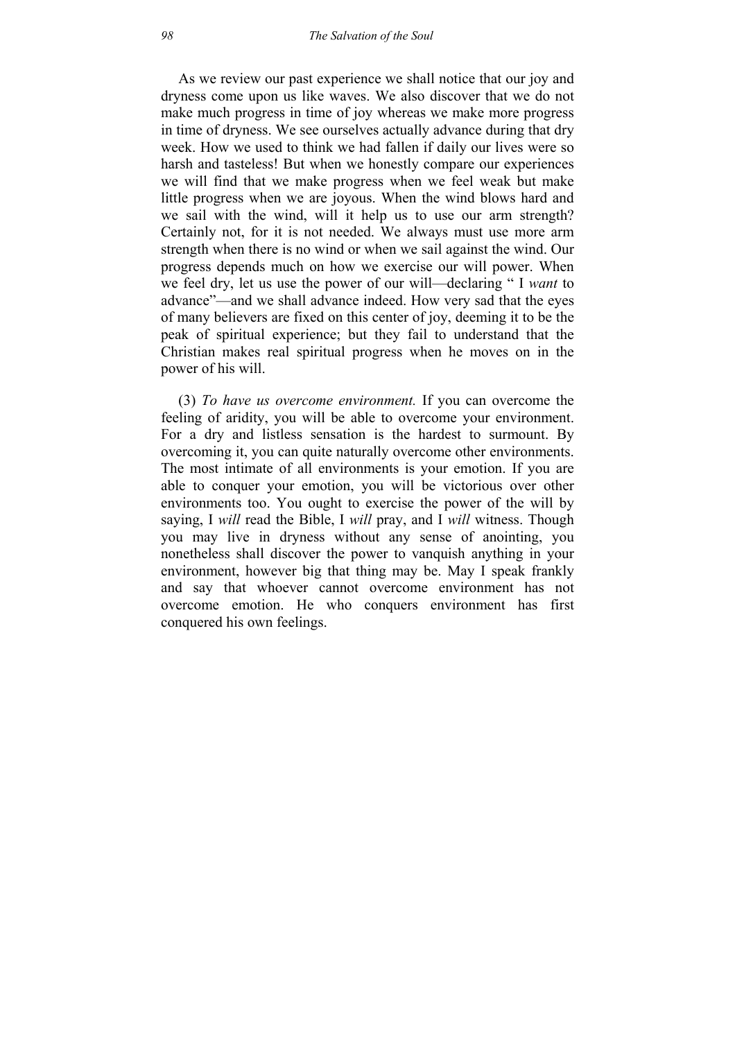As we review our past experience we shall notice that our joy and dryness come upon us like waves. We also discover that we do not make much progress in time of joy whereas we make more progress in time of dryness. We see ourselves actually advance during that dry week. How we used to think we had fallen if daily our lives were so harsh and tasteless! But when we honestly compare our experiences we will find that we make progress when we feel weak but make little progress when we are joyous. When the wind blows hard and we sail with the wind, will it help us to use our arm strength? Certainly not, for it is not needed. We always must use more arm strength when there is no wind or when we sail against the wind. Our progress depends much on how we exercise our will power. When we feel dry, let us use the power of our will—declaring " I *want* to advance"—and we shall advance indeed. How very sad that the eyes of many believers are fixed on this center of joy, deeming it to be the peak of spiritual experience; but they fail to understand that the Christian makes real spiritual progress when he moves on in the power of his will.

(3) *To have us overcome environment.* If you can overcome the feeling of aridity, you will be able to overcome your environment. For a dry and listless sensation is the hardest to surmount. By overcoming it, you can quite naturally overcome other environments. The most intimate of all environments is your emotion. If you are able to conquer your emotion, you will be victorious over other environments too. You ought to exercise the power of the will by saying, I *will* read the Bible, I *will* pray, and I *will* witness. Though you may live in dryness without any sense of anointing, you nonetheless shall discover the power to vanquish anything in your environment, however big that thing may be. May I speak frankly and say that whoever cannot overcome environment has not overcome emotion. He who conquers environment has first conquered his own feelings.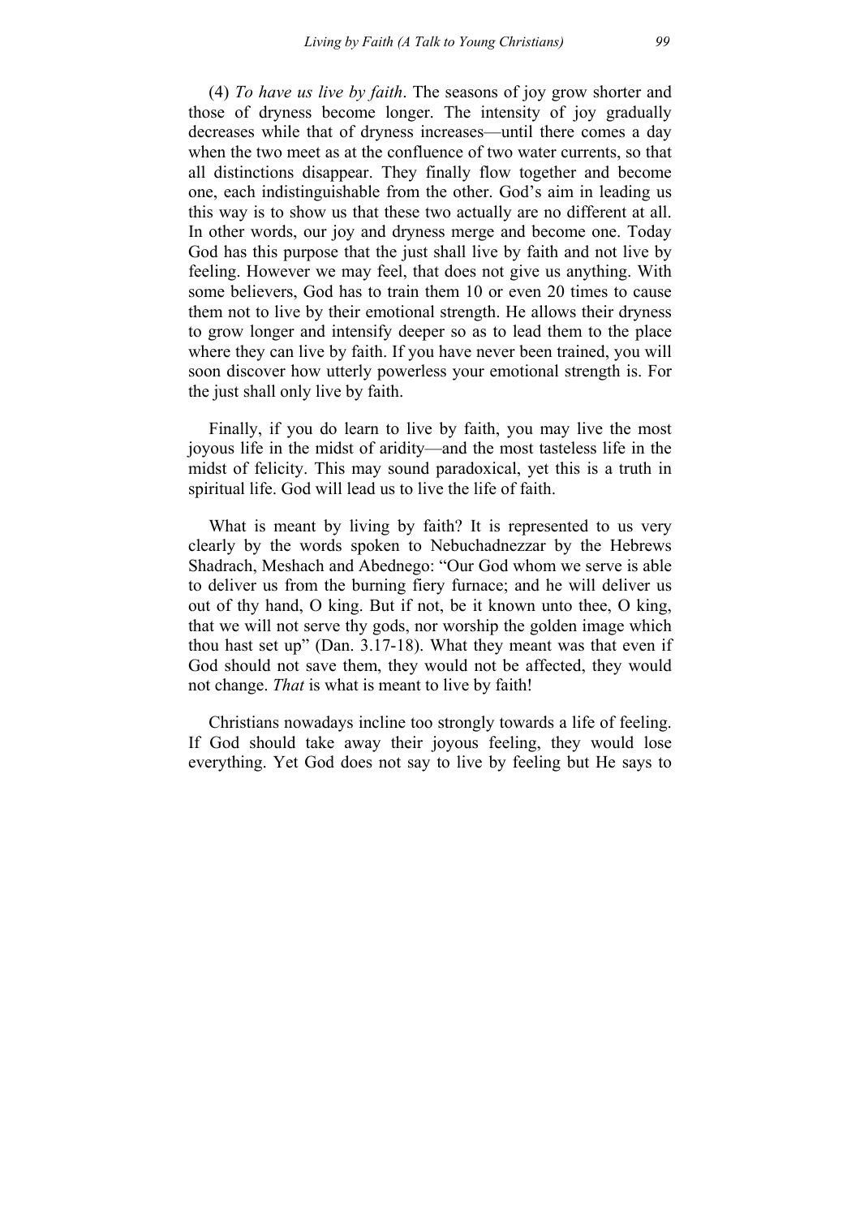(4) *To have us live by faith*. The seasons of joy grow shorter and those of dryness become longer. The intensity of joy gradually decreases while that of dryness increases—until there comes a day when the two meet as at the confluence of two water currents, so that all distinctions disappear. They finally flow together and become one, each indistinguishable from the other. God's aim in leading us this way is to show us that these two actually are no different at all. In other words, our joy and dryness merge and become one. Today God has this purpose that the just shall live by faith and not live by feeling. However we may feel, that does not give us anything. With some believers, God has to train them 10 or even 20 times to cause them not to live by their emotional strength. He allows their dryness to grow longer and intensify deeper so as to lead them to the place where they can live by faith. If you have never been trained, you will soon discover how utterly powerless your emotional strength is. For the just shall only live by faith.

Finally, if you do learn to live by faith, you may live the most joyous life in the midst of aridity—and the most tasteless life in the midst of felicity. This may sound paradoxical, yet this is a truth in spiritual life. God will lead us to live the life of faith.

What is meant by living by faith? It is represented to us very clearly by the words spoken to Nebuchadnezzar by the Hebrews Shadrach, Meshach and Abednego: "Our God whom we serve is able to deliver us from the burning fiery furnace; and he will deliver us out of thy hand, O king. But if not, be it known unto thee, O king, that we will not serve thy gods, nor worship the golden image which thou hast set up" (Dan. 3.17-18). What they meant was that even if God should not save them, they would not be affected, they would not change. *That* is what is meant to live by faith!

Christians nowadays incline too strongly towards a life of feeling. If God should take away their joyous feeling, they would lose everything. Yet God does not say to live by feeling but He says to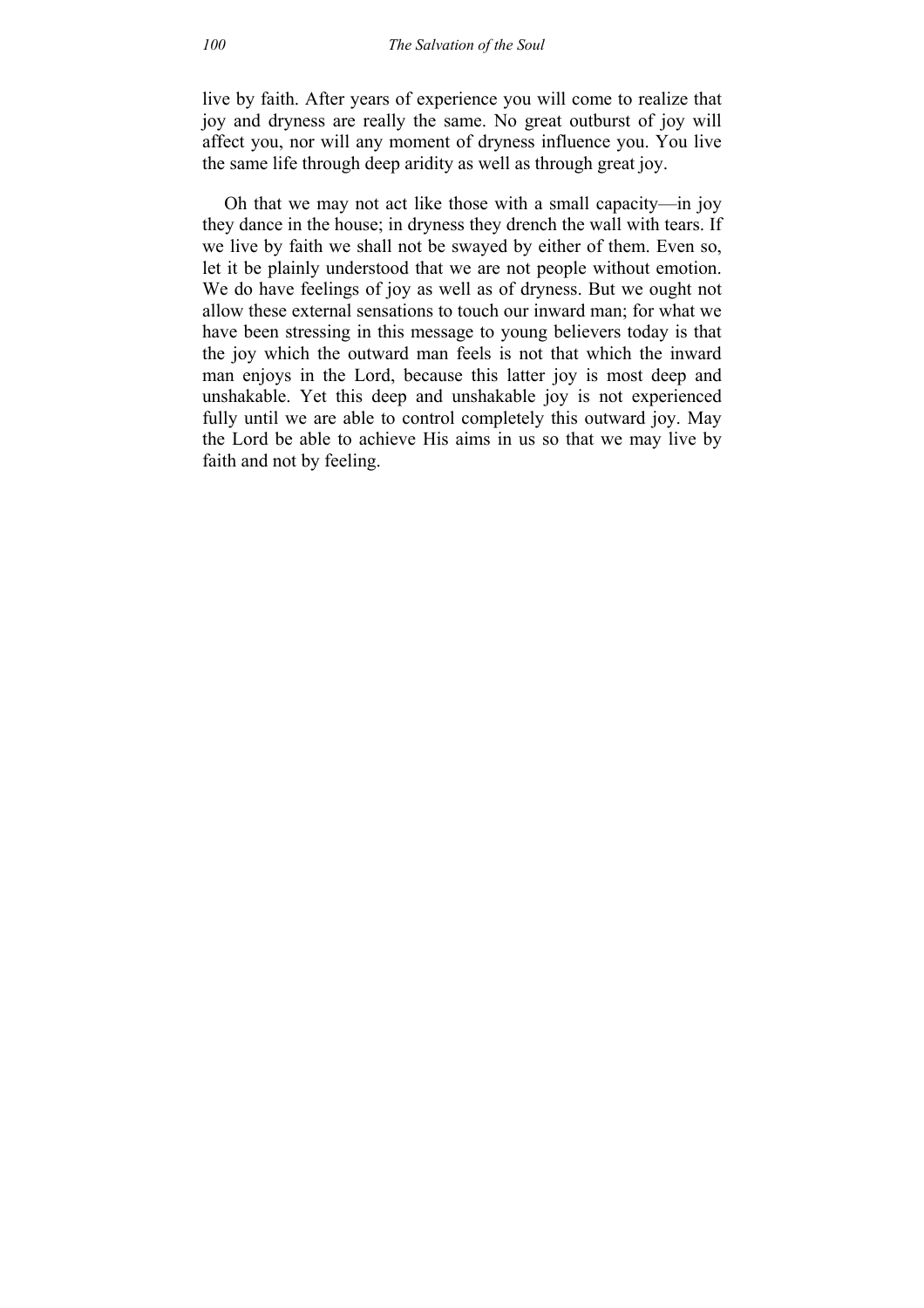live by faith. After years of experience you will come to realize that joy and dryness are really the same. No great outburst of joy will affect you, nor will any moment of dryness influence you. You live the same life through deep aridity as well as through great joy.

Oh that we may not act like those with a small capacity—in joy they dance in the house; in dryness they drench the wall with tears. If we live by faith we shall not be swayed by either of them. Even so, let it be plainly understood that we are not people without emotion. We do have feelings of joy as well as of dryness. But we ought not allow these external sensations to touch our inward man; for what we have been stressing in this message to young believers today is that the joy which the outward man feels is not that which the inward man enjoys in the Lord, because this latter joy is most deep and unshakable. Yet this deep and unshakable joy is not experienced fully until we are able to control completely this outward joy. May the Lord be able to achieve His aims in us so that we may live by faith and not by feeling.